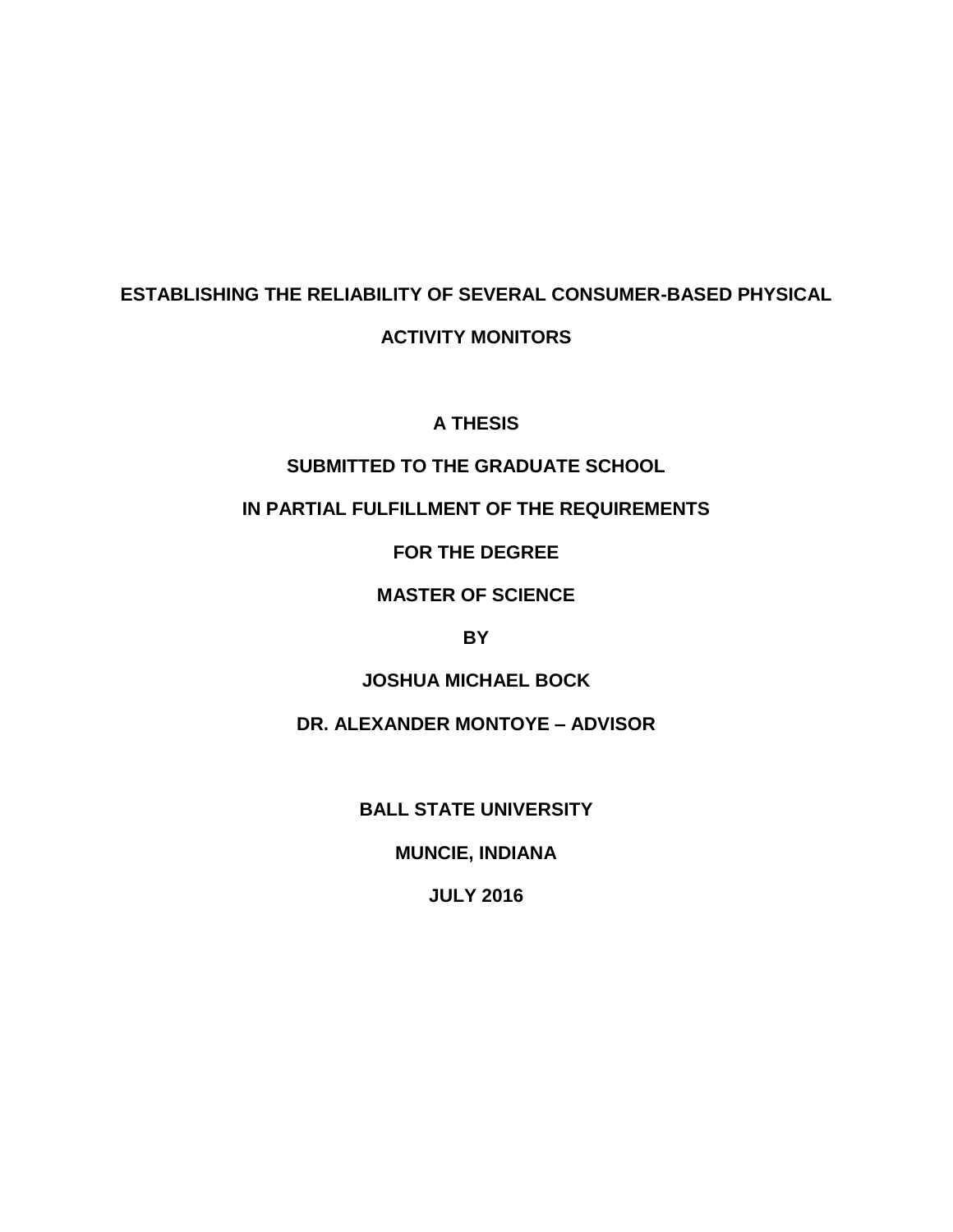# ESTABLISHING THE RELIABILITY OF SEVERAL CONSUMER-BASED PHYSICAL ACTIVITY MONITORS

**A THESIS**

**SUBMITTED TO THE GRADUATE SCHOOL**

**IN PARTIAL FULFILLMENT OF THE REQUIREMENTS**

**FOR THE DEGREE**

**MASTER OF SCIENCE**

**BY**

**JOSHUA MICHAEL BOCK**

**DR. ALEXANDER MONTOYE – ADVISOR**

**BALL STATE UNIVERSITY**

**MUNCIE, INDIANA**

**JULY 2016**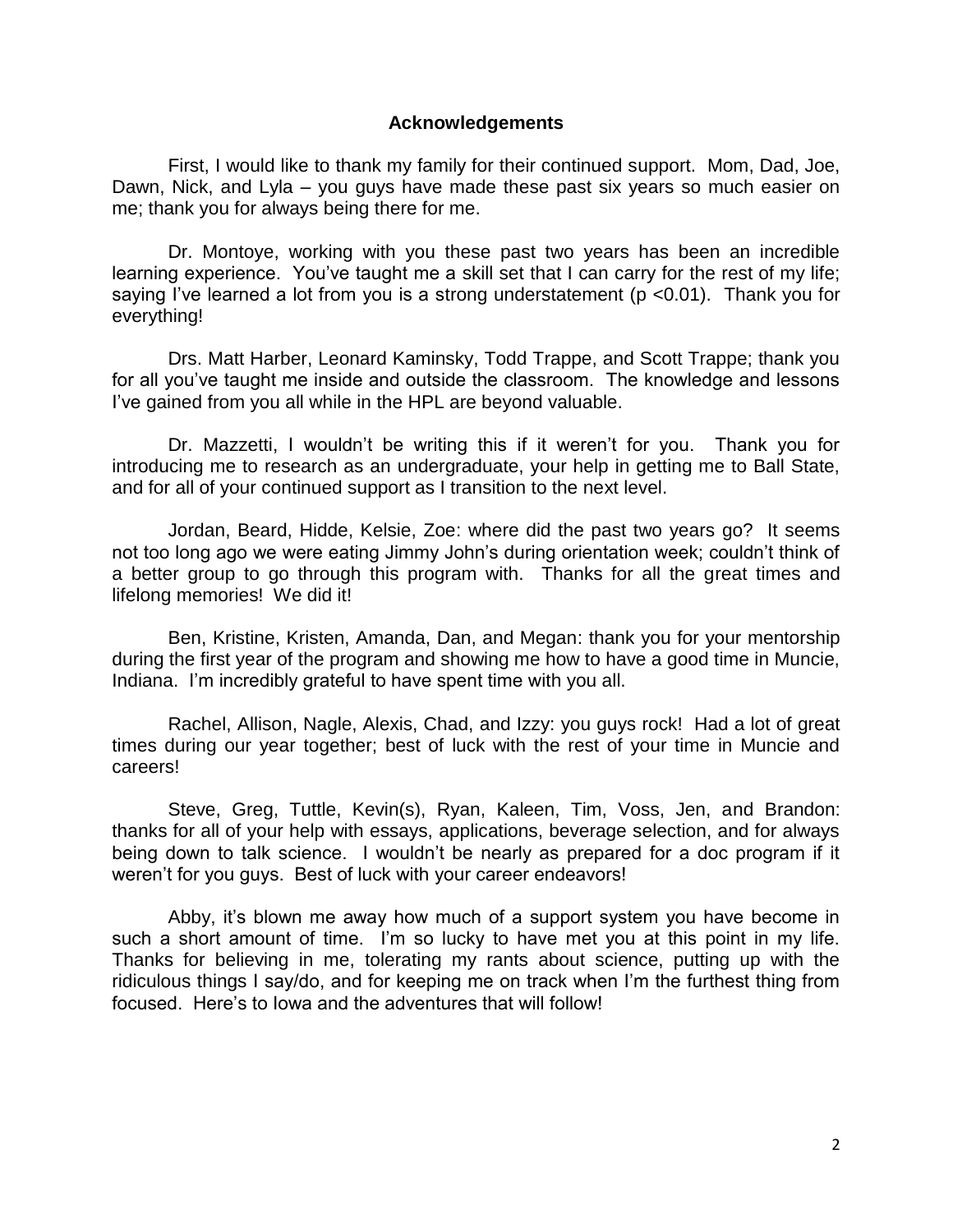## Acknowledgements

First, I would like to thank my family for their continued support. Mom, Dad, Joe, Dawn, Nick, and Lyla – you guys have made these past six years so much easier on me; thank you for always being there for me.

Dr. Montoye, working with you these past two years has been an incredible learning experience. You've taught me a skill set that I can carry for the rest of my life; saying I've learned a lot from you is a strong understatement ($p < 0.01$). Thank you for everything!

Drs. Matt Harber, Leonard Kaminsky, Todd Trappe, and Scott Trappe; thank you for all you've taught me inside and outside the classroom. The knowledge and lessons I've gained from you all while in the HPL are beyond valuable.

Dr. Mazzetti, I wouldn't be writing this if it weren't for you. Thank you for introducing me to research as an undergraduate, your help in getting me to Ball State, and for all of your continued support as I transition to the next level.

Jordan, Beard, Hidde, Kelsie, Zoe: where did the past two years go? It seems not too long ago we were eating Jimmy John's during orientation week; couldn't think of a better group to go through this program with. Thanks for all the great times and lifelong memories! We did it!

Ben, Kristine, Kristen, Amanda, Dan, and Megan: thank you for your mentorship during the first year of the program and showing me how to have a good time in Muncie, Indiana. I'm incredibly grateful to have spent time with you all.

Rachel, Allison, Nagle, Alexis, Chad, and Izzy: you guys rock! Had a lot of great times during our year together; best of luck with the rest of your time in Muncie and careers!

Steve, Greg, Tuttle, Kevin(s), Ryan, Kaleen, Tim, Voss, Jen, and Brandon: thanks for all of your help with essays, applications, beverage selection, and for always being down to talk science. I wouldn't be nearly as prepared for a doc program if it weren't for you guys. Best of luck with your career endeavors!

Abby, it's blown me away how much of a support system you have become in such a short amount of time. I'm so lucky to have met you at this point in my life. Thanks for believing in me, tolerating my rants about science, putting up with the ridiculous things I say/do, and for keeping me on track when I'm the furthest thing from focused. Here's to Iowa and the adventures that will follow!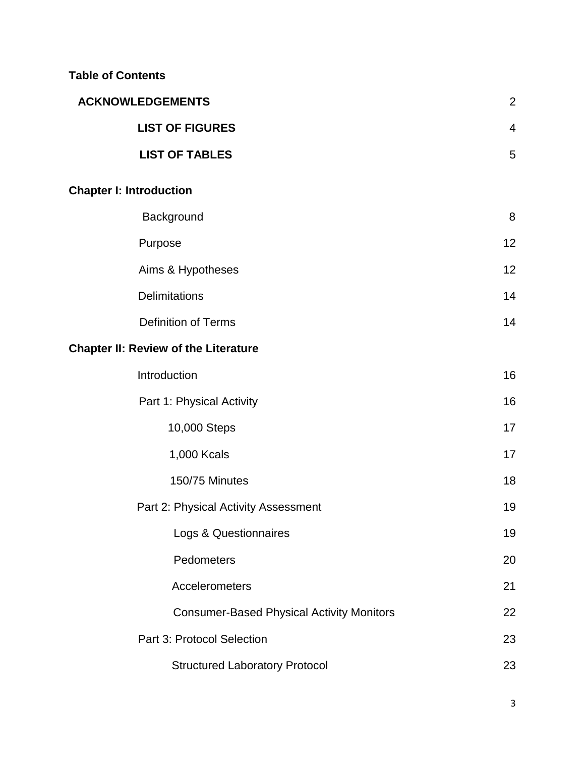**Table of Contents**

| | |
|---|---|
| **ACKNOWLEDGEMENTS** | 2 |
| **LIST OF FIGURES** | 4 |
| **LIST OF TABLES** | 5 |
| **Chapter I: Introduction** | |
| Background | 8 |
| Purpose | 12 |
| Aims & Hypotheses | 12 |
| Delimitations | 14 |
| Definition of Terms | 14 |
| **Chapter II: Review of the Literature** | |
| Introduction | 16 |
| Part 1: Physical Activity | 16 |
| 10,000 Steps | 17 |
| 1,000 Kcals | 17 |
| 150/75 Minutes | 18 |
| Part 2: Physical Activity Assessment | 19 |
| Logs & Questionnaires | 19 |
| Pedometers | 20 |
| Accelerometers | 21 |
| Consumer-Based Physical Activity Monitors | 22 |
| Part 3: Protocol Selection | 23 |
| Structured Laboratory Protocol | 23 |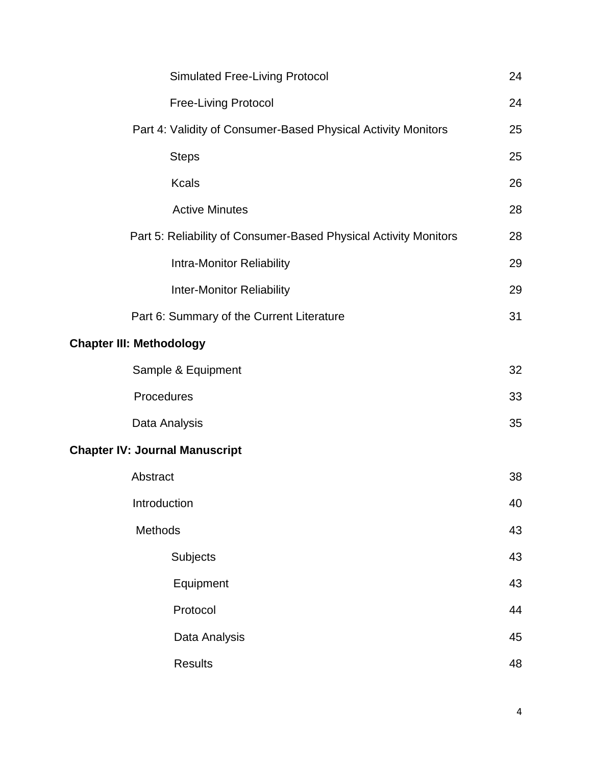| | |
|---|---|
| Simulated Free-Living Protocol | 24 |
| Free-Living Protocol | 24 |
| Part 4: Validity of Consumer-Based Physical Activity Monitors | 25 |
| Steps | 25 |
| Kcals | 26 |
| Active Minutes | 28 |
| Part 5: Reliability of Consumer-Based Physical Activity Monitors | 28 |
| Intra-Monitor Reliability | 29 |
| Inter-Monitor Reliability | 29 |
| Part 6: Summary of the Current Literature | 31 |
| **Chapter III: Methodology** | |
| Sample & Equipment | 32 |
| Procedures | 33 |
| Data Analysis | 35 |
| **Chapter IV: Journal Manuscript** | |
| Abstract | 38 |
| Introduction | 40 |
| Methods | 43 |
| Subjects | 43 |
| Equipment | 43 |
| Protocol | 44 |
| Data Analysis | 45 |
| Results | 48 |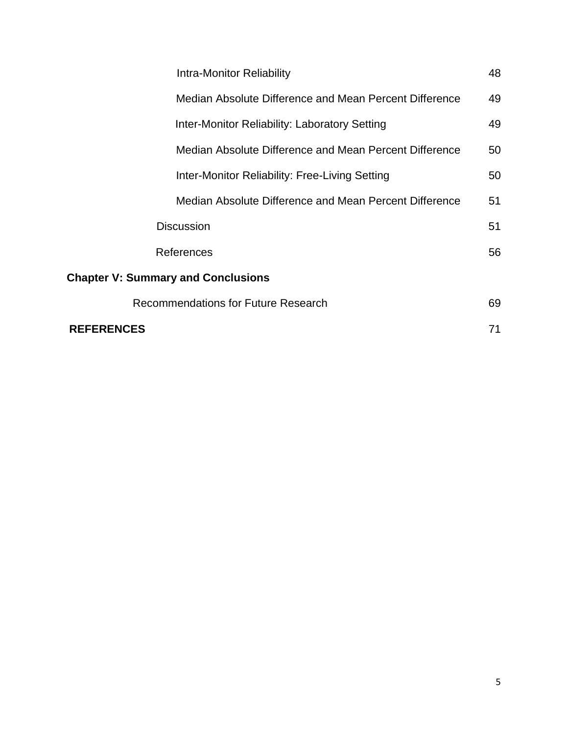| | |
|---|---|
| Intra-Monitor Reliability | 48 |
| Median Absolute Difference and Mean Percent Difference | 49 |
| Inter-Monitor Reliability: Laboratory Setting | 49 |
| Median Absolute Difference and Mean Percent Difference | 50 |
| Inter-Monitor Reliability: Free-Living Setting | 50 |
| Median Absolute Difference and Mean Percent Difference | 51 |
| Discussion | 51 |
| References | 56 |
| **Chapter V: Summary and Conclusions** | |
| Recommendations for Future Research | 69 |
| **REFERENCES** | 71 |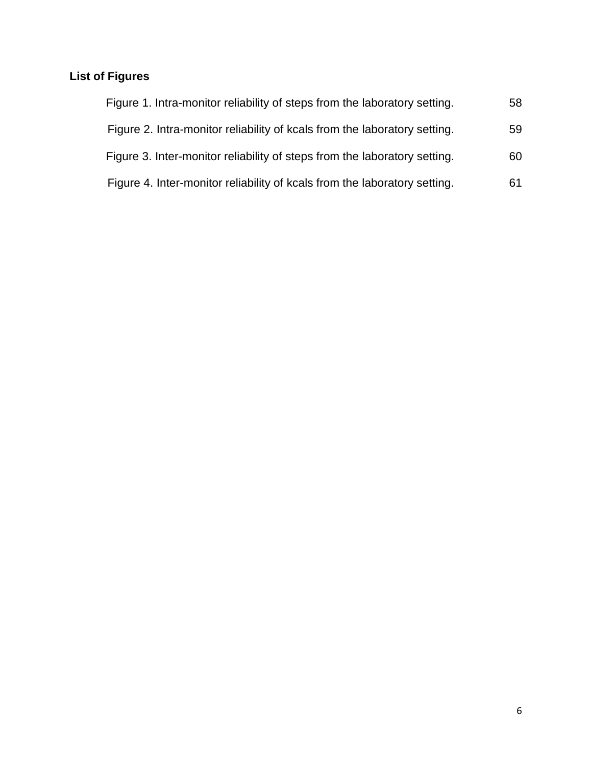## List of Figures

| | |
|---|---|
| Figure 1. Intra-monitor reliability of steps from the laboratory setting. | 58 |
| Figure 2. Intra-monitor reliability of kcals from the laboratory setting. | 59 |
| Figure 3. Inter-monitor reliability of steps from the laboratory setting. | 60 |
| Figure 4. Inter-monitor reliability of kcals from the laboratory setting. | 61 |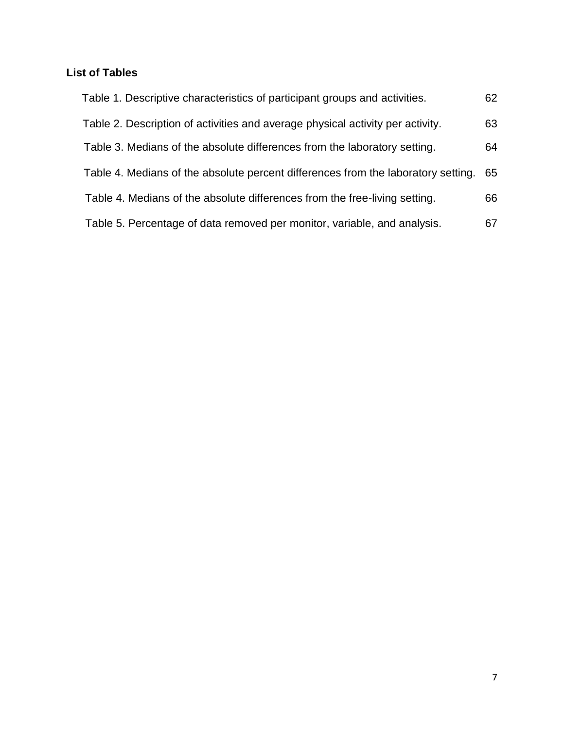**List of Tables**

| | |
|---|---|
| Table 1. Descriptive characteristics of participant groups and activities. | 62 |
| Table 2. Description of activities and average physical activity per activity. | 63 |
| Table 3. Medians of the absolute differences from the laboratory setting. | 64 |
| Table 4. Medians of the absolute percent differences from the laboratory setting. | 65 |
| Table 4. Medians of the absolute differences from the free-living setting. | 66 |
| Table 5. Percentage of data removed per monitor, variable, and analysis. | 67 |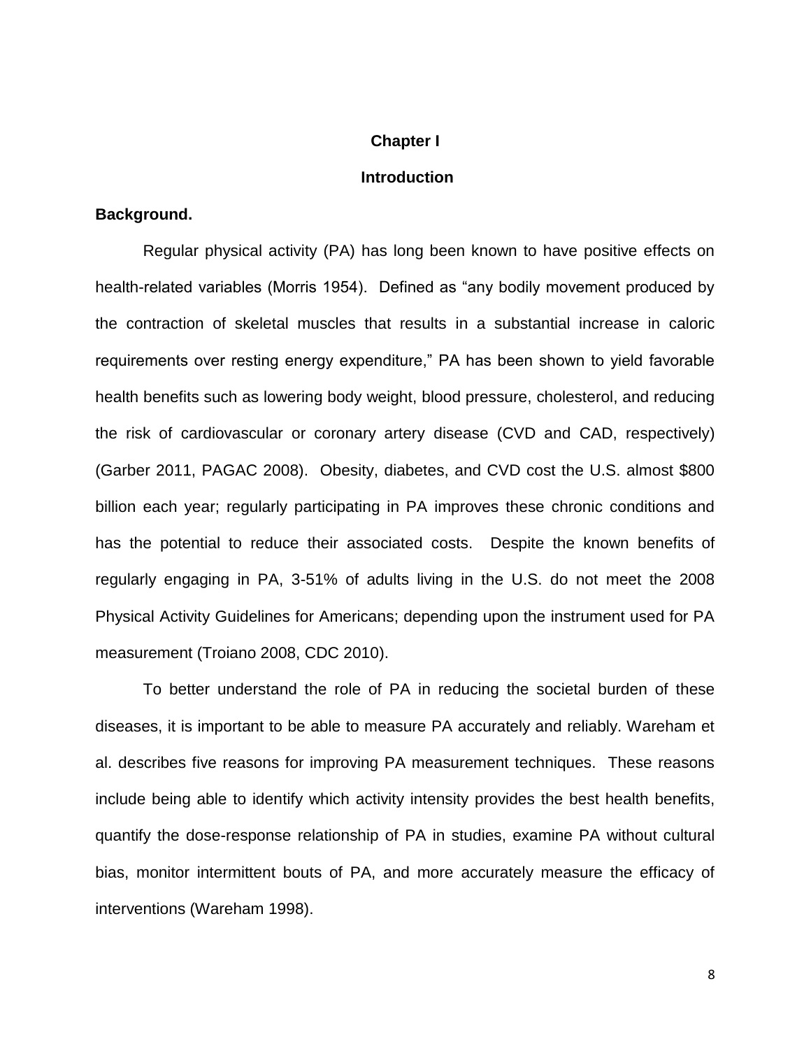# Chapter I

## Introduction

**Background.**

Regular physical activity (PA) has long been known to have positive effects on health-related variables (Morris 1954). Defined as "any bodily movement produced by the contraction of skeletal muscles that results in a substantial increase in caloric requirements over resting energy expenditure," PA has been shown to yield favorable health benefits such as lowering body weight, blood pressure, cholesterol, and reducing the risk of cardiovascular or coronary artery disease (CVD and CAD, respectively) (Garber 2011, PAGAC 2008). Obesity, diabetes, and CVD cost the U.S. almost $800 billion each year; regularly participating in PA improves these chronic conditions and has the potential to reduce their associated costs. Despite the known benefits of regularly engaging in PA, 3-51% of adults living in the U.S. do not meet the 2008 Physical Activity Guidelines for Americans; depending upon the instrument used for PA measurement (Troiano 2008, CDC 2010).

To better understand the role of PA in reducing the societal burden of these diseases, it is important to be able to measure PA accurately and reliably. Wareham et al. describes five reasons for improving PA measurement techniques. These reasons include being able to identify which activity intensity provides the best health benefits, quantify the dose-response relationship of PA in studies, examine PA without cultural bias, monitor intermittent bouts of PA, and more accurately measure the efficacy of interventions (Wareham 1998).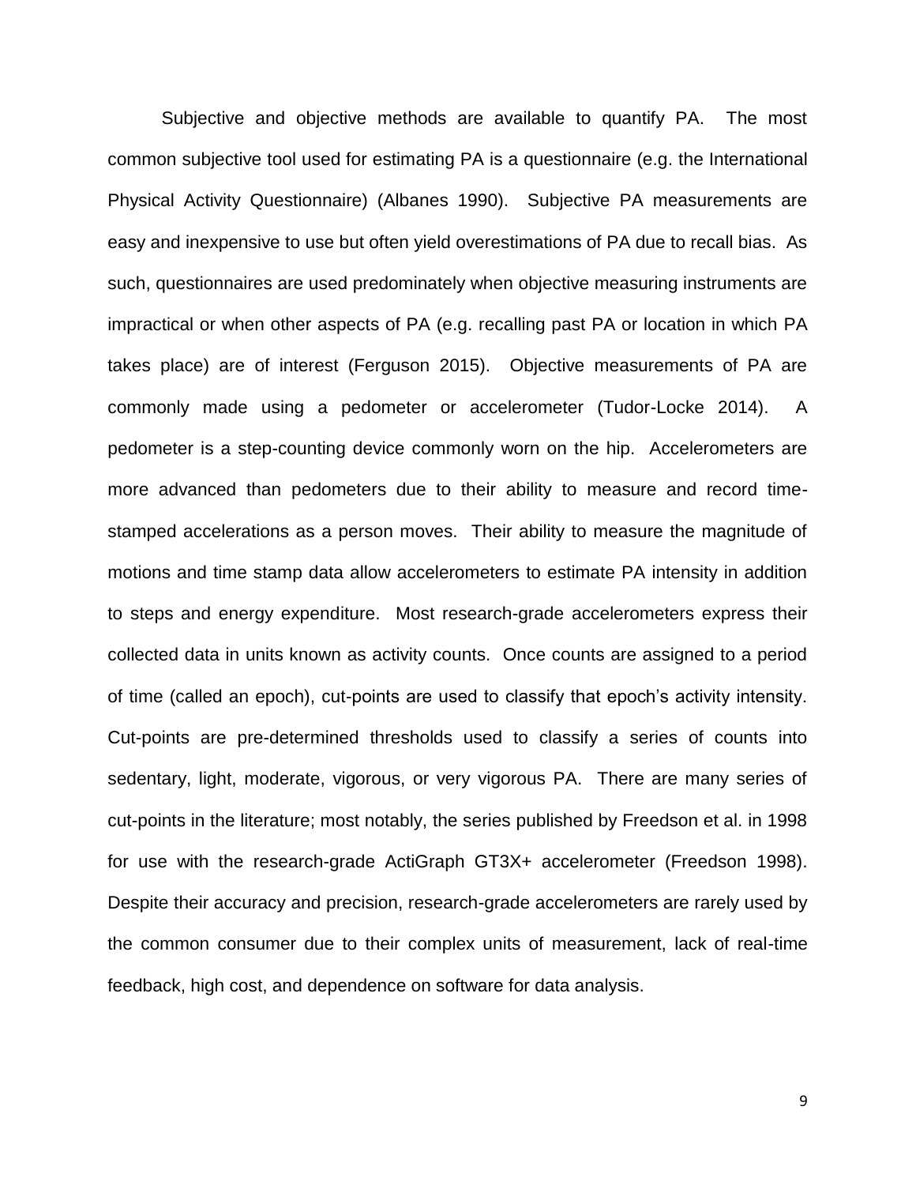Subjective and objective methods are available to quantify PA. The most common subjective tool used for estimating PA is a questionnaire (e.g. the International Physical Activity Questionnaire) (Albanes 1990). Subjective PA measurements are easy and inexpensive to use but often yield overestimations of PA due to recall bias. As such, questionnaires are used predominately when objective measuring instruments are impractical or when other aspects of PA (e.g. recalling past PA or location in which PA takes place) are of interest (Ferguson 2015). Objective measurements of PA are commonly made using a pedometer or accelerometer (Tudor-Locke 2014). A pedometer is a step-counting device commonly worn on the hip. Accelerometers are more advanced than pedometers due to their ability to measure and record time-stamped accelerations as a person moves. Their ability to measure the magnitude of motions and time stamp data allow accelerometers to estimate PA intensity in addition to steps and energy expenditure. Most research-grade accelerometers express their collected data in units known as activity counts. Once counts are assigned to a period of time (called an epoch), cut-points are used to classify that epoch's activity intensity. Cut-points are pre-determined thresholds used to classify a series of counts into sedentary, light, moderate, vigorous, or very vigorous PA. There are many series of cut-points in the literature; most notably, the series published by Freedson et al. in 1998 for use with the research-grade ActiGraph GT3X+ accelerometer (Freedson 1998). Despite their accuracy and precision, research-grade accelerometers are rarely used by the common consumer due to their complex units of measurement, lack of real-time feedback, high cost, and dependence on software for data analysis.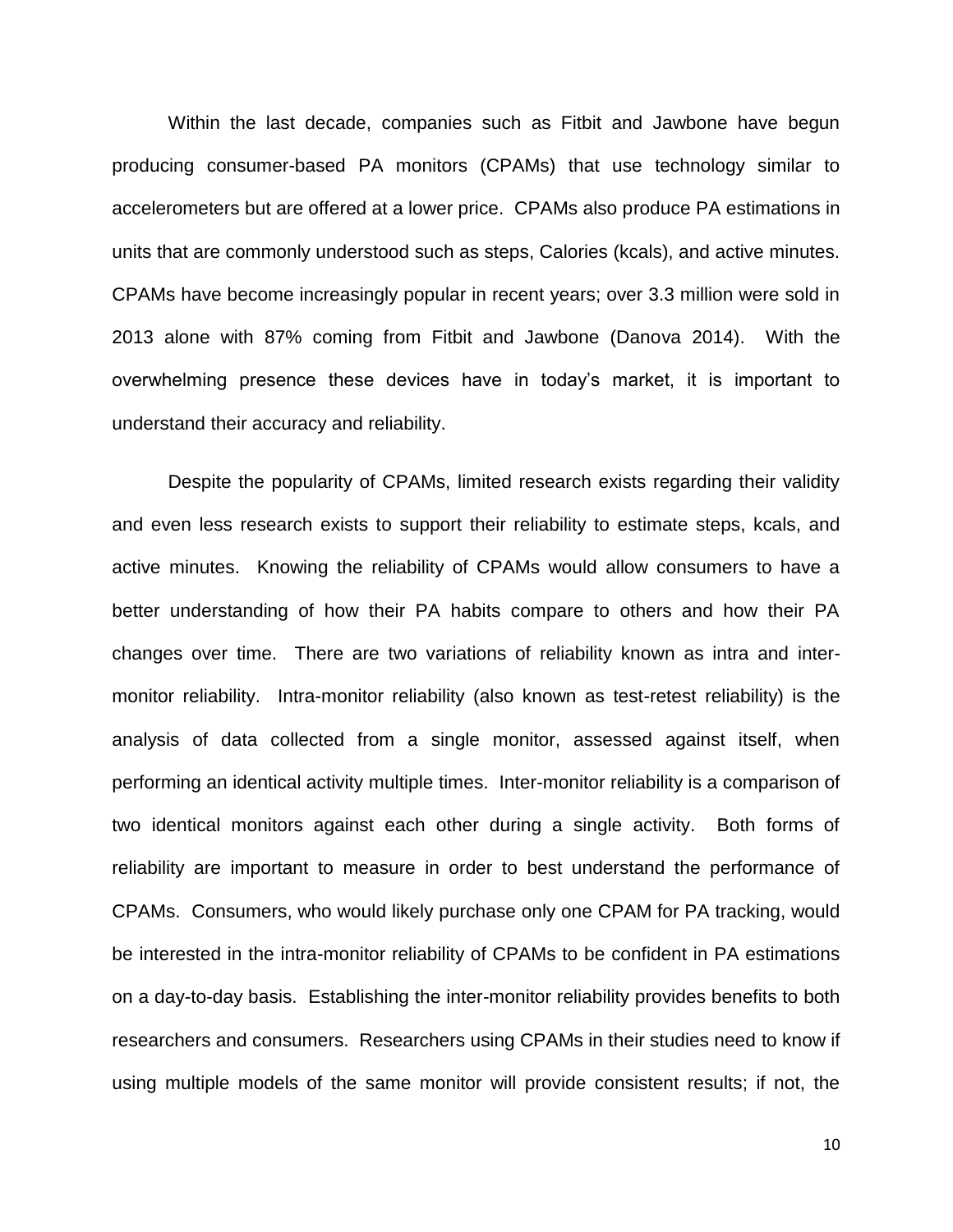Within the last decade, companies such as Fitbit and Jawbone have begun producing consumer-based PA monitors (CPAMs) that use technology similar to accelerometers but are offered at a lower price. CPAMs also produce PA estimations in units that are commonly understood such as steps, Calories (kcals), and active minutes. CPAMs have become increasingly popular in recent years; over 3.3 million were sold in 2013 alone with 87% coming from Fitbit and Jawbone (Danova 2014). With the overwhelming presence these devices have in today's market, it is important to understand their accuracy and reliability.

Despite the popularity of CPAMs, limited research exists regarding their validity and even less research exists to support their reliability to estimate steps, kcals, and active minutes. Knowing the reliability of CPAMs would allow consumers to have a better understanding of how their PA habits compare to others and how their PA changes over time. There are two variations of reliability known as intra and inter-monitor reliability. Intra-monitor reliability (also known as test-retest reliability) is the analysis of data collected from a single monitor, assessed against itself, when performing an identical activity multiple times. Inter-monitor reliability is a comparison of two identical monitors against each other during a single activity. Both forms of reliability are important to measure in order to best understand the performance of CPAMs. Consumers, who would likely purchase only one CPAM for PA tracking, would be interested in the intra-monitor reliability of CPAMs to be confident in PA estimations on a day-to-day basis. Establishing the inter-monitor reliability provides benefits to both researchers and consumers. Researchers using CPAMs in their studies need to know if using multiple models of the same monitor will provide consistent results; if not, the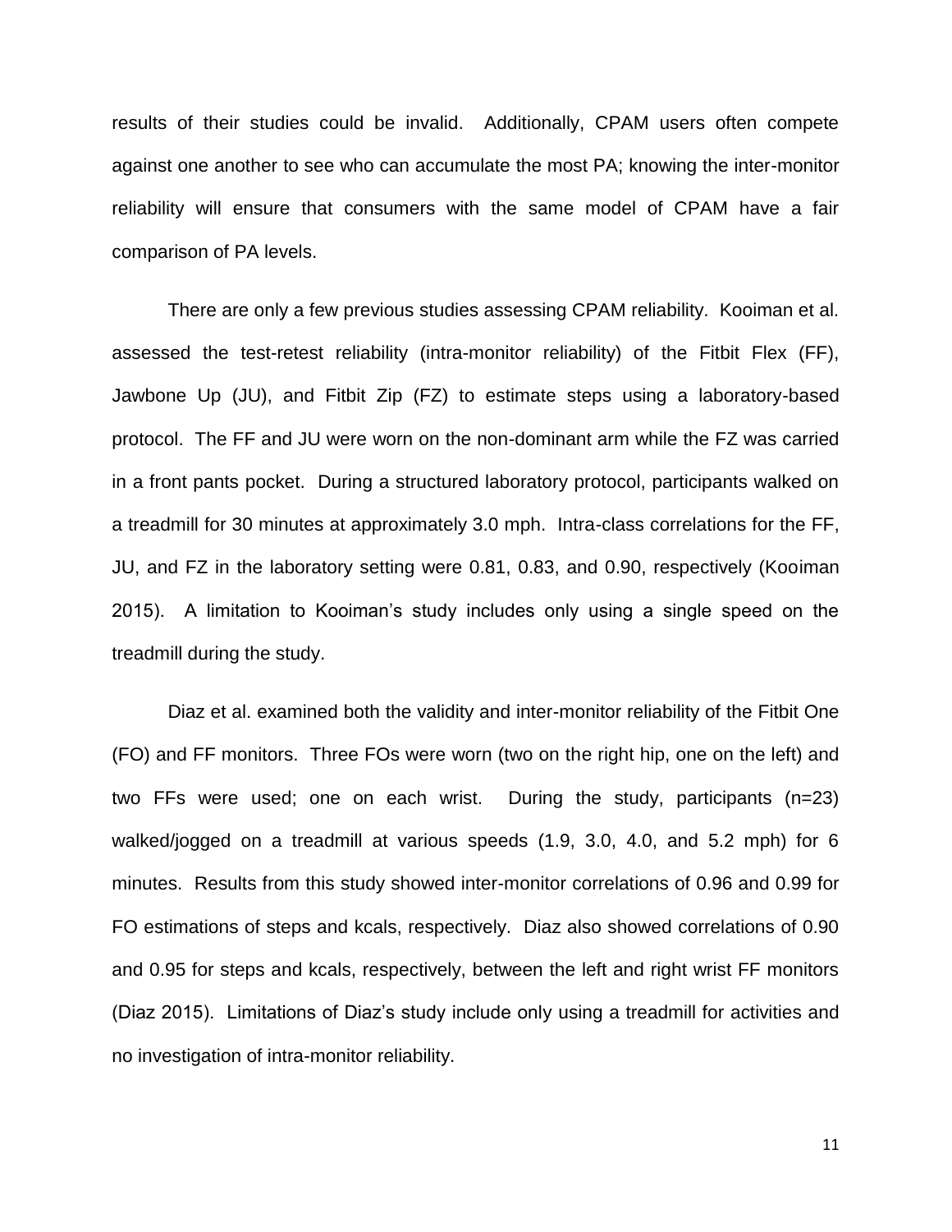results of their studies could be invalid. Additionally, CPAM users often compete against one another to see who can accumulate the most PA; knowing the inter-monitor reliability will ensure that consumers with the same model of CPAM have a fair comparison of PA levels.

There are only a few previous studies assessing CPAM reliability. Kooiman et al. assessed the test-retest reliability (intra-monitor reliability) of the Fitbit Flex (FF), Jawbone Up (JU), and Fitbit Zip (FZ) to estimate steps using a laboratory-based protocol. The FF and JU were worn on the non-dominant arm while the FZ was carried in a front pants pocket. During a structured laboratory protocol, participants walked on a treadmill for 30 minutes at approximately 3.0 mph. Intra-class correlations for the FF, JU, and FZ in the laboratory setting were 0.81, 0.83, and 0.90, respectively (Kooiman 2015). A limitation to Kooiman's study includes only using a single speed on the treadmill during the study.

Diaz et al. examined both the validity and inter-monitor reliability of the Fitbit One (FO) and FF monitors. Three FOs were worn (two on the right hip, one on the left) and two FFs were used; one on each wrist. During the study, participants (n=23) walked/jogged on a treadmill at various speeds (1.9, 3.0, 4.0, and 5.2 mph) for 6 minutes. Results from this study showed inter-monitor correlations of 0.96 and 0.99 for FO estimations of steps and kcals, respectively. Diaz also showed correlations of 0.90 and 0.95 for steps and kcals, respectively, between the left and right wrist FF monitors (Diaz 2015). Limitations of Diaz's study include only using a treadmill for activities and no investigation of intra-monitor reliability.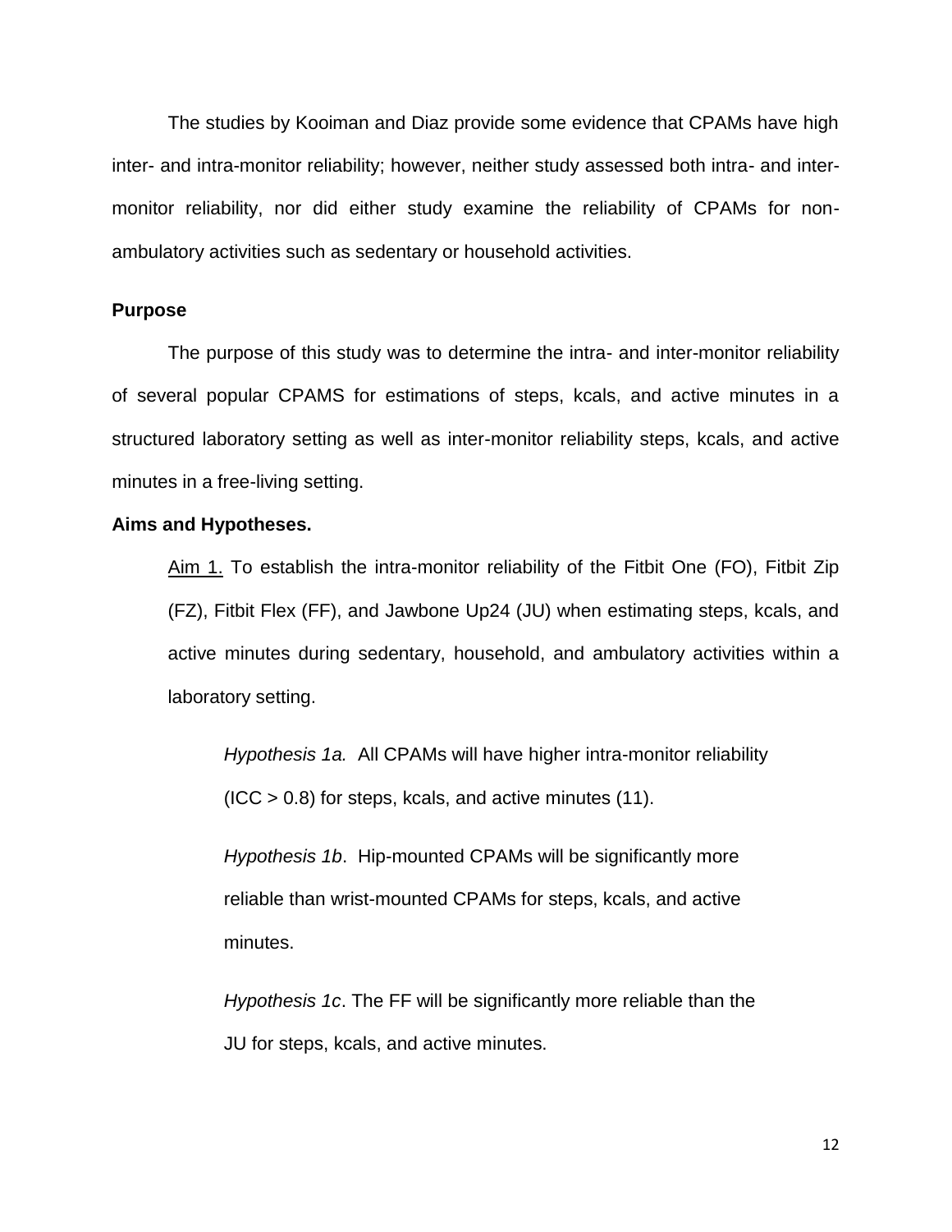The studies by Kooiman and Diaz provide some evidence that CPAMs have high inter- and intra-monitor reliability; however, neither study assessed both intra- and inter-monitor reliability, nor did either study examine the reliability of CPAMs for non-ambulatory activities such as sedentary or household activities.

**Purpose**

The purpose of this study was to determine the intra- and inter-monitor reliability of several popular CPAMS for estimations of steps, kcals, and active minutes in a structured laboratory setting as well as inter-monitor reliability steps, kcals, and active minutes in a free-living setting.

**Aims and Hypotheses.**

Aim 1. To establish the intra-monitor reliability of the Fitbit One (FO), Fitbit Zip (FZ), Fitbit Flex (FF), and Jawbone Up24 (JU) when estimating steps, kcals, and active minutes during sedentary, household, and ambulatory activities within a laboratory setting.

*Hypothesis 1a.* All CPAMs will have higher intra-monitor reliability (ICC > 0.8) for steps, kcals, and active minutes (11).

*Hypothesis 1b*. Hip-mounted CPAMs will be significantly more reliable than wrist-mounted CPAMs for steps, kcals, and active minutes.

*Hypothesis 1c*. The FF will be significantly more reliable than the JU for steps, kcals, and active minutes.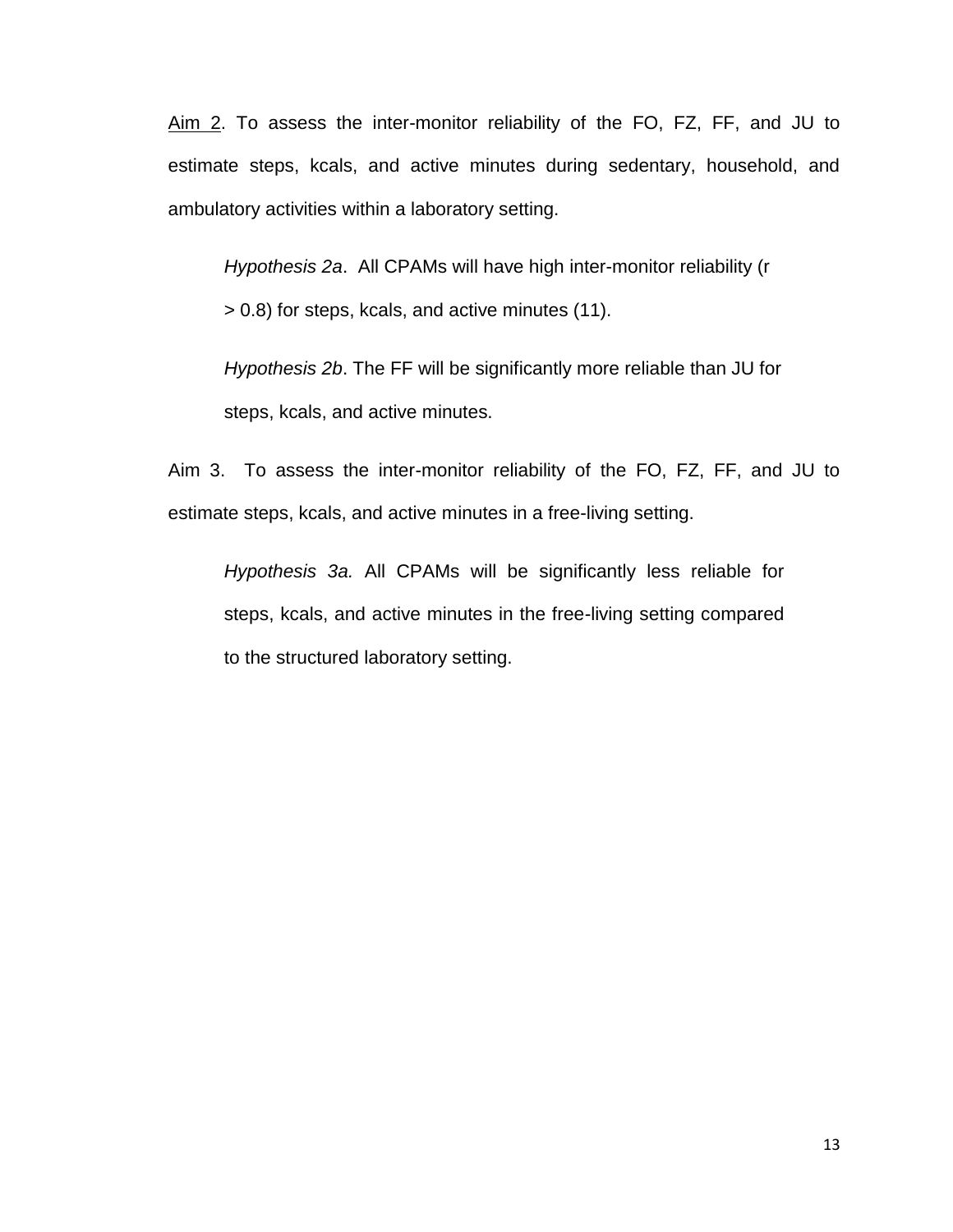<u>Aim 2</u>. To assess the inter-monitor reliability of the FO, FZ, FF, and JU to estimate steps, kcals, and active minutes during sedentary, household, and ambulatory activities within a laboratory setting.

> *Hypothesis 2a*. All CPAMs will have high inter-monitor reliability ($r > 0.8$) for steps, kcals, and active minutes (11).
>
> *Hypothesis 2b*. The FF will be significantly more reliable than JU for steps, kcals, and active minutes.

Aim 3. To assess the inter-monitor reliability of the FO, FZ, FF, and JU to estimate steps, kcals, and active minutes in a free-living setting.

> *Hypothesis 3a.* All CPAMs will be significantly less reliable for steps, kcals, and active minutes in the free-living setting compared to the structured laboratory setting.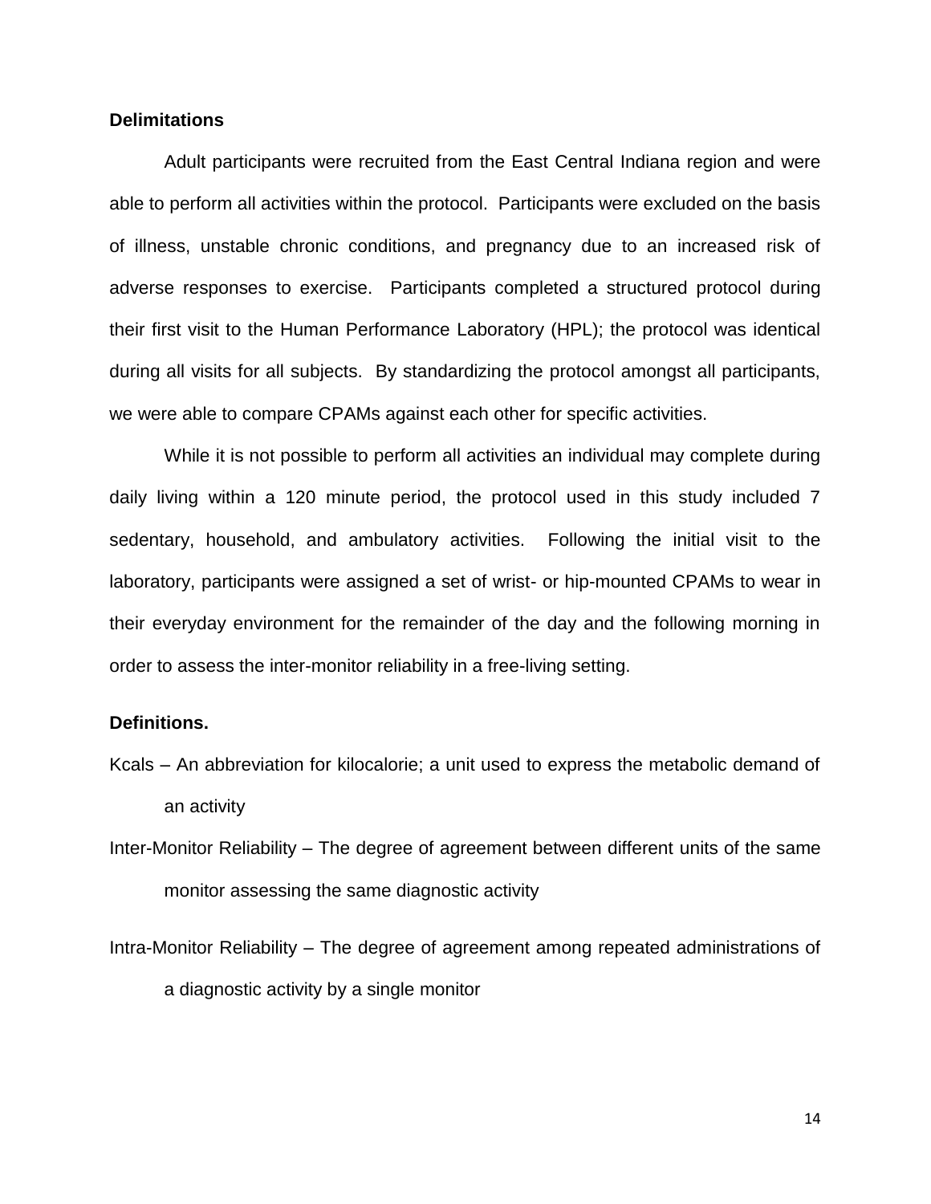**Delimitations**

Adult participants were recruited from the East Central Indiana region and were able to perform all activities within the protocol. Participants were excluded on the basis of illness, unstable chronic conditions, and pregnancy due to an increased risk of adverse responses to exercise. Participants completed a structured protocol during their first visit to the Human Performance Laboratory (HPL); the protocol was identical during all visits for all subjects. By standardizing the protocol amongst all participants, we were able to compare CPAMs against each other for specific activities.

While it is not possible to perform all activities an individual may complete during daily living within a 120 minute period, the protocol used in this study included 7 sedentary, household, and ambulatory activities. Following the initial visit to the laboratory, participants were assigned a set of wrist- or hip-mounted CPAMs to wear in their everyday environment for the remainder of the day and the following morning in order to assess the inter-monitor reliability in a free-living setting.

**Definitions.**

Kcals – An abbreviation for kilocalorie; a unit used to express the metabolic demand of an activity

Inter-Monitor Reliability – The degree of agreement between different units of the same monitor assessing the same diagnostic activity

Intra-Monitor Reliability – The degree of agreement among repeated administrations of a diagnostic activity by a single monitor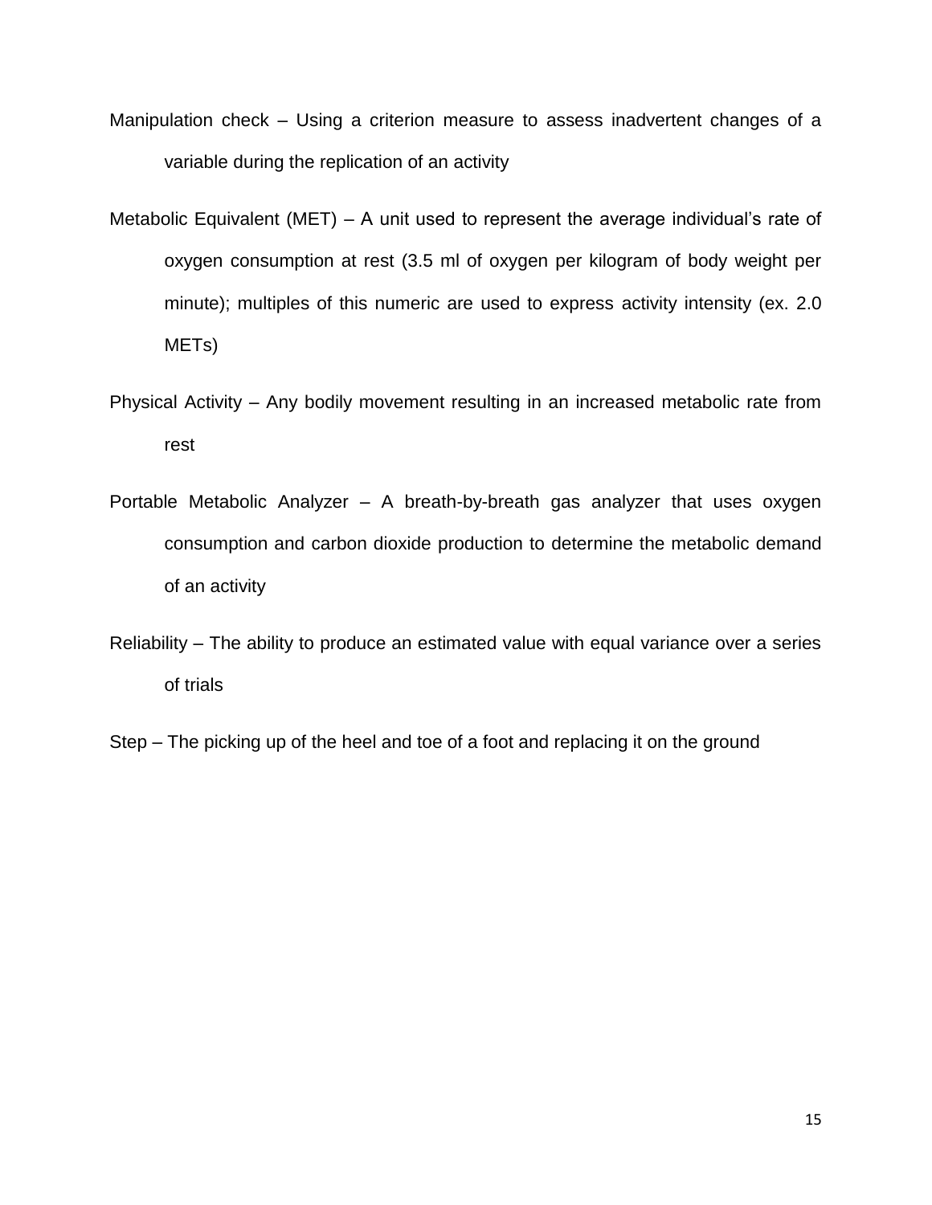Manipulation check – Using a criterion measure to assess inadvertent changes of a variable during the replication of an activity

Metabolic Equivalent (MET) – A unit used to represent the average individual's rate of oxygen consumption at rest (3.5 ml of oxygen per kilogram of body weight per minute); multiples of this numeric are used to express activity intensity (ex. 2.0 METs)

Physical Activity – Any bodily movement resulting in an increased metabolic rate from rest

Portable Metabolic Analyzer – A breath-by-breath gas analyzer that uses oxygen consumption and carbon dioxide production to determine the metabolic demand of an activity

Reliability – The ability to produce an estimated value with equal variance over a series of trials

Step – The picking up of the heel and toe of a foot and replacing it on the ground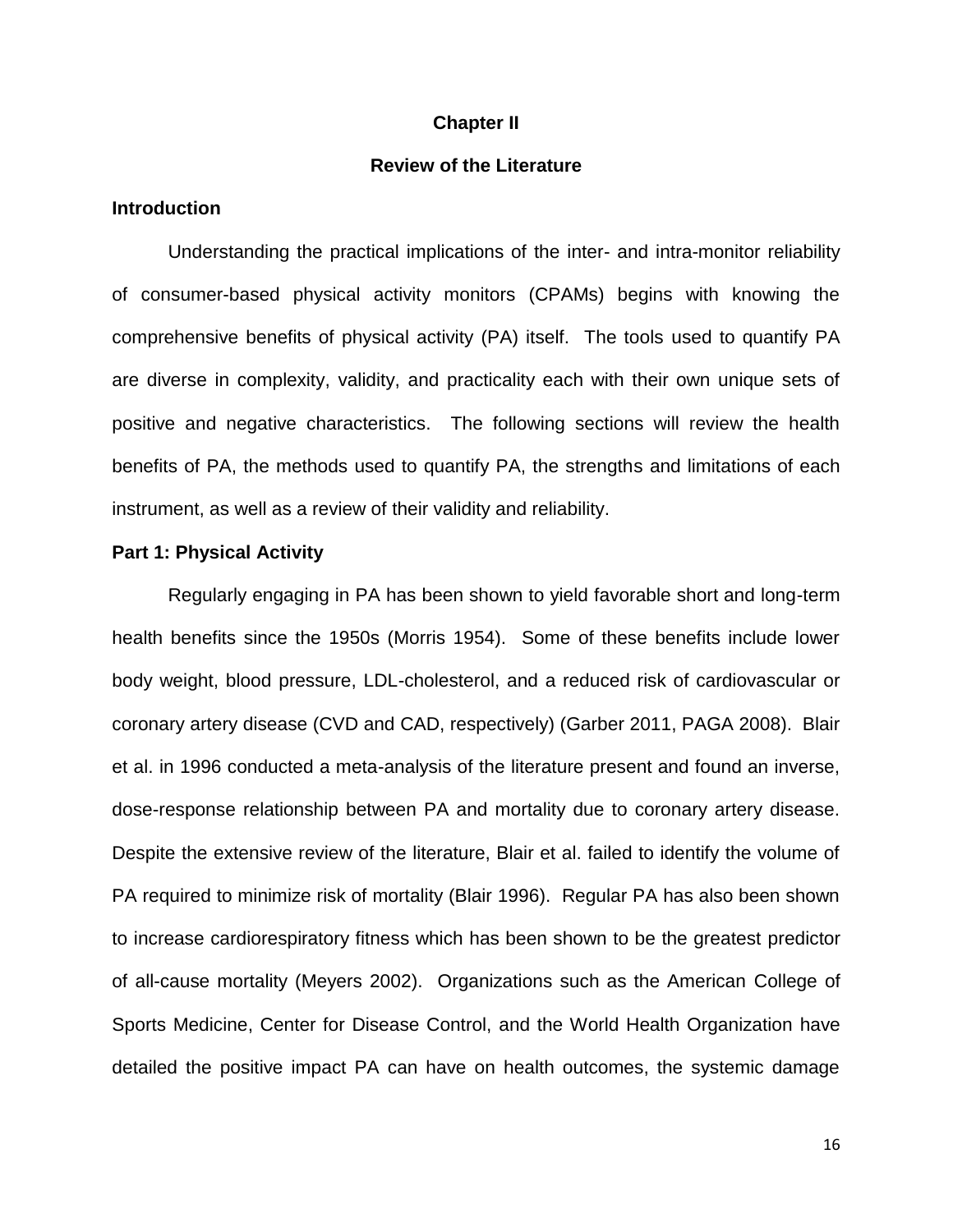# Chapter II

## Review of the Literature

### Introduction

Understanding the practical implications of the inter- and intra-monitor reliability of consumer-based physical activity monitors (CPAMs) begins with knowing the comprehensive benefits of physical activity (PA) itself. The tools used to quantify PA are diverse in complexity, validity, and practicality each with their own unique sets of positive and negative characteristics. The following sections will review the health benefits of PA, the methods used to quantify PA, the strengths and limitations of each instrument, as well as a review of their validity and reliability.

### Part 1: Physical Activity

Regularly engaging in PA has been shown to yield favorable short and long-term health benefits since the 1950s (Morris 1954). Some of these benefits include lower body weight, blood pressure, LDL-cholesterol, and a reduced risk of cardiovascular or coronary artery disease (CVD and CAD, respectively) (Garber 2011, PAGA 2008). Blair et al. in 1996 conducted a meta-analysis of the literature present and found an inverse, dose-response relationship between PA and mortality due to coronary artery disease. Despite the extensive review of the literature, Blair et al. failed to identify the volume of PA required to minimize risk of mortality (Blair 1996). Regular PA has also been shown to increase cardiorespiratory fitness which has been shown to be the greatest predictor of all-cause mortality (Meyers 2002). Organizations such as the American College of Sports Medicine, Center for Disease Control, and the World Health Organization have detailed the positive impact PA can have on health outcomes, the systemic damage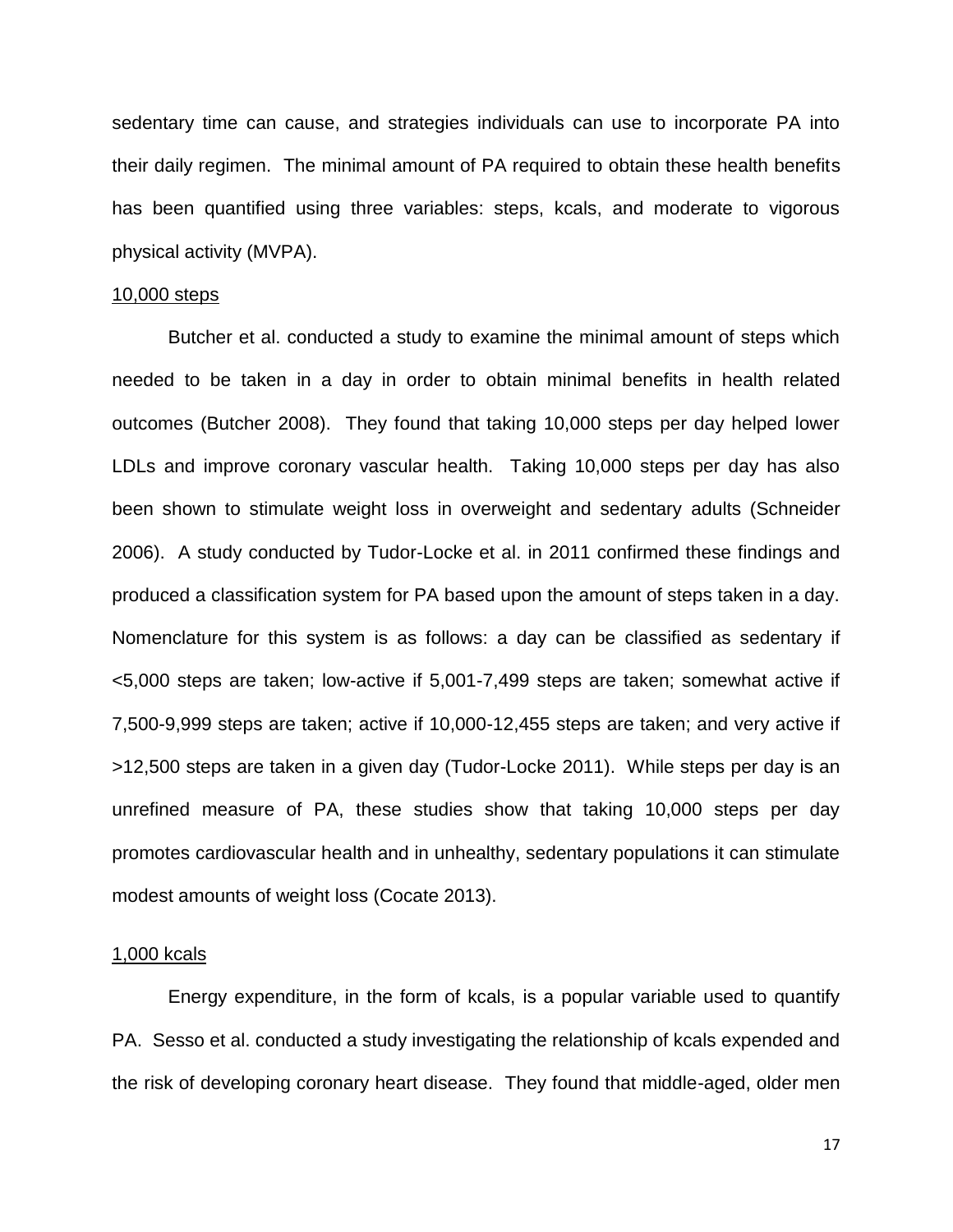sedentary time can cause, and strategies individuals can use to incorporate PA into their daily regimen. The minimal amount of PA required to obtain these health benefits has been quantified using three variables: steps, kcals, and moderate to vigorous physical activity (MVPA).

<u>10,000 steps</u>

Butcher et al. conducted a study to examine the minimal amount of steps which needed to be taken in a day in order to obtain minimal benefits in health related outcomes (Butcher 2008). They found that taking 10,000 steps per day helped lower LDLs and improve coronary vascular health. Taking 10,000 steps per day has also been shown to stimulate weight loss in overweight and sedentary adults (Schneider 2006). A study conducted by Tudor-Locke et al. in 2011 confirmed these findings and produced a classification system for PA based upon the amount of steps taken in a day. Nomenclature for this system is as follows: a day can be classified as sedentary if <5,000 steps are taken; low-active if 5,001-7,499 steps are taken; somewhat active if 7,500-9,999 steps are taken; active if 10,000-12,455 steps are taken; and very active if >12,500 steps are taken in a given day (Tudor-Locke 2011). While steps per day is an unrefined measure of PA, these studies show that taking 10,000 steps per day promotes cardiovascular health and in unhealthy, sedentary populations it can stimulate modest amounts of weight loss (Cocate 2013).

<u>1,000 kcals</u>

Energy expenditure, in the form of kcals, is a popular variable used to quantify PA. Sesso et al. conducted a study investigating the relationship of kcals expended and the risk of developing coronary heart disease. They found that middle-aged, older men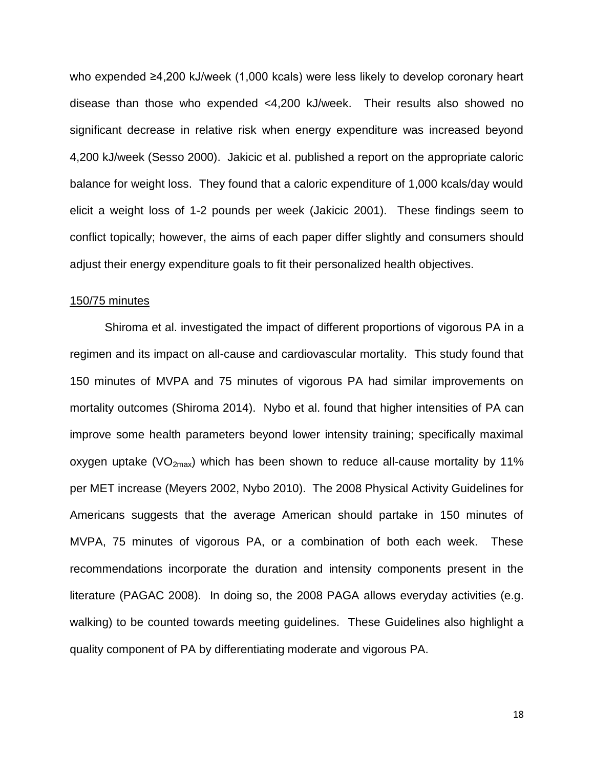who expended ≥4,200 kJ/week (1,000 kcals) were less likely to develop coronary heart disease than those who expended <4,200 kJ/week. Their results also showed no significant decrease in relative risk when energy expenditure was increased beyond 4,200 kJ/week (Sesso 2000). Jakicic et al. published a report on the appropriate caloric balance for weight loss. They found that a caloric expenditure of 1,000 kcals/day would elicit a weight loss of 1-2 pounds per week (Jakicic 2001). These findings seem to conflict topically; however, the aims of each paper differ slightly and consumers should adjust their energy expenditure goals to fit their personalized health objectives.

<u>150/75 minutes</u>

Shiroma et al. investigated the impact of different proportions of vigorous PA in a regimen and its impact on all-cause and cardiovascular mortality. This study found that 150 minutes of MVPA and 75 minutes of vigorous PA had similar improvements on mortality outcomes (Shiroma 2014). Nybo et al. found that higher intensities of PA can improve some health parameters beyond lower intensity training; specifically maximal oxygen uptake ($VO_{2max}$) which has been shown to reduce all-cause mortality by 11% per MET increase (Meyers 2002, Nybo 2010). The 2008 Physical Activity Guidelines for Americans suggests that the average American should partake in 150 minutes of MVPA, 75 minutes of vigorous PA, or a combination of both each week. These recommendations incorporate the duration and intensity components present in the literature (PAGAC 2008). In doing so, the 2008 PAGA allows everyday activities (e.g. walking) to be counted towards meeting guidelines. These Guidelines also highlight a quality component of PA by differentiating moderate and vigorous PA.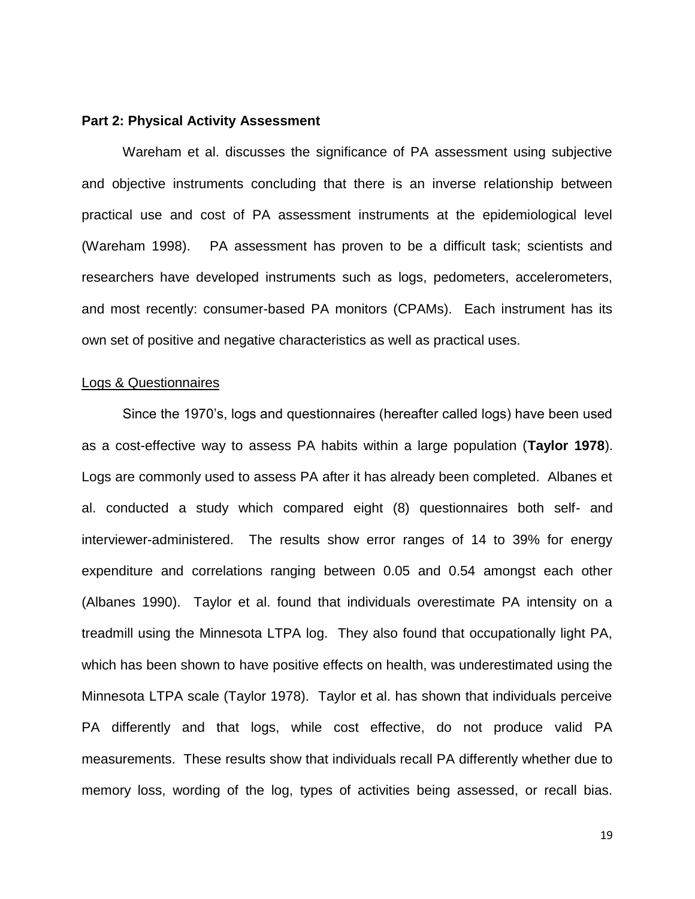**Part 2: Physical Activity Assessment**

Wareham et al. discusses the significance of PA assessment using subjective and objective instruments concluding that there is an inverse relationship between practical use and cost of PA assessment instruments at the epidemiological level (Wareham 1998). PA assessment has proven to be a difficult task; scientists and researchers have developed instruments such as logs, pedometers, accelerometers, and most recently: consumer-based PA monitors (CPAMs). Each instrument has its own set of positive and negative characteristics as well as practical uses.

Logs & Questionnaires

Since the 1970's, logs and questionnaires (hereafter called logs) have been used as a cost-effective way to assess PA habits within a large population (**Taylor 1978**). Logs are commonly used to assess PA after it has already been completed. Albanes et al. conducted a study which compared eight (8) questionnaires both self- and interviewer-administered. The results show error ranges of 14 to 39% for energy expenditure and correlations ranging between 0.05 and 0.54 amongst each other (Albanes 1990). Taylor et al. found that individuals overestimate PA intensity on a treadmill using the Minnesota LTPA log. They also found that occupationally light PA, which has been shown to have positive effects on health, was underestimated using the Minnesota LTPA scale (Taylor 1978). Taylor et al. has shown that individuals perceive PA differently and that logs, while cost effective, do not produce valid PA measurements. These results show that individuals recall PA differently whether due to memory loss, wording of the log, types of activities being assessed, or recall bias.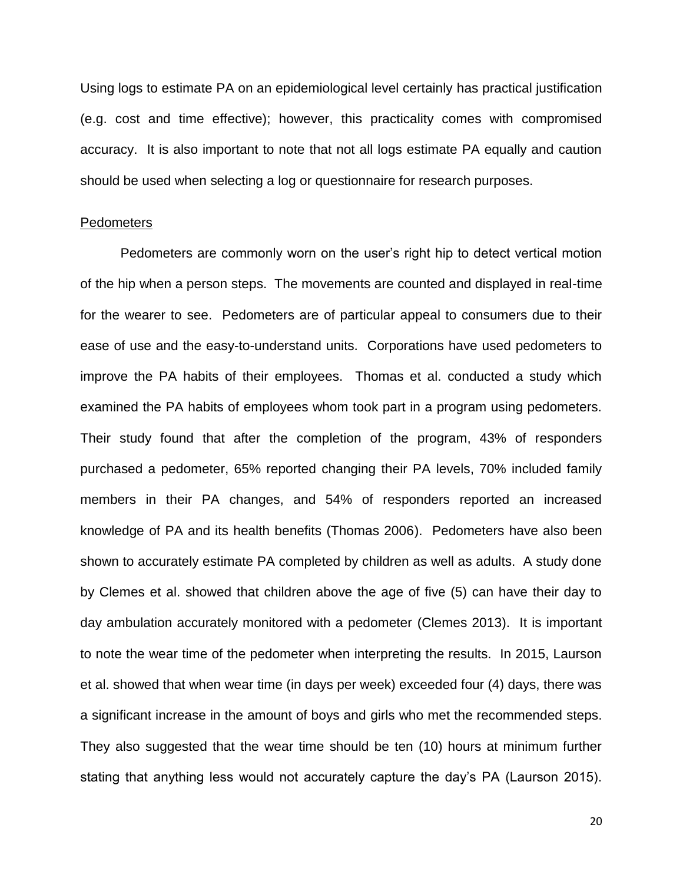Using logs to estimate PA on an epidemiological level certainly has practical justification (e.g. cost and time effective); however, this practicality comes with compromised accuracy. It is also important to note that not all logs estimate PA equally and caution should be used when selecting a log or questionnaire for research purposes.

Pedometers

Pedometers are commonly worn on the user's right hip to detect vertical motion of the hip when a person steps. The movements are counted and displayed in real-time for the wearer to see. Pedometers are of particular appeal to consumers due to their ease of use and the easy-to-understand units. Corporations have used pedometers to improve the PA habits of their employees. Thomas et al. conducted a study which examined the PA habits of employees whom took part in a program using pedometers. Their study found that after the completion of the program, 43% of responders purchased a pedometer, 65% reported changing their PA levels, 70% included family members in their PA changes, and 54% of responders reported an increased knowledge of PA and its health benefits (Thomas 2006). Pedometers have also been shown to accurately estimate PA completed by children as well as adults. A study done by Clemes et al. showed that children above the age of five (5) can have their day to day ambulation accurately monitored with a pedometer (Clemes 2013). It is important to note the wear time of the pedometer when interpreting the results. In 2015, Laurson et al. showed that when wear time (in days per week) exceeded four (4) days, there was a significant increase in the amount of boys and girls who met the recommended steps. They also suggested that the wear time should be ten (10) hours at minimum further stating that anything less would not accurately capture the day's PA (Laurson 2015).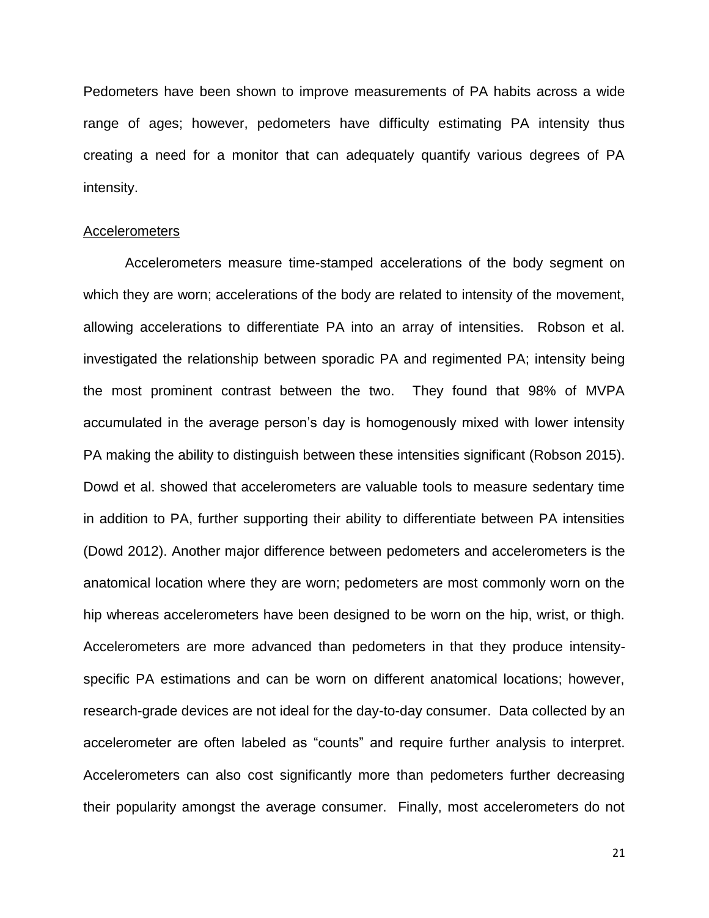Pedometers have been shown to improve measurements of PA habits across a wide range of ages; however, pedometers have difficulty estimating PA intensity thus creating a need for a monitor that can adequately quantify various degrees of PA intensity.

### Accelerometers

Accelerometers measure time-stamped accelerations of the body segment on which they are worn; accelerations of the body are related to intensity of the movement, allowing accelerations to differentiate PA into an array of intensities. Robson et al. investigated the relationship between sporadic PA and regimented PA; intensity being the most prominent contrast between the two. They found that 98% of MVPA accumulated in the average person's day is homogenously mixed with lower intensity PA making the ability to distinguish between these intensities significant (Robson 2015). Dowd et al. showed that accelerometers are valuable tools to measure sedentary time in addition to PA, further supporting their ability to differentiate between PA intensities (Dowd 2012). Another major difference between pedometers and accelerometers is the anatomical location where they are worn; pedometers are most commonly worn on the hip whereas accelerometers have been designed to be worn on the hip, wrist, or thigh. Accelerometers are more advanced than pedometers in that they produce intensity-specific PA estimations and can be worn on different anatomical locations; however, research-grade devices are not ideal for the day-to-day consumer. Data collected by an accelerometer are often labeled as "counts" and require further analysis to interpret. Accelerometers can also cost significantly more than pedometers further decreasing their popularity amongst the average consumer. Finally, most accelerometers do not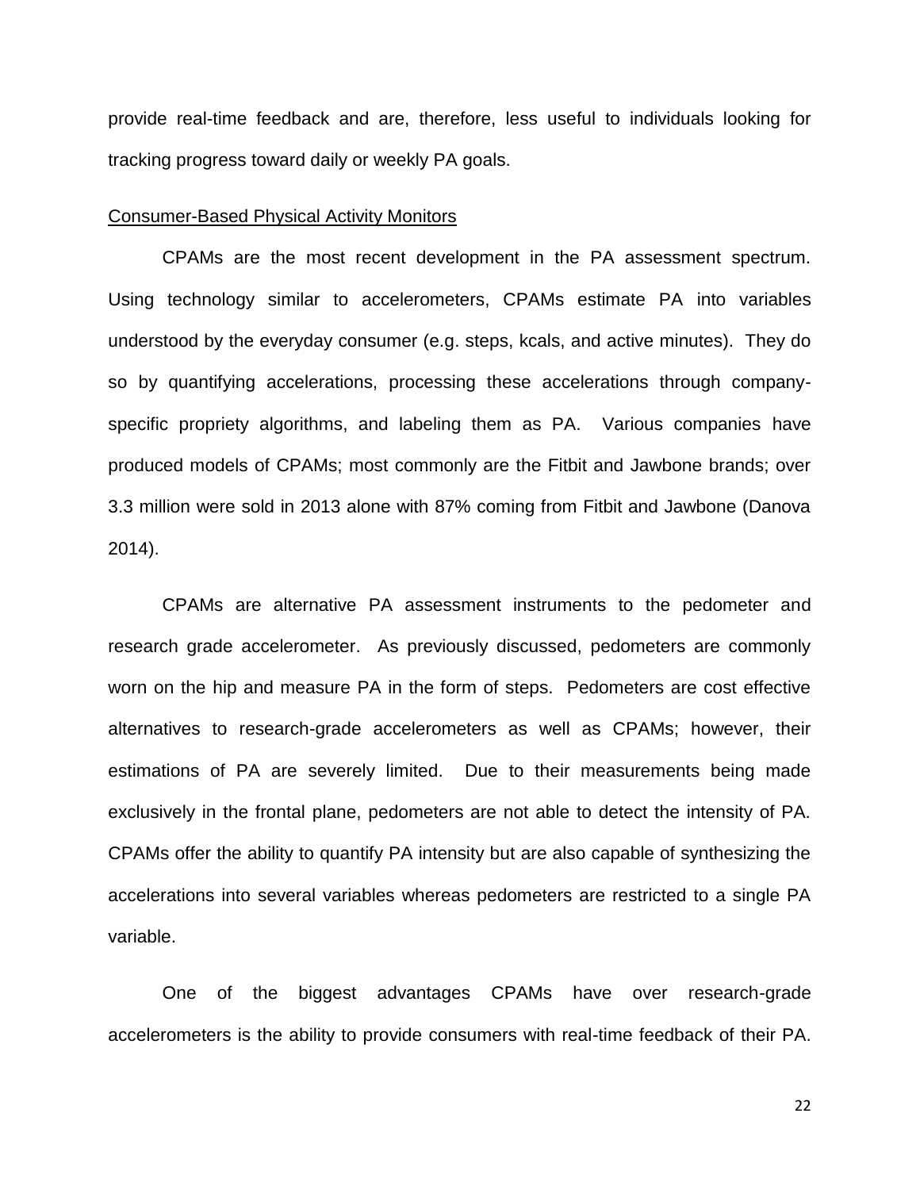provide real-time feedback and are, therefore, less useful to individuals looking for tracking progress toward daily or weekly PA goals.

Consumer-Based Physical Activity Monitors

CPAMs are the most recent development in the PA assessment spectrum. Using technology similar to accelerometers, CPAMs estimate PA into variables understood by the everyday consumer (e.g. steps, kcals, and active minutes). They do so by quantifying accelerations, processing these accelerations through company-specific propriety algorithms, and labeling them as PA. Various companies have produced models of CPAMs; most commonly are the Fitbit and Jawbone brands; over 3.3 million were sold in 2013 alone with 87% coming from Fitbit and Jawbone (Danova 2014).

CPAMs are alternative PA assessment instruments to the pedometer and research grade accelerometer. As previously discussed, pedometers are commonly worn on the hip and measure PA in the form of steps. Pedometers are cost effective alternatives to research-grade accelerometers as well as CPAMs; however, their estimations of PA are severely limited. Due to their measurements being made exclusively in the frontal plane, pedometers are not able to detect the intensity of PA. CPAMs offer the ability to quantify PA intensity but are also capable of synthesizing the accelerations into several variables whereas pedometers are restricted to a single PA variable.

One of the biggest advantages CPAMs have over research-grade accelerometers is the ability to provide consumers with real-time feedback of their PA.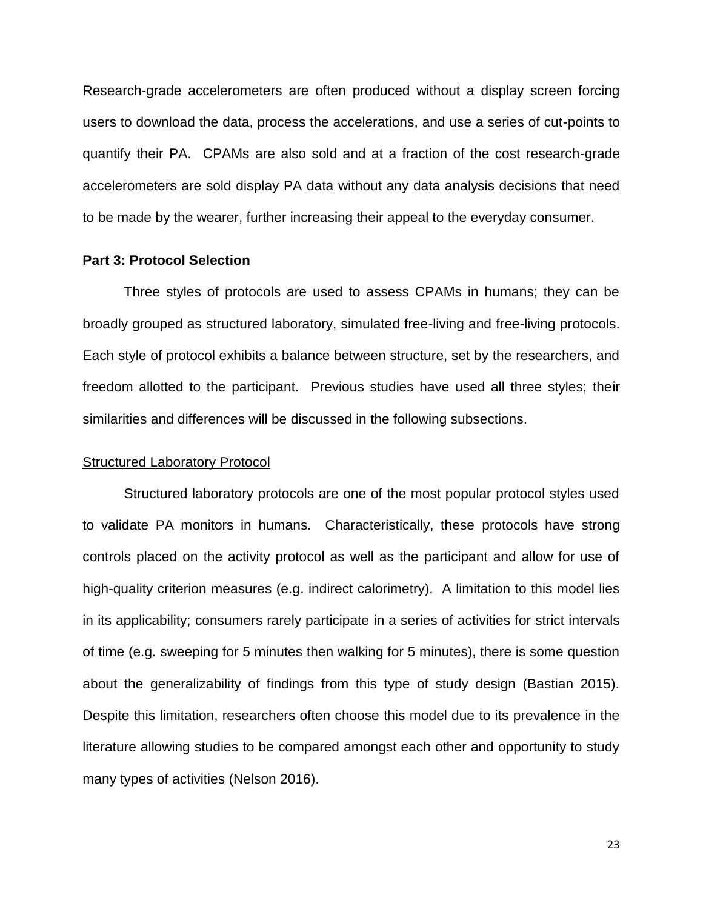Research-grade accelerometers are often produced without a display screen forcing users to download the data, process the accelerations, and use a series of cut-points to quantify their PA. CPAMs are also sold and at a fraction of the cost research-grade accelerometers are sold display PA data without any data analysis decisions that need to be made by the wearer, further increasing their appeal to the everyday consumer.

**Part 3: Protocol Selection**

Three styles of protocols are used to assess CPAMs in humans; they can be broadly grouped as structured laboratory, simulated free-living and free-living protocols. Each style of protocol exhibits a balance between structure, set by the researchers, and freedom allotted to the participant. Previous studies have used all three styles; their similarities and differences will be discussed in the following subsections.

<u>Structured Laboratory Protocol</u>

Structured laboratory protocols are one of the most popular protocol styles used to validate PA monitors in humans. Characteristically, these protocols have strong controls placed on the activity protocol as well as the participant and allow for use of high-quality criterion measures (e.g. indirect calorimetry). A limitation to this model lies in its applicability; consumers rarely participate in a series of activities for strict intervals of time (e.g. sweeping for 5 minutes then walking for 5 minutes), there is some question about the generalizability of findings from this type of study design (Bastian 2015). Despite this limitation, researchers often choose this model due to its prevalence in the literature allowing studies to be compared amongst each other and opportunity to study many types of activities (Nelson 2016).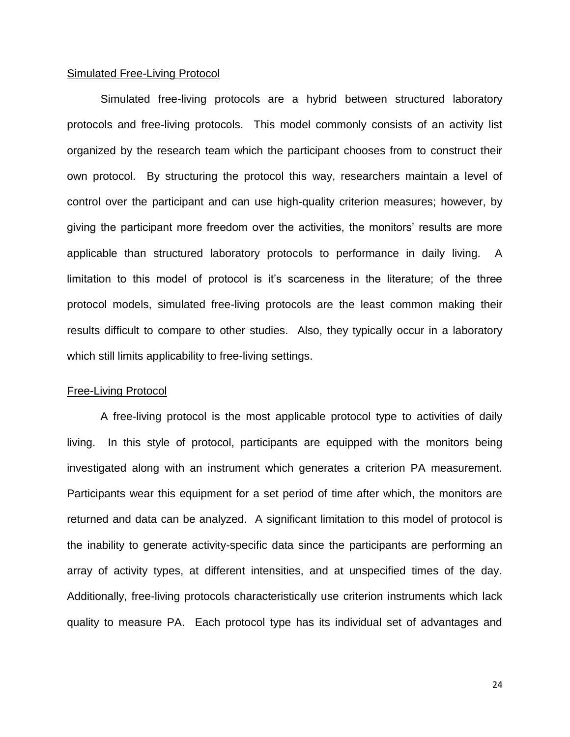<u>Simulated Free-Living Protocol</u>

Simulated free-living protocols are a hybrid between structured laboratory protocols and free-living protocols. This model commonly consists of an activity list organized by the research team which the participant chooses from to construct their own protocol. By structuring the protocol this way, researchers maintain a level of control over the participant and can use high-quality criterion measures; however, by giving the participant more freedom over the activities, the monitors' results are more applicable than structured laboratory protocols to performance in daily living. A limitation to this model of protocol is it's scarceness in the literature; of the three protocol models, simulated free-living protocols are the least common making their results difficult to compare to other studies. Also, they typically occur in a laboratory which still limits applicability to free-living settings.

<u>Free-Living Protocol</u>

A free-living protocol is the most applicable protocol type to activities of daily living. In this style of protocol, participants are equipped with the monitors being investigated along with an instrument which generates a criterion PA measurement. Participants wear this equipment for a set period of time after which, the monitors are returned and data can be analyzed. A significant limitation to this model of protocol is the inability to generate activity-specific data since the participants are performing an array of activity types, at different intensities, and at unspecified times of the day. Additionally, free-living protocols characteristically use criterion instruments which lack quality to measure PA. Each protocol type has its individual set of advantages and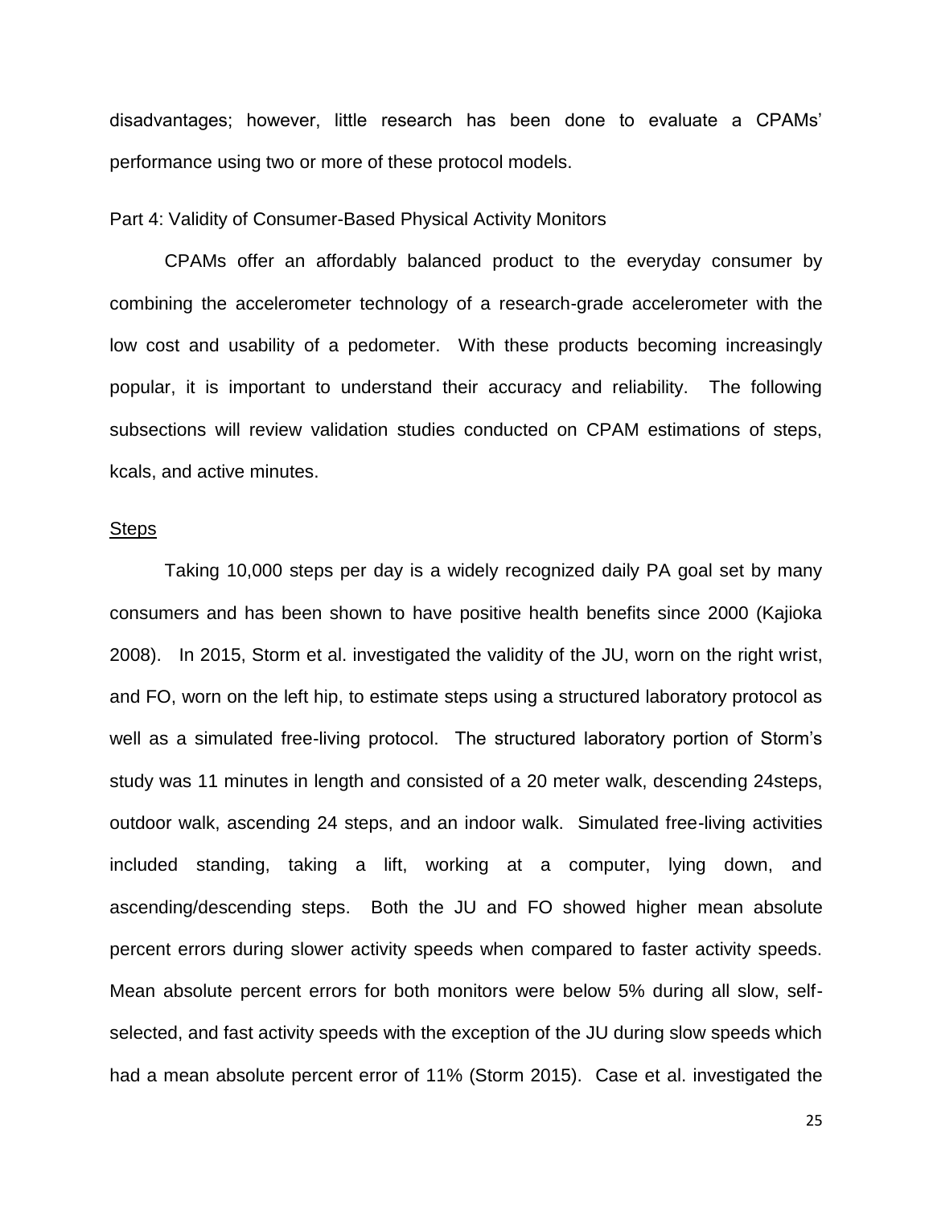disadvantages; however, little research has been done to evaluate a CPAMs' performance using two or more of these protocol models.

Part 4: Validity of Consumer-Based Physical Activity Monitors

CPAMs offer an affordably balanced product to the everyday consumer by combining the accelerometer technology of a research-grade accelerometer with the low cost and usability of a pedometer. With these products becoming increasingly popular, it is important to understand their accuracy and reliability. The following subsections will review validation studies conducted on CPAM estimations of steps, kcals, and active minutes.

Steps

Taking 10,000 steps per day is a widely recognized daily PA goal set by many consumers and has been shown to have positive health benefits since 2000 (Kajioka 2008). In 2015, Storm et al. investigated the validity of the JU, worn on the right wrist, and FO, worn on the left hip, to estimate steps using a structured laboratory protocol as well as a simulated free-living protocol. The structured laboratory portion of Storm's study was 11 minutes in length and consisted of a 20 meter walk, descending 24steps, outdoor walk, ascending 24 steps, and an indoor walk. Simulated free-living activities included standing, taking a lift, working at a computer, lying down, and ascending/descending steps. Both the JU and FO showed higher mean absolute percent errors during slower activity speeds when compared to faster activity speeds. Mean absolute percent errors for both monitors were below 5% during all slow, self-selected, and fast activity speeds with the exception of the JU during slow speeds which had a mean absolute percent error of 11% (Storm 2015). Case et al. investigated the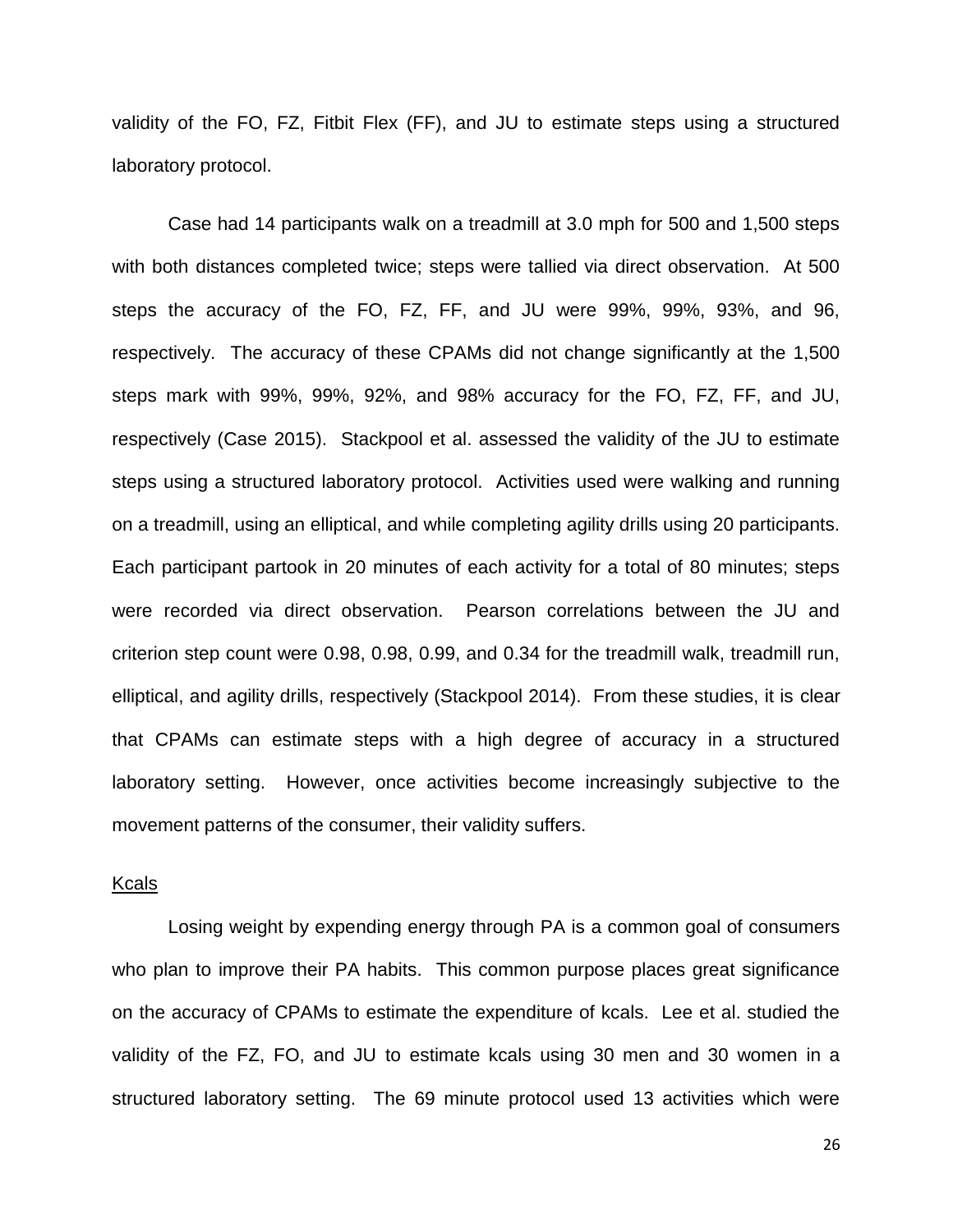validity of the FO, FZ, Fitbit Flex (FF), and JU to estimate steps using a structured laboratory protocol.

Case had 14 participants walk on a treadmill at 3.0 mph for 500 and 1,500 steps with both distances completed twice; steps were tallied via direct observation. At 500 steps the accuracy of the FO, FZ, FF, and JU were 99%, 99%, 93%, and 96, respectively. The accuracy of these CPAMs did not change significantly at the 1,500 steps mark with 99%, 99%, 92%, and 98% accuracy for the FO, FZ, FF, and JU, respectively (Case 2015). Stackpool et al. assessed the validity of the JU to estimate steps using a structured laboratory protocol. Activities used were walking and running on a treadmill, using an elliptical, and while completing agility drills using 20 participants. Each participant partook in 20 minutes of each activity for a total of 80 minutes; steps were recorded via direct observation. Pearson correlations between the JU and criterion step count were 0.98, 0.98, 0.99, and 0.34 for the treadmill walk, treadmill run, elliptical, and agility drills, respectively (Stackpool 2014). From these studies, it is clear that CPAMs can estimate steps with a high degree of accuracy in a structured laboratory setting. However, once activities become increasingly subjective to the movement patterns of the consumer, their validity suffers.

<u>Kcals</u>

Losing weight by expending energy through PA is a common goal of consumers who plan to improve their PA habits. This common purpose places great significance on the accuracy of CPAMs to estimate the expenditure of kcals. Lee et al. studied the validity of the FZ, FO, and JU to estimate kcals using 30 men and 30 women in a structured laboratory setting. The 69 minute protocol used 13 activities which were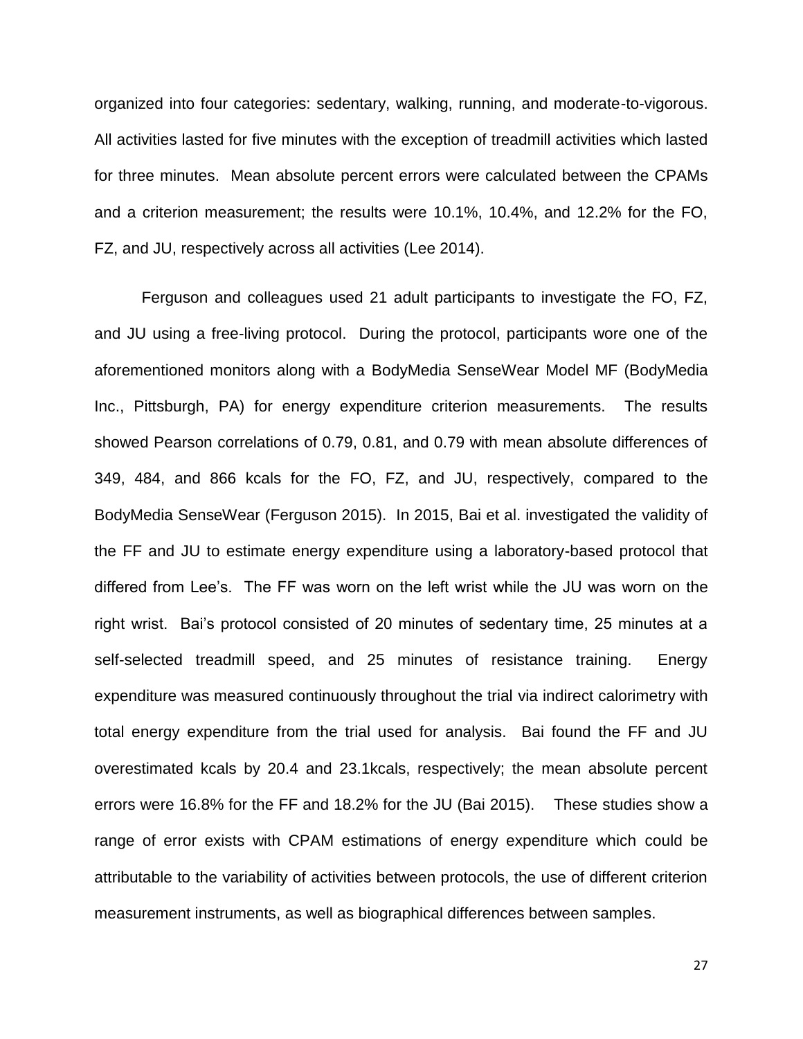organized into four categories: sedentary, walking, running, and moderate-to-vigorous. All activities lasted for five minutes with the exception of treadmill activities which lasted for three minutes. Mean absolute percent errors were calculated between the CPAMs and a criterion measurement; the results were 10.1%, 10.4%, and 12.2% for the FO, FZ, and JU, respectively across all activities (Lee 2014).

Ferguson and colleagues used 21 adult participants to investigate the FO, FZ, and JU using a free-living protocol. During the protocol, participants wore one of the aforementioned monitors along with a BodyMedia SenseWear Model MF (BodyMedia Inc., Pittsburgh, PA) for energy expenditure criterion measurements. The results showed Pearson correlations of 0.79, 0.81, and 0.79 with mean absolute differences of 349, 484, and 866 kcals for the FO, FZ, and JU, respectively, compared to the BodyMedia SenseWear (Ferguson 2015). In 2015, Bai et al. investigated the validity of the FF and JU to estimate energy expenditure using a laboratory-based protocol that differed from Lee's. The FF was worn on the left wrist while the JU was worn on the right wrist. Bai's protocol consisted of 20 minutes of sedentary time, 25 minutes at a self-selected treadmill speed, and 25 minutes of resistance training. Energy expenditure was measured continuously throughout the trial via indirect calorimetry with total energy expenditure from the trial used for analysis. Bai found the FF and JU overestimated kcals by 20.4 and 23.1kcals, respectively; the mean absolute percent errors were 16.8% for the FF and 18.2% for the JU (Bai 2015). These studies show a range of error exists with CPAM estimations of energy expenditure which could be attributable to the variability of activities between protocols, the use of different criterion measurement instruments, as well as biographical differences between samples.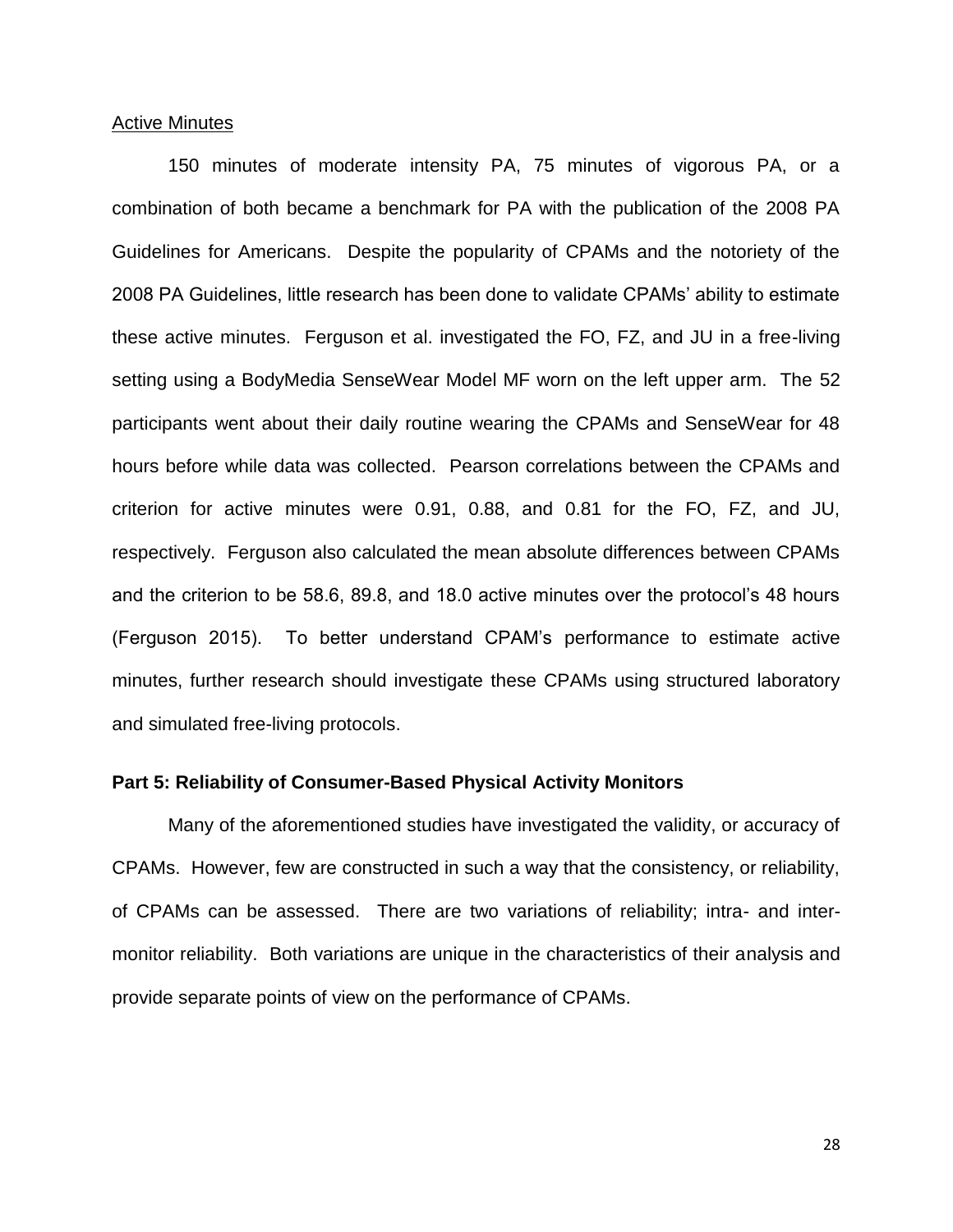Active Minutes

150 minutes of moderate intensity PA, 75 minutes of vigorous PA, or a combination of both became a benchmark for PA with the publication of the 2008 PA Guidelines for Americans. Despite the popularity of CPAMs and the notoriety of the 2008 PA Guidelines, little research has been done to validate CPAMs' ability to estimate these active minutes. Ferguson et al. investigated the FO, FZ, and JU in a free-living setting using a BodyMedia SenseWear Model MF worn on the left upper arm. The 52 participants went about their daily routine wearing the CPAMs and SenseWear for 48 hours before while data was collected. Pearson correlations between the CPAMs and criterion for active minutes were 0.91, 0.88, and 0.81 for the FO, FZ, and JU, respectively. Ferguson also calculated the mean absolute differences between CPAMs and the criterion to be 58.6, 89.8, and 18.0 active minutes over the protocol's 48 hours (Ferguson 2015). To better understand CPAM's performance to estimate active minutes, further research should investigate these CPAMs using structured laboratory and simulated free-living protocols.

### Part 5: Reliability of Consumer-Based Physical Activity Monitors

Many of the aforementioned studies have investigated the validity, or accuracy of CPAMs. However, few are constructed in such a way that the consistency, or reliability, of CPAMs can be assessed. There are two variations of reliability; intra- and inter-monitor reliability. Both variations are unique in the characteristics of their analysis and provide separate points of view on the performance of CPAMs.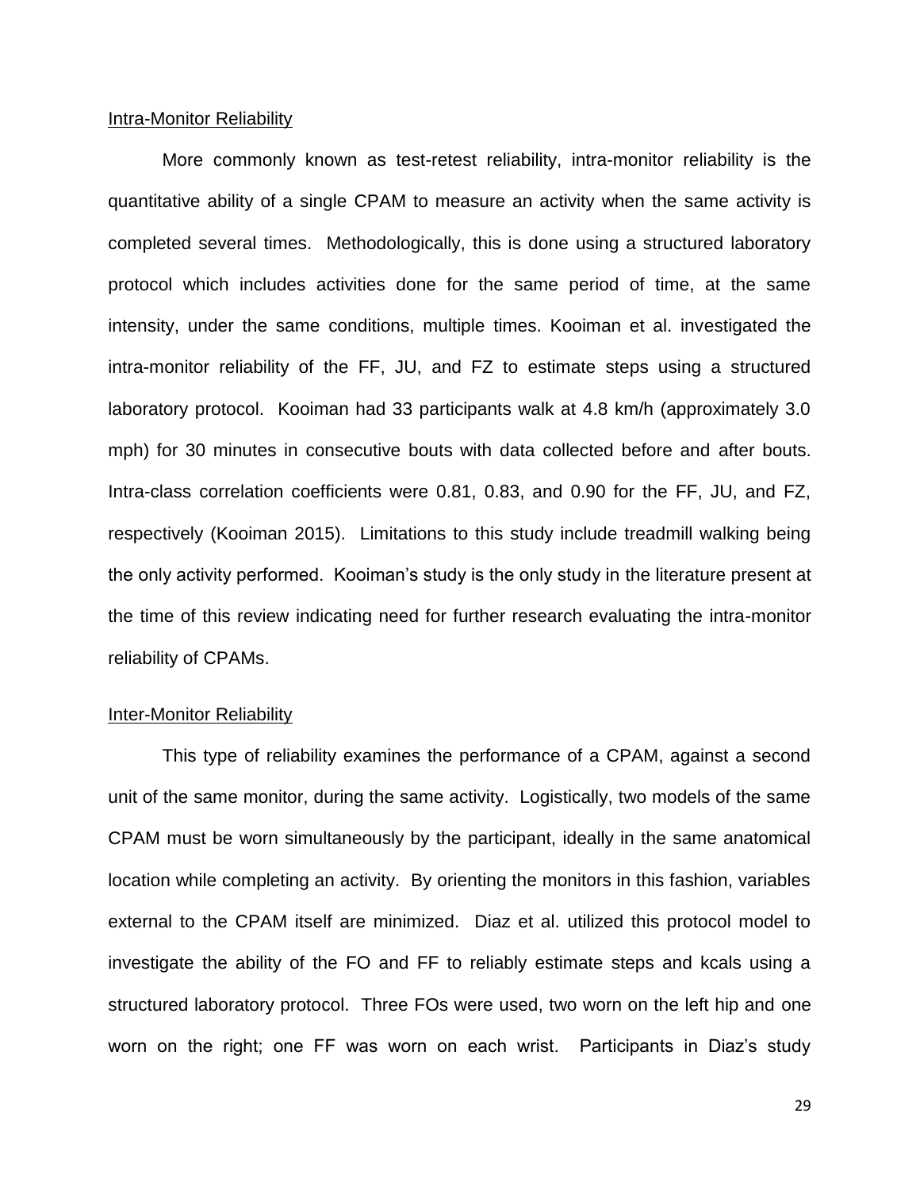## Intra-Monitor Reliability

More commonly known as test-retest reliability, intra-monitor reliability is the quantitative ability of a single CPAM to measure an activity when the same activity is completed several times. Methodologically, this is done using a structured laboratory protocol which includes activities done for the same period of time, at the same intensity, under the same conditions, multiple times. Kooiman et al. investigated the intra-monitor reliability of the FF, JU, and FZ to estimate steps using a structured laboratory protocol. Kooiman had 33 participants walk at 4.8 km/h (approximately 3.0 mph) for 30 minutes in consecutive bouts with data collected before and after bouts. Intra-class correlation coefficients were 0.81, 0.83, and 0.90 for the FF, JU, and FZ, respectively (Kooiman 2015). Limitations to this study include treadmill walking being the only activity performed. Kooiman's study is the only study in the literature present at the time of this review indicating need for further research evaluating the intra-monitor reliability of CPAMs.

## Inter-Monitor Reliability

This type of reliability examines the performance of a CPAM, against a second unit of the same monitor, during the same activity. Logistically, two models of the same CPAM must be worn simultaneously by the participant, ideally in the same anatomical location while completing an activity. By orienting the monitors in this fashion, variables external to the CPAM itself are minimized. Diaz et al. utilized this protocol model to investigate the ability of the FO and FF to reliably estimate steps and kcals using a structured laboratory protocol. Three FOs were used, two worn on the left hip and one worn on the right; one FF was worn on each wrist. Participants in Diaz's study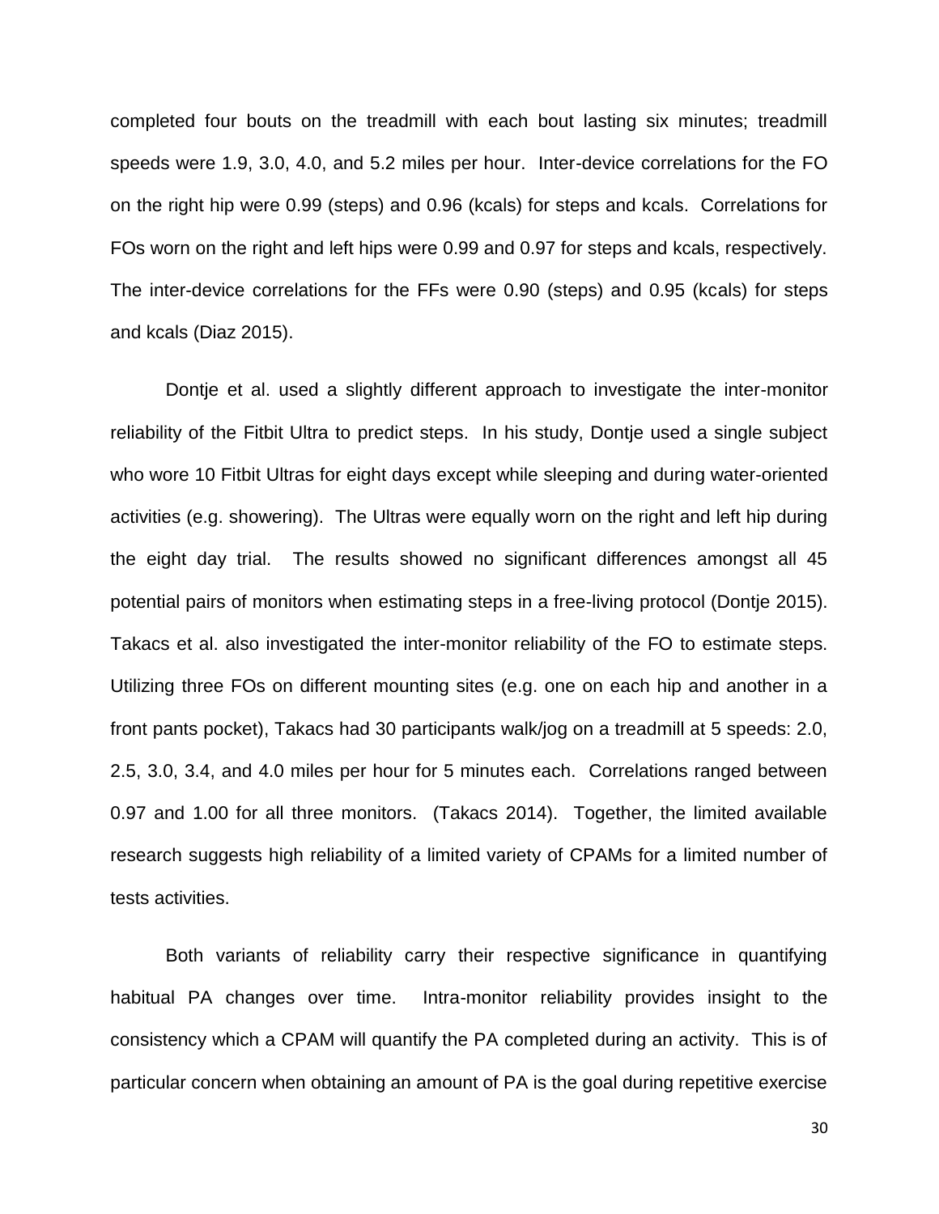completed four bouts on the treadmill with each bout lasting six minutes; treadmill speeds were 1.9, 3.0, 4.0, and 5.2 miles per hour. Inter-device correlations for the FO on the right hip were 0.99 (steps) and 0.96 (kcals) for steps and kcals. Correlations for FOs worn on the right and left hips were 0.99 and 0.97 for steps and kcals, respectively. The inter-device correlations for the FFs were 0.90 (steps) and 0.95 (kcals) for steps and kcals (Diaz 2015).

Dontje et al. used a slightly different approach to investigate the inter-monitor reliability of the Fitbit Ultra to predict steps. In his study, Dontje used a single subject who wore 10 Fitbit Ultras for eight days except while sleeping and during water-oriented activities (e.g. showering). The Ultras were equally worn on the right and left hip during the eight day trial. The results showed no significant differences amongst all 45 potential pairs of monitors when estimating steps in a free-living protocol (Dontje 2015). Takacs et al. also investigated the inter-monitor reliability of the FO to estimate steps. Utilizing three FOs on different mounting sites (e.g. one on each hip and another in a front pants pocket), Takacs had 30 participants walk/jog on a treadmill at 5 speeds: 2.0, 2.5, 3.0, 3.4, and 4.0 miles per hour for 5 minutes each. Correlations ranged between 0.97 and 1.00 for all three monitors. (Takacs 2014). Together, the limited available research suggests high reliability of a limited variety of CPAMs for a limited number of tests activities.

Both variants of reliability carry their respective significance in quantifying habitual PA changes over time. Intra-monitor reliability provides insight to the consistency which a CPAM will quantify the PA completed during an activity. This is of particular concern when obtaining an amount of PA is the goal during repetitive exercise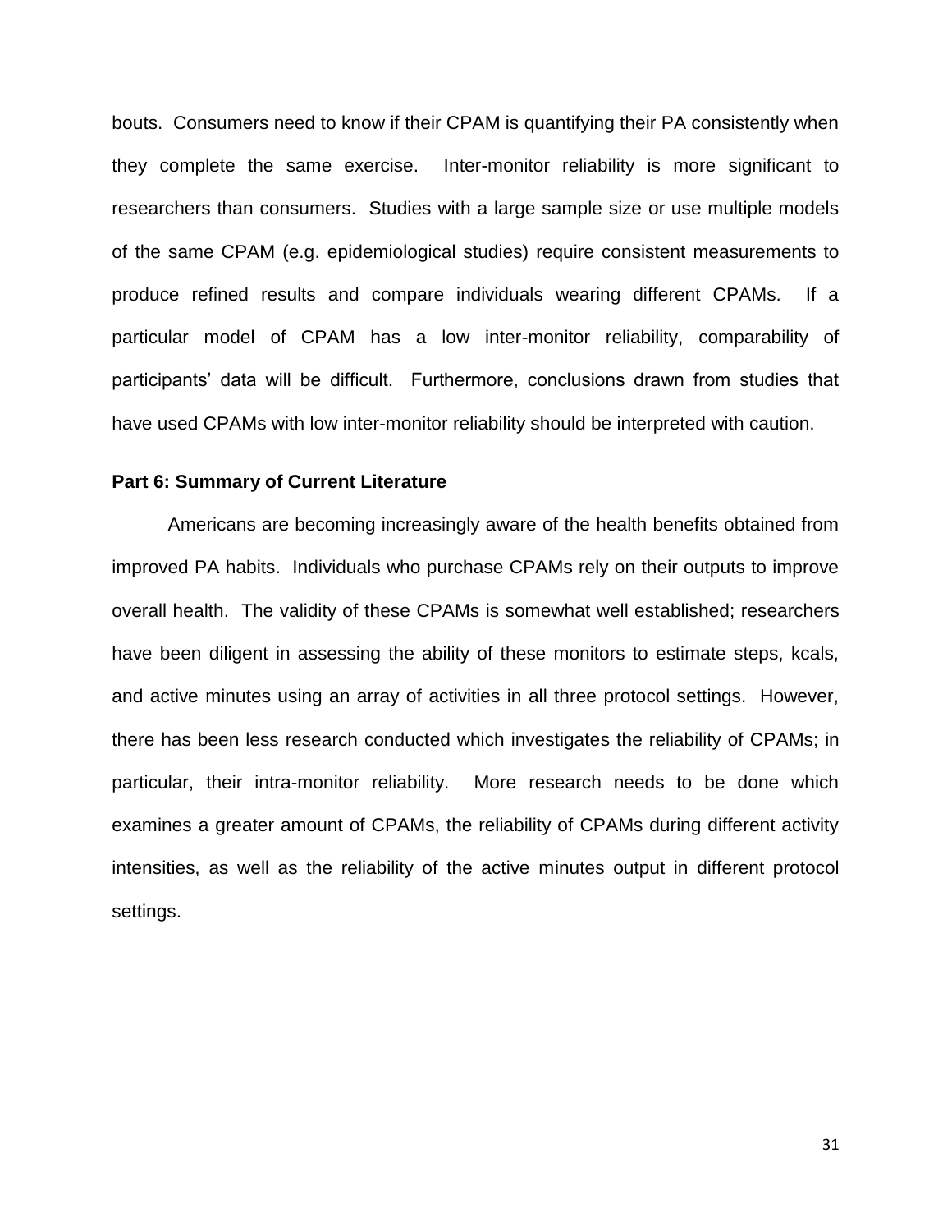bouts. Consumers need to know if their CPAM is quantifying their PA consistently when they complete the same exercise. Inter-monitor reliability is more significant to researchers than consumers. Studies with a large sample size or use multiple models of the same CPAM (e.g. epidemiological studies) require consistent measurements to produce refined results and compare individuals wearing different CPAMs. If a particular model of CPAM has a low inter-monitor reliability, comparability of participants' data will be difficult. Furthermore, conclusions drawn from studies that have used CPAMs with low inter-monitor reliability should be interpreted with caution.

### Part 6: Summary of Current Literature

Americans are becoming increasingly aware of the health benefits obtained from improved PA habits. Individuals who purchase CPAMs rely on their outputs to improve overall health. The validity of these CPAMs is somewhat well established; researchers have been diligent in assessing the ability of these monitors to estimate steps, kcals, and active minutes using an array of activities in all three protocol settings. However, there has been less research conducted which investigates the reliability of CPAMs; in particular, their intra-monitor reliability. More research needs to be done which examines a greater amount of CPAMs, the reliability of CPAMs during different activity intensities, as well as the reliability of the active minutes output in different protocol settings.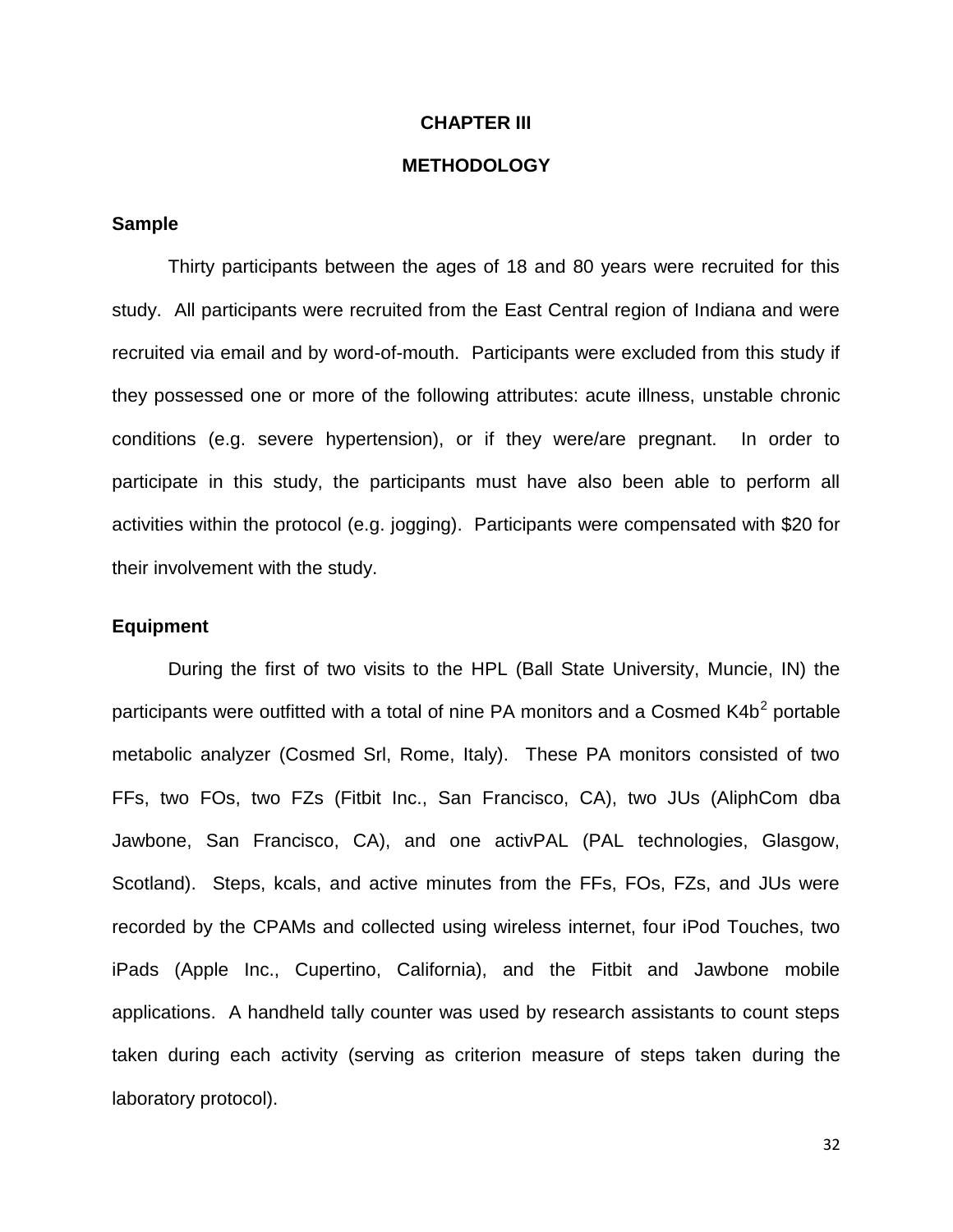# CHAPTER III

# METHODOLOGY

## Sample

Thirty participants between the ages of 18 and 80 years were recruited for this study. All participants were recruited from the East Central region of Indiana and were recruited via email and by word-of-mouth. Participants were excluded from this study if they possessed one or more of the following attributes: acute illness, unstable chronic conditions (e.g. severe hypertension), or if they were/are pregnant. In order to participate in this study, the participants must have also been able to perform all activities within the protocol (e.g. jogging). Participants were compensated with $20 for their involvement with the study.

## Equipment

During the first of two visits to the HPL (Ball State University, Muncie, IN) the participants were outfitted with a total of nine PA monitors and a Cosmed $K4b^2$ portable metabolic analyzer (Cosmed Srl, Rome, Italy). These PA monitors consisted of two FFs, two FOs, two FZs (Fitbit Inc., San Francisco, CA), two JUs (AliphCom dba Jawbone, San Francisco, CA), and one activPAL (PAL technologies, Glasgow, Scotland). Steps, kcals, and active minutes from the FFs, FOs, FZs, and JUs were recorded by the CPAMs and collected using wireless internet, four iPod Touches, two iPads (Apple Inc., Cupertino, California), and the Fitbit and Jawbone mobile applications. A handheld tally counter was used by research assistants to count steps taken during each activity (serving as criterion measure of steps taken during the laboratory protocol).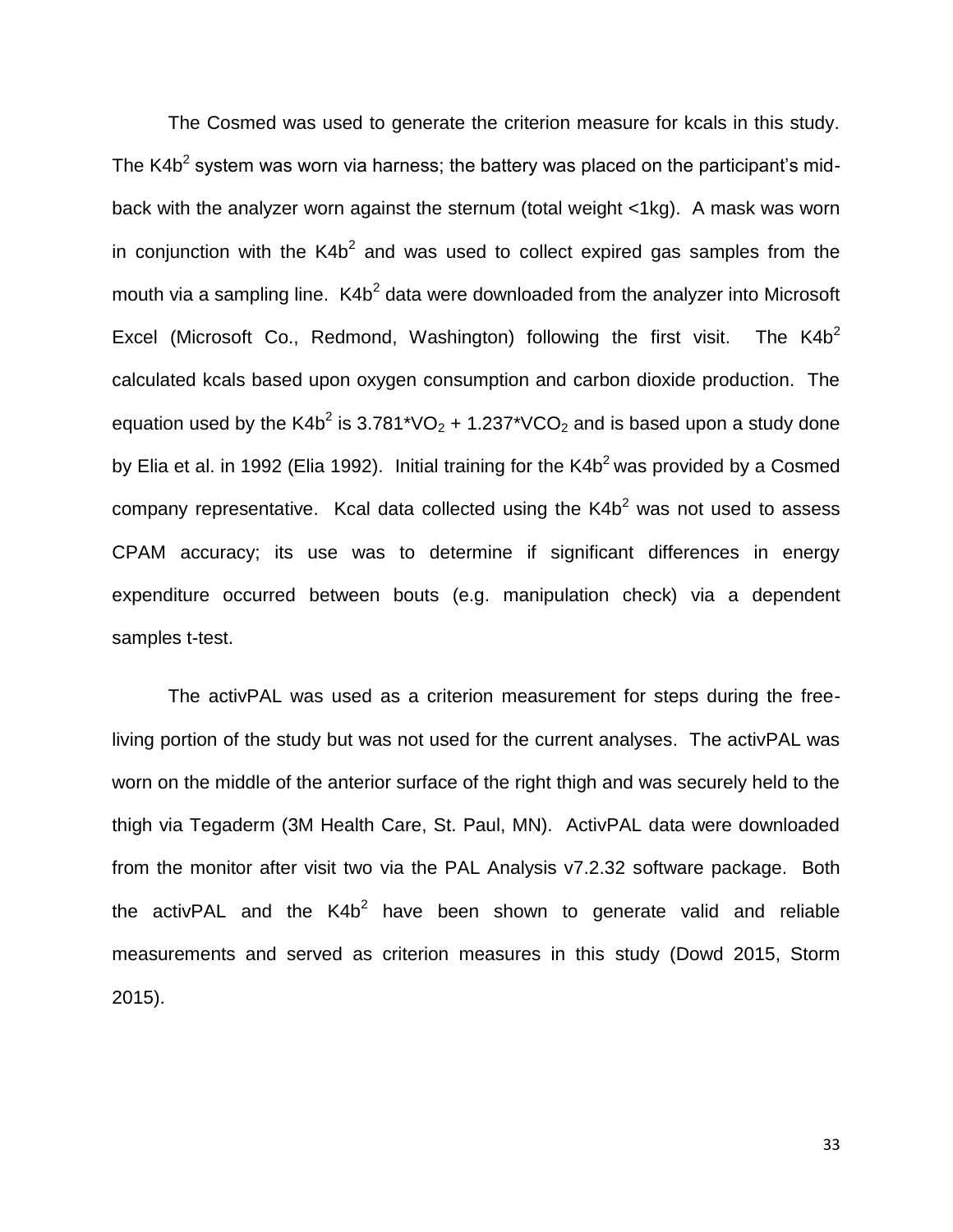The Cosmed was used to generate the criterion measure for kcals in this study. The K4b$^2$ system was worn via harness; the battery was placed on the participant's mid-back with the analyzer worn against the sternum (total weight <1kg). A mask was worn in conjunction with the K4b$^2$ and was used to collect expired gas samples from the mouth via a sampling line. K4b$^2$ data were downloaded from the analyzer into Microsoft Excel (Microsoft Co., Redmond, Washington) following the first visit. The K4b$^2$ calculated kcals based upon oxygen consumption and carbon dioxide production. The equation used by the K4b$^2$ is $3.781*VO_2 + 1.237*VCO_2$ and is based upon a study done by Elia et al. in 1992 (Elia 1992). Initial training for the K4b$^2$ was provided by a Cosmed company representative. Kcal data collected using the K4b$^2$ was not used to assess CPAM accuracy; its use was to determine if significant differences in energy expenditure occurred between bouts (e.g. manipulation check) via a dependent samples t-test.

The activPAL was used as a criterion measurement for steps during the free-living portion of the study but was not used for the current analyses. The activPAL was worn on the middle of the anterior surface of the right thigh and was securely held to the thigh via Tegaderm (3M Health Care, St. Paul, MN). ActivPAL data were downloaded from the monitor after visit two via the PAL Analysis v7.2.32 software package. Both the activPAL and the K4b$^2$ have been shown to generate valid and reliable measurements and served as criterion measures in this study (Dowd 2015, Storm 2015).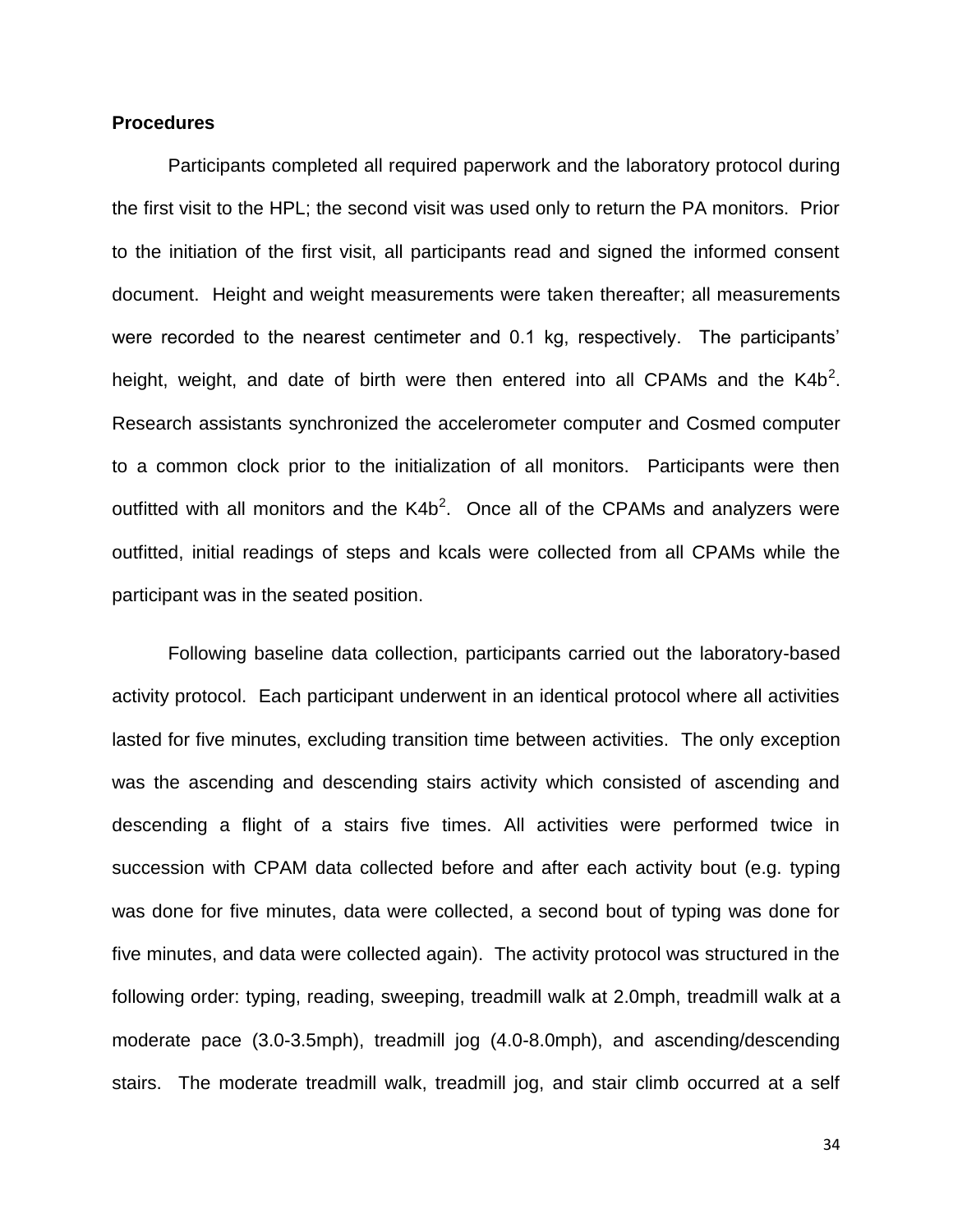**Procedures**

Participants completed all required paperwork and the laboratory protocol during the first visit to the HPL; the second visit was used only to return the PA monitors. Prior to the initiation of the first visit, all participants read and signed the informed consent document. Height and weight measurements were taken thereafter; all measurements were recorded to the nearest centimeter and 0.1 kg, respectively. The participants' height, weight, and date of birth were then entered into all CPAMs and the $K4b^2$. Research assistants synchronized the accelerometer computer and Cosmed computer to a common clock prior to the initialization of all monitors. Participants were then outfitted with all monitors and the $K4b^2$. Once all of the CPAMs and analyzers were outfitted, initial readings of steps and kcals were collected from all CPAMs while the participant was in the seated position.

Following baseline data collection, participants carried out the laboratory-based activity protocol. Each participant underwent in an identical protocol where all activities lasted for five minutes, excluding transition time between activities. The only exception was the ascending and descending stairs activity which consisted of ascending and descending a flight of a stairs five times. All activities were performed twice in succession with CPAM data collected before and after each activity bout (e.g. typing was done for five minutes, data were collected, a second bout of typing was done for five minutes, and data were collected again). The activity protocol was structured in the following order: typing, reading, sweeping, treadmill walk at 2.0mph, treadmill walk at a moderate pace (3.0-3.5mph), treadmill jog (4.0-8.0mph), and ascending/descending stairs. The moderate treadmill walk, treadmill jog, and stair climb occurred at a self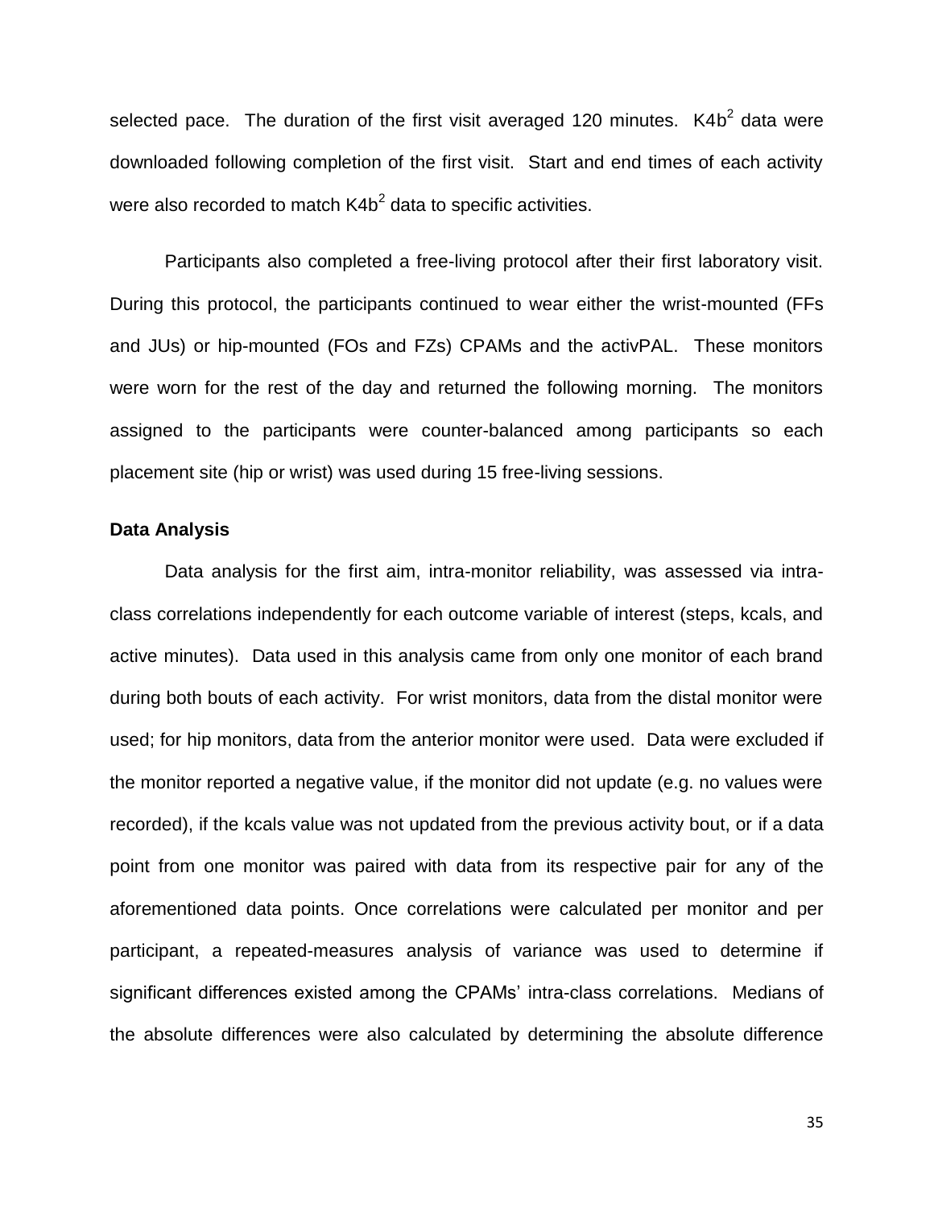selected pace. The duration of the first visit averaged 120 minutes. $K4b^2$ data were downloaded following completion of the first visit. Start and end times of each activity were also recorded to match $K4b^2$ data to specific activities.

Participants also completed a free-living protocol after their first laboratory visit. During this protocol, the participants continued to wear either the wrist-mounted (FFs and JUs) or hip-mounted (FOs and FZs) CPAMs and the activPAL. These monitors were worn for the rest of the day and returned the following morning. The monitors assigned to the participants were counter-balanced among participants so each placement site (hip or wrist) was used during 15 free-living sessions.

**Data Analysis**

Data analysis for the first aim, intra-monitor reliability, was assessed via intra-class correlations independently for each outcome variable of interest (steps, kcals, and active minutes). Data used in this analysis came from only one monitor of each brand during both bouts of each activity. For wrist monitors, data from the distal monitor were used; for hip monitors, data from the anterior monitor were used. Data were excluded if the monitor reported a negative value, if the monitor did not update (e.g. no values were recorded), if the kcals value was not updated from the previous activity bout, or if a data point from one monitor was paired with data from its respective pair for any of the aforementioned data points. Once correlations were calculated per monitor and per participant, a repeated-measures analysis of variance was used to determine if significant differences existed among the CPAMs' intra-class correlations. Medians of the absolute differences were also calculated by determining the absolute difference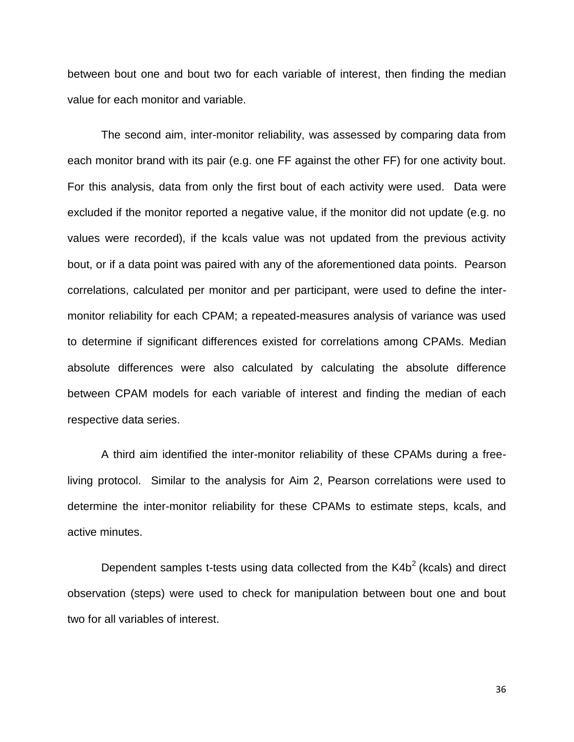between bout one and bout two for each variable of interest, then finding the median value for each monitor and variable.

The second aim, inter-monitor reliability, was assessed by comparing data from each monitor brand with its pair (e.g. one FF against the other FF) for one activity bout. For this analysis, data from only the first bout of each activity were used. Data were excluded if the monitor reported a negative value, if the monitor did not update (e.g. no values were recorded), if the kcals value was not updated from the previous activity bout, or if a data point was paired with any of the aforementioned data points. Pearson correlations, calculated per monitor and per participant, were used to define the inter-monitor reliability for each CPAM; a repeated-measures analysis of variance was used to determine if significant differences existed for correlations among CPAMs. Median absolute differences were also calculated by calculating the absolute difference between CPAM models for each variable of interest and finding the median of each respective data series.

A third aim identified the inter-monitor reliability of these CPAMs during a free-living protocol. Similar to the analysis for Aim 2, Pearson correlations were used to determine the inter-monitor reliability for these CPAMs to estimate steps, kcals, and active minutes.

Dependent samples t-tests using data collected from the $K4b^2$ (kcals) and direct observation (steps) were used to check for manipulation between bout one and bout two for all variables of interest.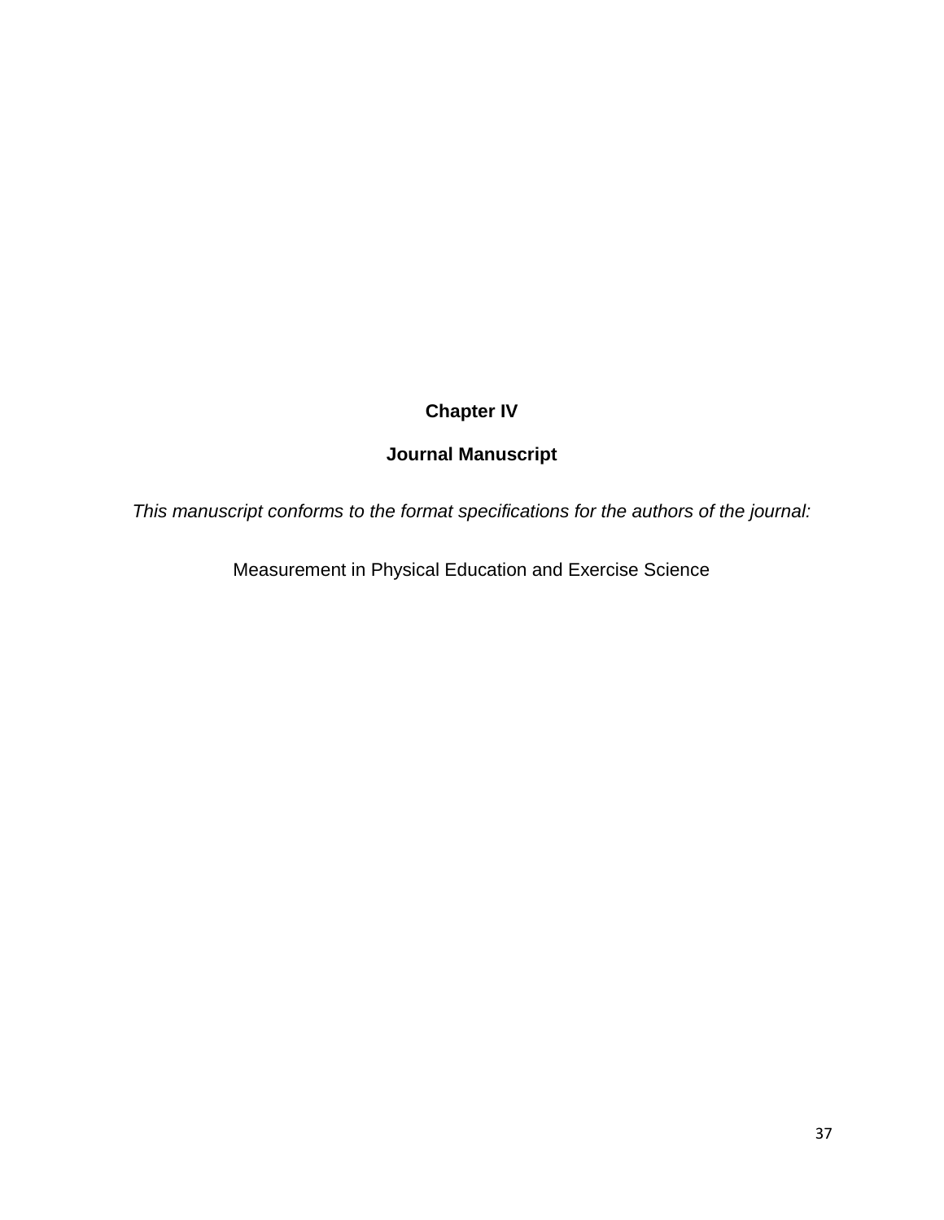# Chapter IV

## Journal Manuscript

*This manuscript conforms to the format specifications for the authors of the journal:*

Measurement in Physical Education and Exercise Science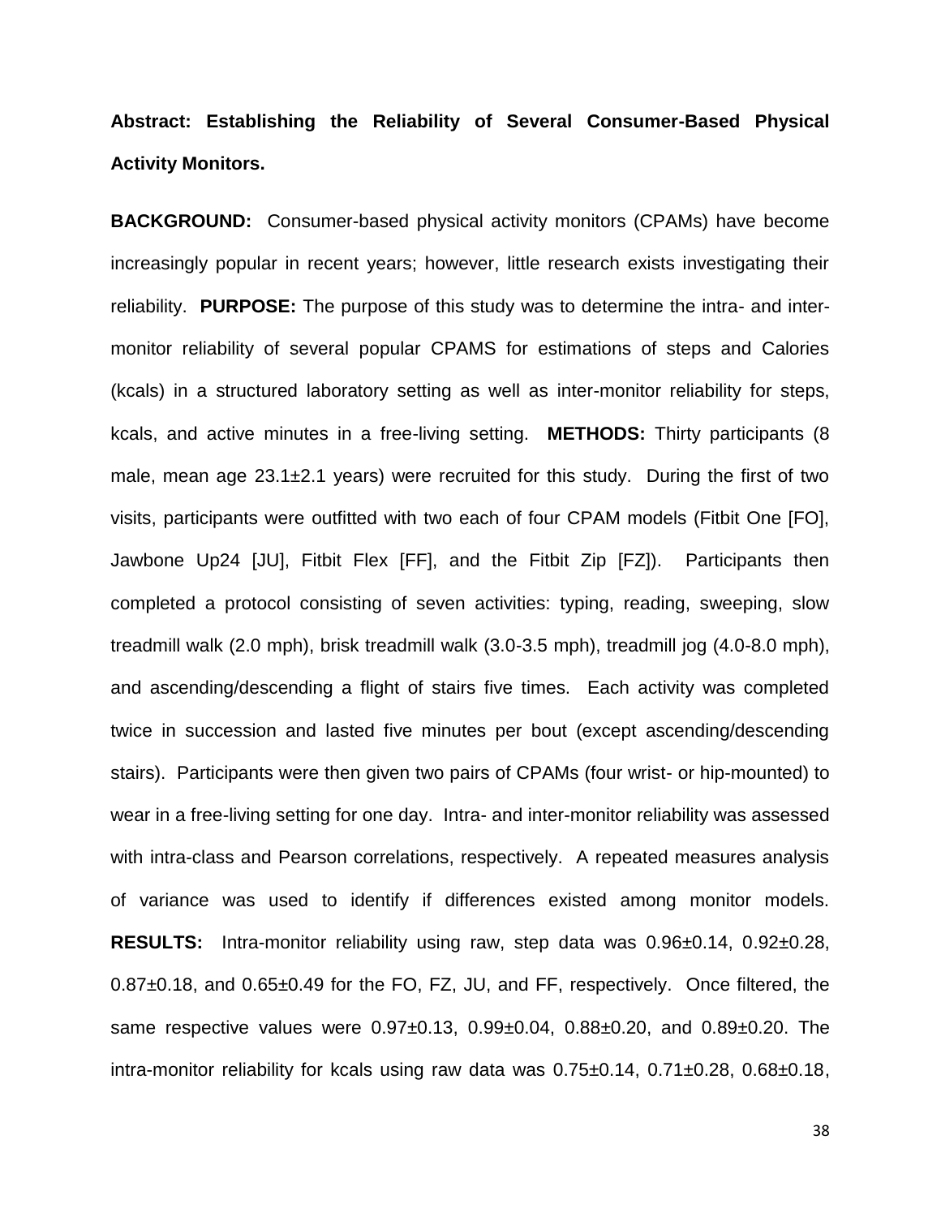**Abstract: Establishing the Reliability of Several Consumer-Based Physical Activity Monitors.**

**BACKGROUND:** Consumer-based physical activity monitors (CPAMs) have become increasingly popular in recent years; however, little research exists investigating their reliability. **PURPOSE:** The purpose of this study was to determine the intra- and inter-monitor reliability of several popular CPAMS for estimations of steps and Calories (kcals) in a structured laboratory setting as well as inter-monitor reliability for steps, kcals, and active minutes in a free-living setting. **METHODS:** Thirty participants (8 male, mean age 23.1±2.1 years) were recruited for this study. During the first of two visits, participants were outfitted with two each of four CPAM models (Fitbit One [FO], Jawbone Up24 [JU], Fitbit Flex [FF], and the Fitbit Zip [FZ]). Participants then completed a protocol consisting of seven activities: typing, reading, sweeping, slow treadmill walk (2.0 mph), brisk treadmill walk (3.0-3.5 mph), treadmill jog (4.0-8.0 mph), and ascending/descending a flight of stairs five times. Each activity was completed twice in succession and lasted five minutes per bout (except ascending/descending stairs). Participants were then given two pairs of CPAMs (four wrist- or hip-mounted) to wear in a free-living setting for one day. Intra- and inter-monitor reliability was assessed with intra-class and Pearson correlations, respectively. A repeated measures analysis of variance was used to identify if differences existed among monitor models. **RESULTS:** Intra-monitor reliability using raw, step data was 0.96±0.14, 0.92±0.28, 0.87±0.18, and 0.65±0.49 for the FO, FZ, JU, and FF, respectively. Once filtered, the same respective values were 0.97±0.13, 0.99±0.04, 0.88±0.20, and 0.89±0.20. The intra-monitor reliability for kcals using raw data was 0.75±0.14, 0.71±0.28, 0.68±0.18,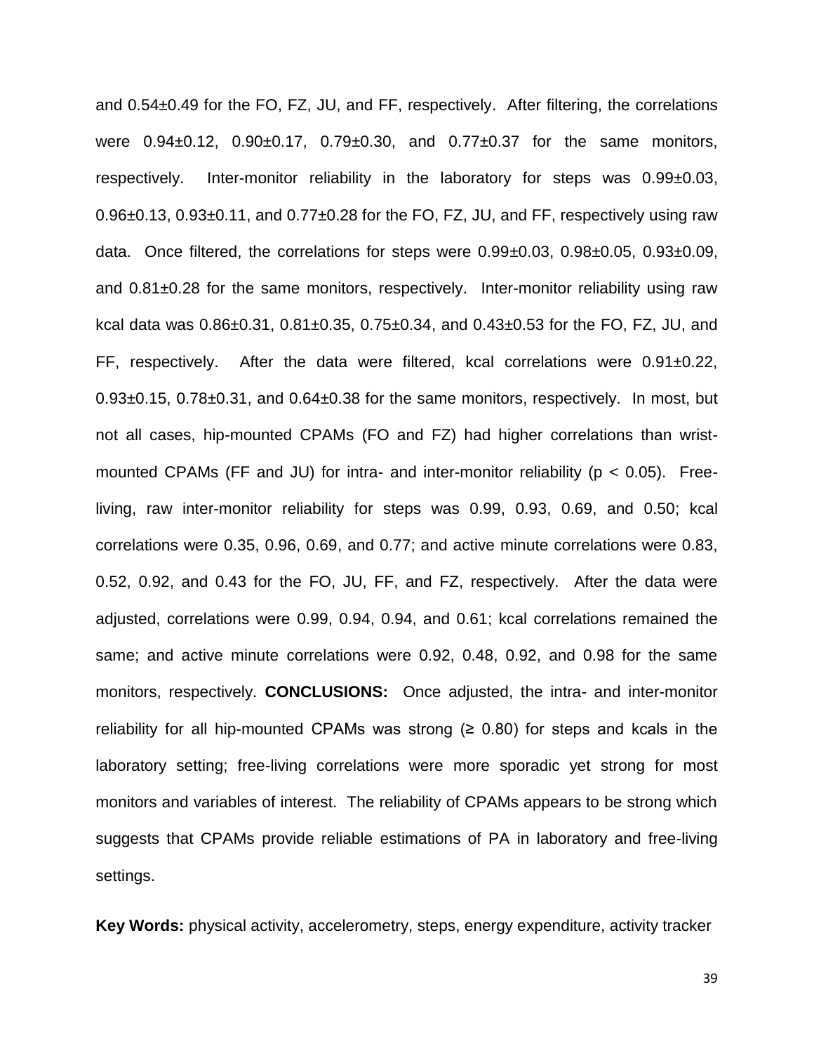and 0.54±0.49 for the FO, FZ, JU, and FF, respectively. After filtering, the correlations were 0.94±0.12, 0.90±0.17, 0.79±0.30, and 0.77±0.37 for the same monitors, respectively. Inter-monitor reliability in the laboratory for steps was 0.99±0.03, 0.96±0.13, 0.93±0.11, and 0.77±0.28 for the FO, FZ, JU, and FF, respectively using raw data. Once filtered, the correlations for steps were 0.99±0.03, 0.98±0.05, 0.93±0.09, and 0.81±0.28 for the same monitors, respectively. Inter-monitor reliability using raw kcal data was 0.86±0.31, 0.81±0.35, 0.75±0.34, and 0.43±0.53 for the FO, FZ, JU, and FF, respectively. After the data were filtered, kcal correlations were 0.91±0.22, 0.93±0.15, 0.78±0.31, and 0.64±0.38 for the same monitors, respectively. In most, but not all cases, hip-mounted CPAMs (FO and FZ) had higher correlations than wrist-mounted CPAMs (FF and JU) for intra- and inter-monitor reliability ($p < 0.05$). Free-living, raw inter-monitor reliability for steps was 0.99, 0.93, 0.69, and 0.50; kcal correlations were 0.35, 0.96, 0.69, and 0.77; and active minute correlations were 0.83, 0.52, 0.92, and 0.43 for the FO, JU, FF, and FZ, respectively. After the data were adjusted, correlations were 0.99, 0.94, 0.94, and 0.61; kcal correlations remained the same; and active minute correlations were 0.92, 0.48, 0.92, and 0.98 for the same monitors, respectively. **CONCLUSIONS:** Once adjusted, the intra- and inter-monitor reliability for all hip-mounted CPAMs was strong (≥ 0.80) for steps and kcals in the laboratory setting; free-living correlations were more sporadic yet strong for most monitors and variables of interest. The reliability of CPAMs appears to be strong which suggests that CPAMs provide reliable estimations of PA in laboratory and free-living settings.

**Key Words:** physical activity, accelerometry, steps, energy expenditure, activity tracker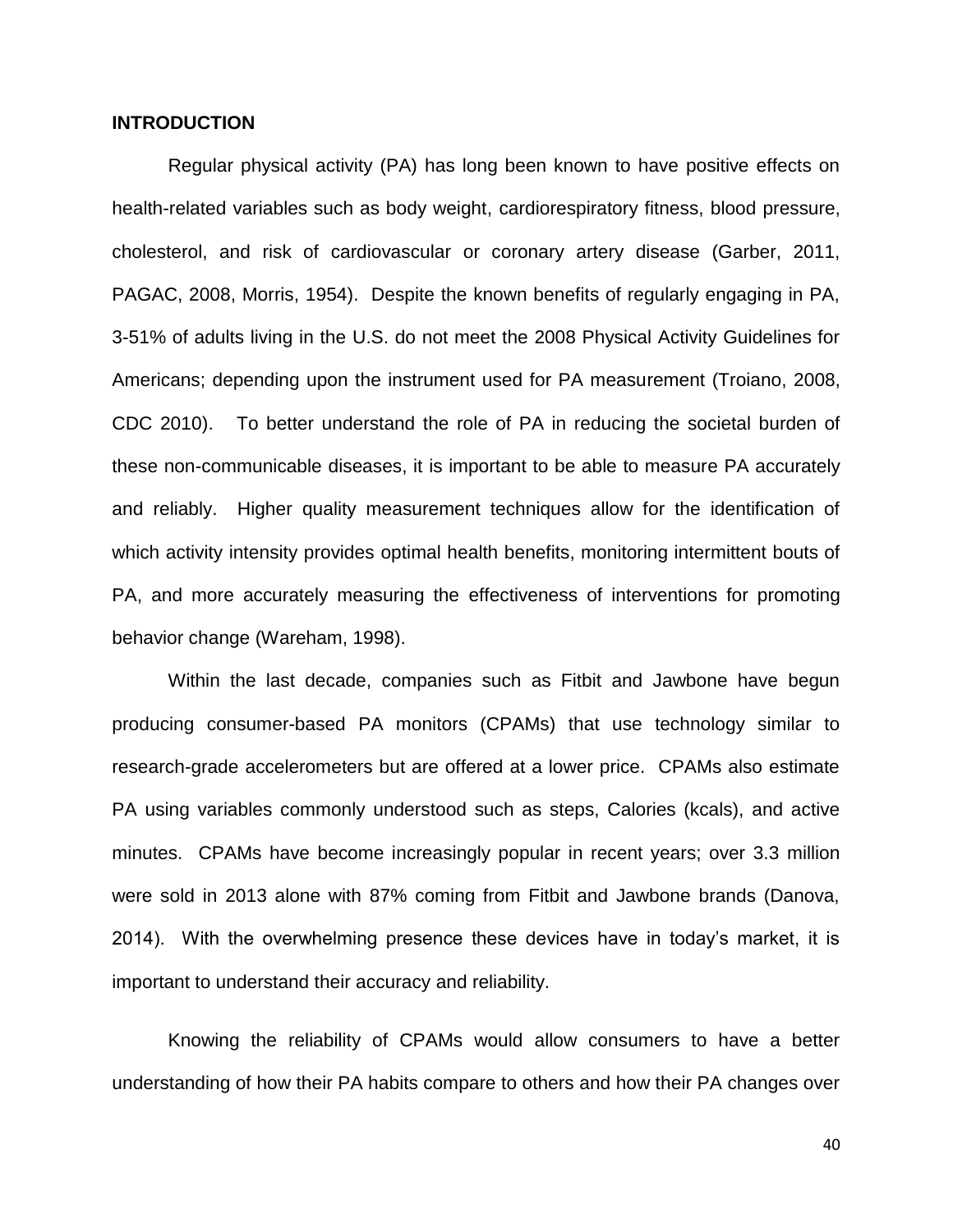## INTRODUCTION

Regular physical activity (PA) has long been known to have positive effects on health-related variables such as body weight, cardiorespiratory fitness, blood pressure, cholesterol, and risk of cardiovascular or coronary artery disease (Garber, 2011, PAGAC, 2008, Morris, 1954). Despite the known benefits of regularly engaging in PA, 3-51% of adults living in the U.S. do not meet the 2008 Physical Activity Guidelines for Americans; depending upon the instrument used for PA measurement (Troiano, 2008, CDC 2010). To better understand the role of PA in reducing the societal burden of these non-communicable diseases, it is important to be able to measure PA accurately and reliably. Higher quality measurement techniques allow for the identification of which activity intensity provides optimal health benefits, monitoring intermittent bouts of PA, and more accurately measuring the effectiveness of interventions for promoting behavior change (Wareham, 1998).

Within the last decade, companies such as Fitbit and Jawbone have begun producing consumer-based PA monitors (CPAMs) that use technology similar to research-grade accelerometers but are offered at a lower price. CPAMs also estimate PA using variables commonly understood such as steps, Calories (kcals), and active minutes. CPAMs have become increasingly popular in recent years; over 3.3 million were sold in 2013 alone with 87% coming from Fitbit and Jawbone brands (Danova, 2014). With the overwhelming presence these devices have in today's market, it is important to understand their accuracy and reliability.

Knowing the reliability of CPAMs would allow consumers to have a better understanding of how their PA habits compare to others and how their PA changes over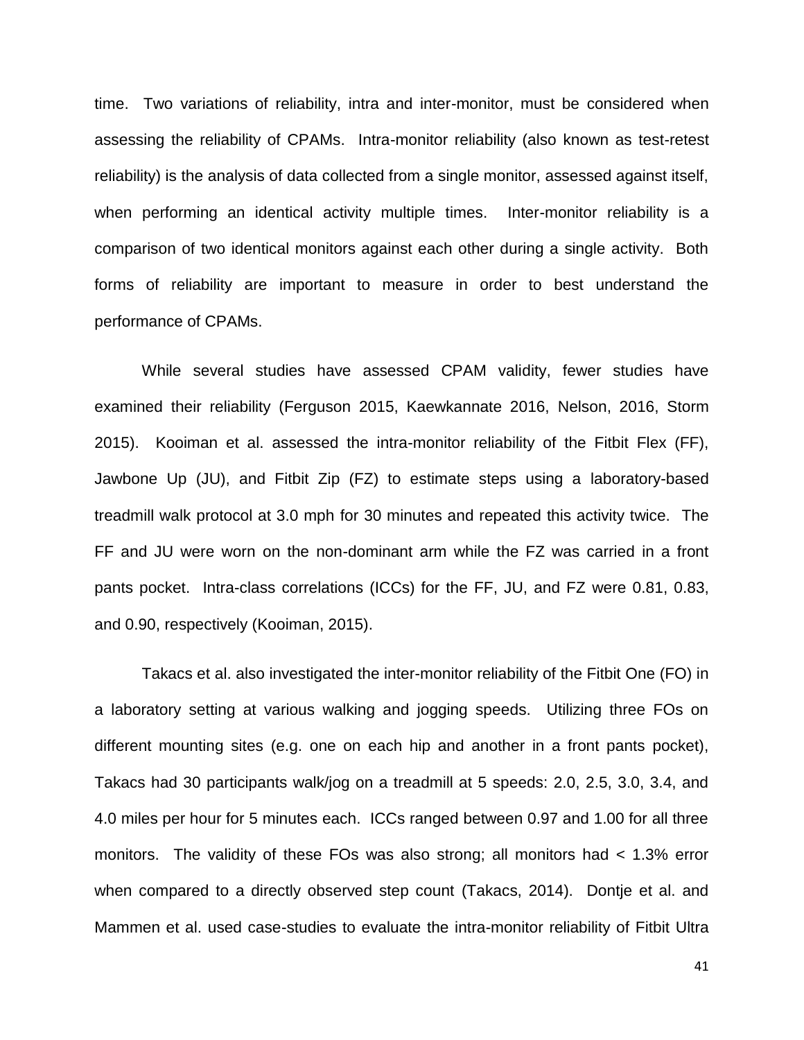time. Two variations of reliability, intra and inter-monitor, must be considered when assessing the reliability of CPAMs. Intra-monitor reliability (also known as test-retest reliability) is the analysis of data collected from a single monitor, assessed against itself, when performing an identical activity multiple times. Inter-monitor reliability is a comparison of two identical monitors against each other during a single activity. Both forms of reliability are important to measure in order to best understand the performance of CPAMs.

While several studies have assessed CPAM validity, fewer studies have examined their reliability (Ferguson 2015, Kaewkannate 2016, Nelson, 2016, Storm 2015). Kooiman et al. assessed the intra-monitor reliability of the Fitbit Flex (FF), Jawbone Up (JU), and Fitbit Zip (FZ) to estimate steps using a laboratory-based treadmill walk protocol at 3.0 mph for 30 minutes and repeated this activity twice. The FF and JU were worn on the non-dominant arm while the FZ was carried in a front pants pocket. Intra-class correlations (ICCs) for the FF, JU, and FZ were 0.81, 0.83, and 0.90, respectively (Kooiman, 2015).

Takacs et al. also investigated the inter-monitor reliability of the Fitbit One (FO) in a laboratory setting at various walking and jogging speeds. Utilizing three FOs on different mounting sites (e.g. one on each hip and another in a front pants pocket), Takacs had 30 participants walk/jog on a treadmill at 5 speeds: 2.0, 2.5, 3.0, 3.4, and 4.0 miles per hour for 5 minutes each. ICCs ranged between 0.97 and 1.00 for all three monitors. The validity of these FOs was also strong; all monitors had < 1.3% error when compared to a directly observed step count (Takacs, 2014). Dontje et al. and Mammen et al. used case-studies to evaluate the intra-monitor reliability of Fitbit Ultra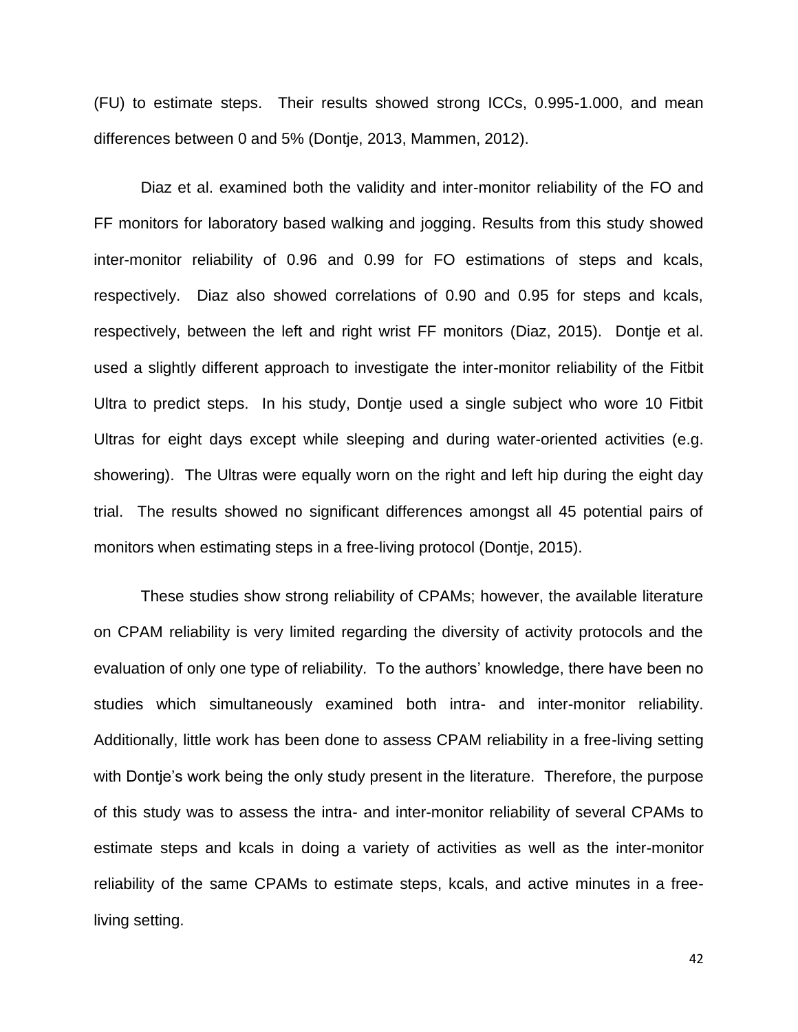(FU) to estimate steps. Their results showed strong ICCs, 0.995-1.000, and mean differences between 0 and 5% (Dontje, 2013, Mammen, 2012).

Diaz et al. examined both the validity and inter-monitor reliability of the FO and FF monitors for laboratory based walking and jogging. Results from this study showed inter-monitor reliability of 0.96 and 0.99 for FO estimations of steps and kcals, respectively. Diaz also showed correlations of 0.90 and 0.95 for steps and kcals, respectively, between the left and right wrist FF monitors (Diaz, 2015). Dontje et al. used a slightly different approach to investigate the inter-monitor reliability of the Fitbit Ultra to predict steps. In his study, Dontje used a single subject who wore 10 Fitbit Ultras for eight days except while sleeping and during water-oriented activities (e.g. showering). The Ultras were equally worn on the right and left hip during the eight day trial. The results showed no significant differences amongst all 45 potential pairs of monitors when estimating steps in a free-living protocol (Dontje, 2015).

These studies show strong reliability of CPAMs; however, the available literature on CPAM reliability is very limited regarding the diversity of activity protocols and the evaluation of only one type of reliability. To the authors' knowledge, there have been no studies which simultaneously examined both intra- and inter-monitor reliability. Additionally, little work has been done to assess CPAM reliability in a free-living setting with Dontje's work being the only study present in the literature. Therefore, the purpose of this study was to assess the intra- and inter-monitor reliability of several CPAMs to estimate steps and kcals in doing a variety of activities as well as the inter-monitor reliability of the same CPAMs to estimate steps, kcals, and active minutes in a free-living setting.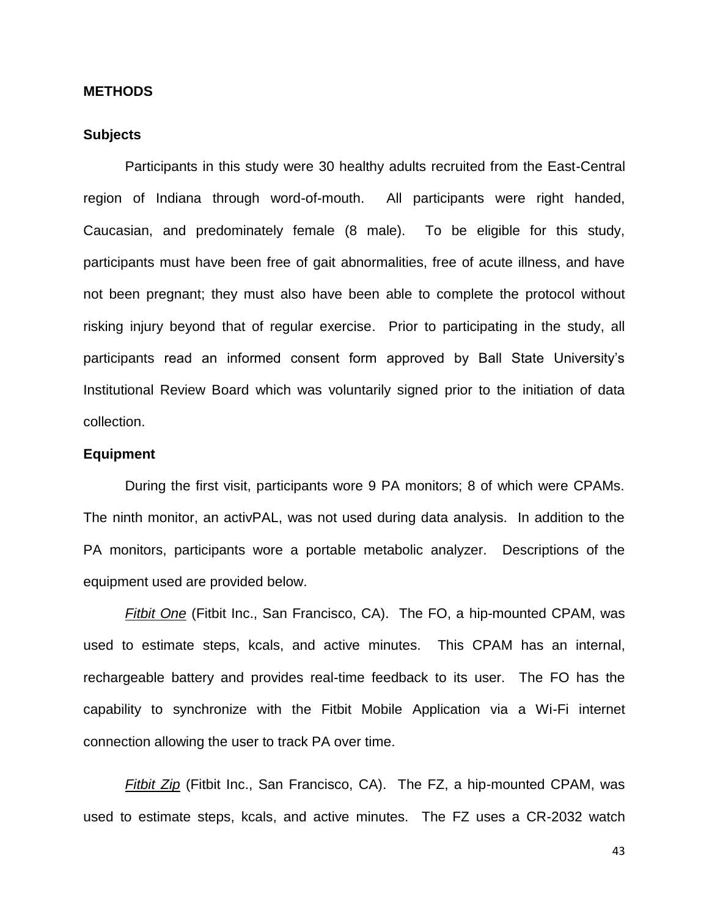## METHODS

### Subjects

Participants in this study were 30 healthy adults recruited from the East-Central region of Indiana through word-of-mouth. All participants were right handed, Caucasian, and predominately female (8 male). To be eligible for this study, participants must have been free of gait abnormalities, free of acute illness, and have not been pregnant; they must also have been able to complete the protocol without risking injury beyond that of regular exercise. Prior to participating in the study, all participants read an informed consent form approved by Ball State University's Institutional Review Board which was voluntarily signed prior to the initiation of data collection.

### Equipment

During the first visit, participants wore 9 PA monitors; 8 of which were CPAMs. The ninth monitor, an activPAL, was not used during data analysis. In addition to the PA monitors, participants wore a portable metabolic analyzer. Descriptions of the equipment used are provided below.

*Fitbit One* (Fitbit Inc., San Francisco, CA). The FO, a hip-mounted CPAM, was used to estimate steps, kcals, and active minutes. This CPAM has an internal, rechargeable battery and provides real-time feedback to its user. The FO has the capability to synchronize with the Fitbit Mobile Application via a Wi-Fi internet connection allowing the user to track PA over time.

*Fitbit Zip* (Fitbit Inc., San Francisco, CA). The FZ, a hip-mounted CPAM, was used to estimate steps, kcals, and active minutes. The FZ uses a CR-2032 watch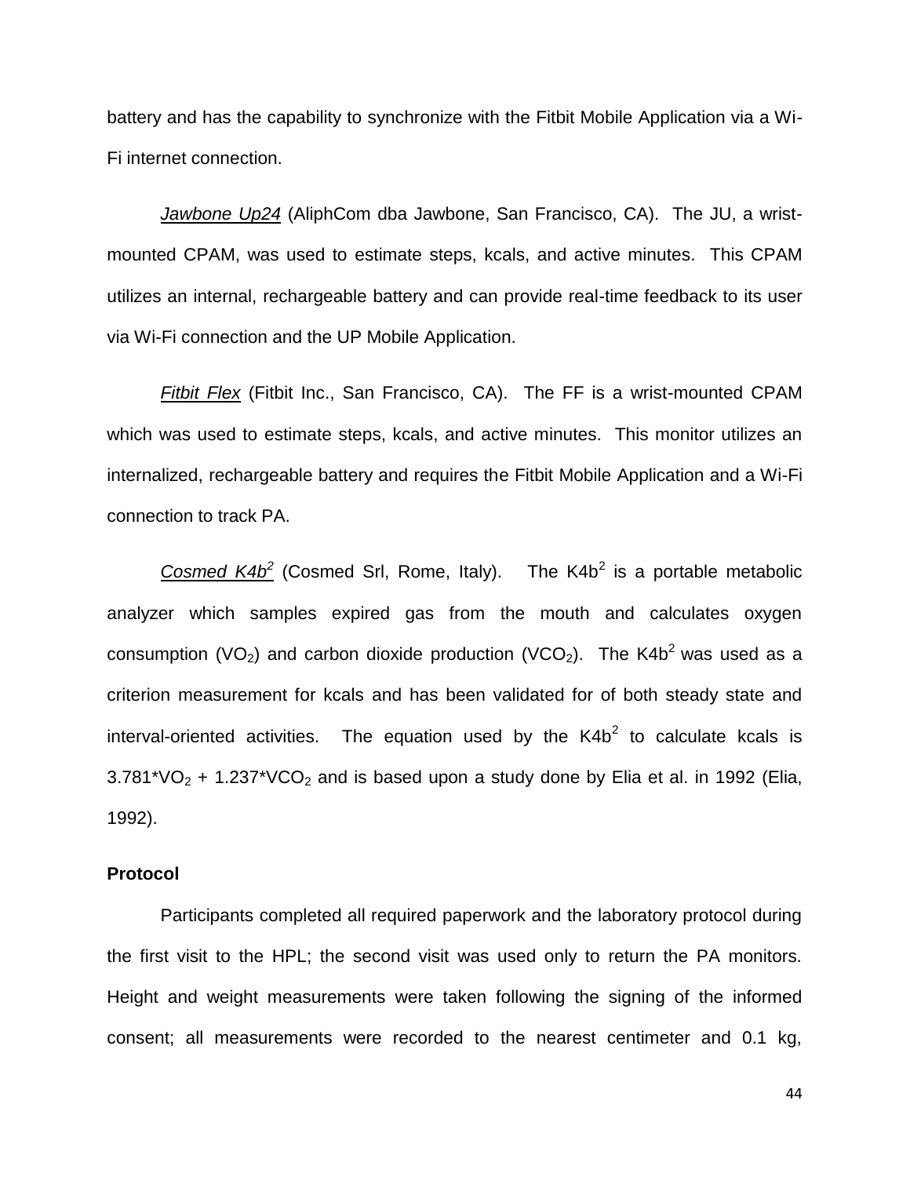battery and has the capability to synchronize with the Fitbit Mobile Application via a Wi-Fi internet connection.

*Jawbone Up24* (AliphCom dba Jawbone, San Francisco, CA). The JU, a wrist-mounted CPAM, was used to estimate steps, kcals, and active minutes. This CPAM utilizes an internal, rechargeable battery and can provide real-time feedback to its user via Wi-Fi connection and the UP Mobile Application.

*Fitbit Flex* (Fitbit Inc., San Francisco, CA). The FF is a wrist-mounted CPAM which was used to estimate steps, kcals, and active minutes. This monitor utilizes an internalized, rechargeable battery and requires the Fitbit Mobile Application and a Wi-Fi connection to track PA.

*Cosmed K4b$^2$* (Cosmed Srl, Rome, Italy). The K4b$^2$ is a portable metabolic analyzer which samples expired gas from the mouth and calculates oxygen consumption ($VO_2$) and carbon dioxide production ($VCO_2$). The K4b$^2$ was used as a criterion measurement for kcals and has been validated for of both steady state and interval-oriented activities. The equation used by the K4b$^2$ to calculate kcals is $3.781*VO_2 + 1.237*VCO_2$ and is based upon a study done by Elia et al. in 1992 (Elia, 1992).

**Protocol**

Participants completed all required paperwork and the laboratory protocol during the first visit to the HPL; the second visit was used only to return the PA monitors. Height and weight measurements were taken following the signing of the informed consent; all measurements were recorded to the nearest centimeter and 0.1 kg,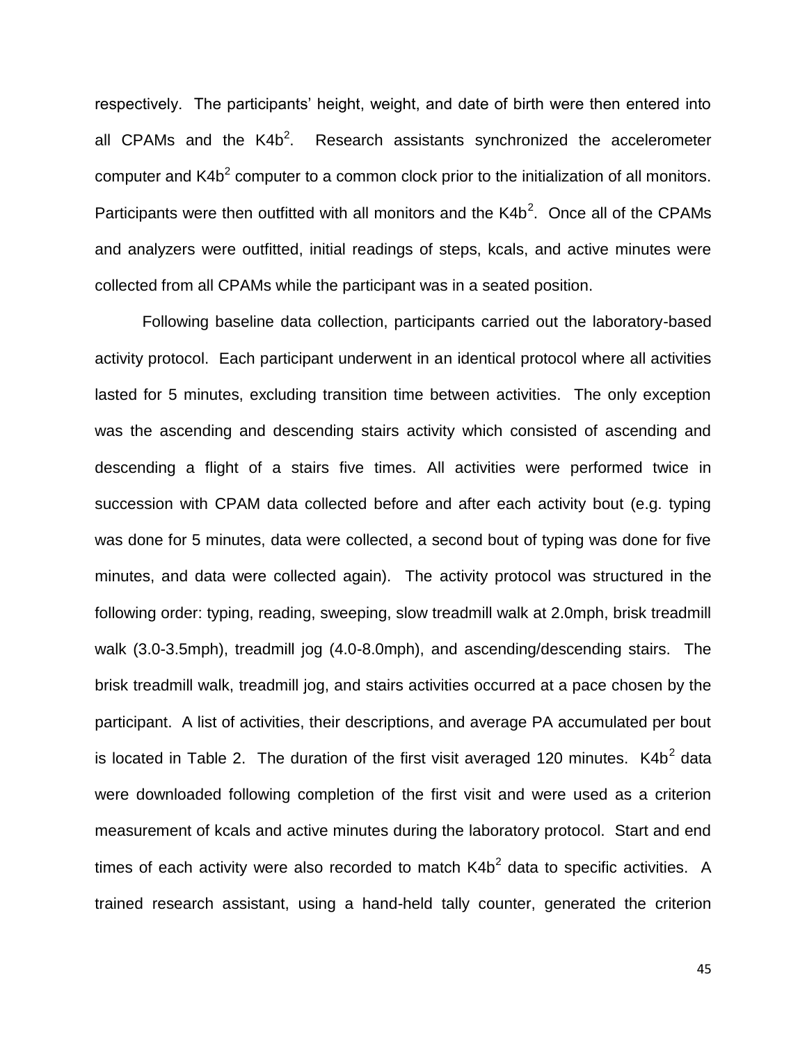respectively. The participants' height, weight, and date of birth were then entered into all CPAMs and the $K4b^2$. Research assistants synchronized the accelerometer computer and $K4b^2$ computer to a common clock prior to the initialization of all monitors. Participants were then outfitted with all monitors and the $K4b^2$. Once all of the CPAMs and analyzers were outfitted, initial readings of steps, kcals, and active minutes were collected from all CPAMs while the participant was in a seated position.

Following baseline data collection, participants carried out the laboratory-based activity protocol. Each participant underwent in an identical protocol where all activities lasted for 5 minutes, excluding transition time between activities. The only exception was the ascending and descending stairs activity which consisted of ascending and descending a flight of a stairs five times. All activities were performed twice in succession with CPAM data collected before and after each activity bout (e.g. typing was done for 5 minutes, data were collected, a second bout of typing was done for five minutes, and data were collected again). The activity protocol was structured in the following order: typing, reading, sweeping, slow treadmill walk at 2.0mph, brisk treadmill walk (3.0-3.5mph), treadmill jog (4.0-8.0mph), and ascending/descending stairs. The brisk treadmill walk, treadmill jog, and stairs activities occurred at a pace chosen by the participant. A list of activities, their descriptions, and average PA accumulated per bout is located in Table 2. The duration of the first visit averaged 120 minutes. $K4b^2$ data were downloaded following completion of the first visit and were used as a criterion measurement of kcals and active minutes during the laboratory protocol. Start and end times of each activity were also recorded to match $K4b^2$ data to specific activities. A trained research assistant, using a hand-held tally counter, generated the criterion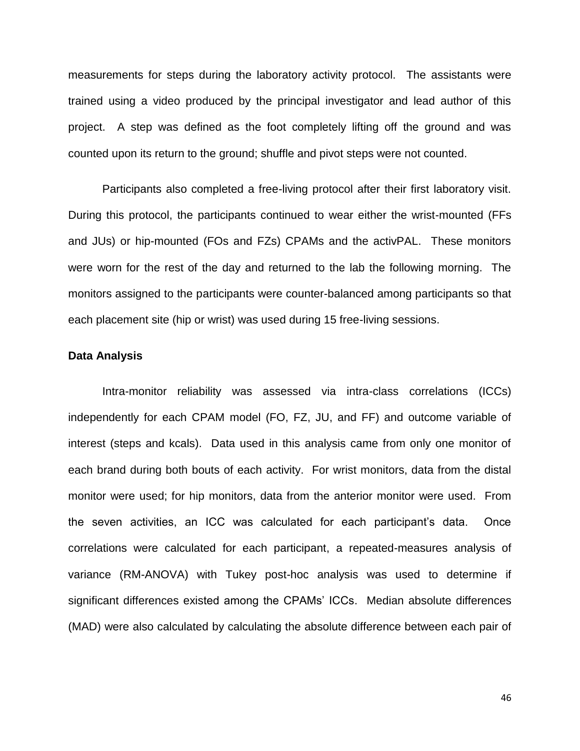measurements for steps during the laboratory activity protocol. The assistants were trained using a video produced by the principal investigator and lead author of this project. A step was defined as the foot completely lifting off the ground and was counted upon its return to the ground; shuffle and pivot steps were not counted.

Participants also completed a free-living protocol after their first laboratory visit. During this protocol, the participants continued to wear either the wrist-mounted (FFs and JUs) or hip-mounted (FOs and FZs) CPAMs and the activPAL. These monitors were worn for the rest of the day and returned to the lab the following morning. The monitors assigned to the participants were counter-balanced among participants so that each placement site (hip or wrist) was used during 15 free-living sessions.

**Data Analysis**

Intra-monitor reliability was assessed via intra-class correlations (ICCs) independently for each CPAM model (FO, FZ, JU, and FF) and outcome variable of interest (steps and kcals). Data used in this analysis came from only one monitor of each brand during both bouts of each activity. For wrist monitors, data from the distal monitor were used; for hip monitors, data from the anterior monitor were used. From the seven activities, an ICC was calculated for each participant's data. Once correlations were calculated for each participant, a repeated-measures analysis of variance (RM-ANOVA) with Tukey post-hoc analysis was used to determine if significant differences existed among the CPAMs' ICCs. Median absolute differences (MAD) were also calculated by calculating the absolute difference between each pair of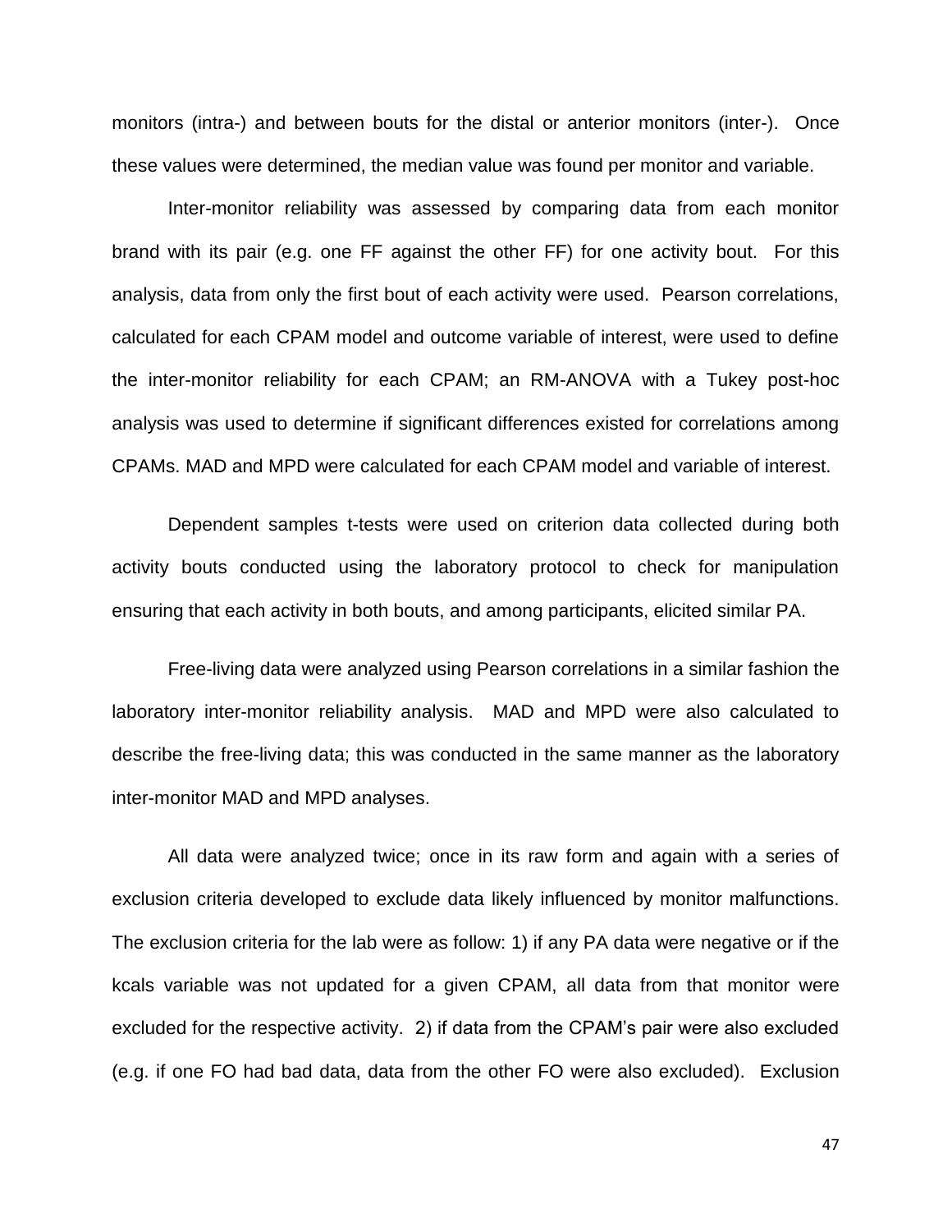monitors (intra-) and between bouts for the distal or anterior monitors (inter-). Once these values were determined, the median value was found per monitor and variable.

Inter-monitor reliability was assessed by comparing data from each monitor brand with its pair (e.g. one FF against the other FF) for one activity bout. For this analysis, data from only the first bout of each activity were used. Pearson correlations, calculated for each CPAM model and outcome variable of interest, were used to define the inter-monitor reliability for each CPAM; an RM-ANOVA with a Tukey post-hoc analysis was used to determine if significant differences existed for correlations among CPAMs. MAD and MPD were calculated for each CPAM model and variable of interest.

Dependent samples t-tests were used on criterion data collected during both activity bouts conducted using the laboratory protocol to check for manipulation ensuring that each activity in both bouts, and among participants, elicited similar PA.

Free-living data were analyzed using Pearson correlations in a similar fashion the laboratory inter-monitor reliability analysis. MAD and MPD were also calculated to describe the free-living data; this was conducted in the same manner as the laboratory inter-monitor MAD and MPD analyses.

All data were analyzed twice; once in its raw form and again with a series of exclusion criteria developed to exclude data likely influenced by monitor malfunctions. The exclusion criteria for the lab were as follow: 1) if any PA data were negative or if the kcals variable was not updated for a given CPAM, all data from that monitor were excluded for the respective activity. 2) if data from the CPAM's pair were also excluded (e.g. if one FO had bad data, data from the other FO were also excluded). Exclusion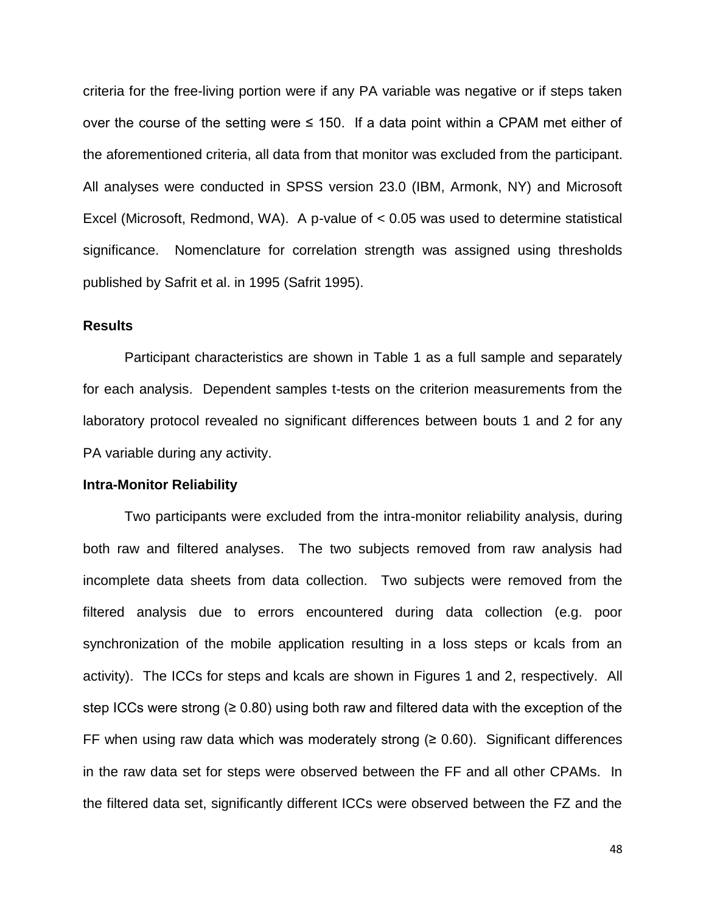criteria for the free-living portion were if any PA variable was negative or if steps taken over the course of the setting were ≤ 150. If a data point within a CPAM met either of the aforementioned criteria, all data from that monitor was excluded from the participant. All analyses were conducted in SPSS version 23.0 (IBM, Armonk, NY) and Microsoft Excel (Microsoft, Redmond, WA). A p-value of $< 0.05$ was used to determine statistical significance. Nomenclature for correlation strength was assigned using thresholds published by Safrit et al. in 1995 (Safrit 1995).

## Results

Participant characteristics are shown in Table 1 as a full sample and separately for each analysis. Dependent samples t-tests on the criterion measurements from the laboratory protocol revealed no significant differences between bouts 1 and 2 for any PA variable during any activity.

### Intra-Monitor Reliability

Two participants were excluded from the intra-monitor reliability analysis, during both raw and filtered analyses. The two subjects removed from raw analysis had incomplete data sheets from data collection. Two subjects were removed from the filtered analysis due to errors encountered during data collection (e.g. poor synchronization of the mobile application resulting in a loss steps or kcals from an activity). The ICCs for steps and kcals are shown in Figures 1 and 2, respectively. All step ICCs were strong (≥ 0.80) using both raw and filtered data with the exception of the FF when using raw data which was moderately strong (≥ 0.60). Significant differences in the raw data set for steps were observed between the FF and all other CPAMs. In the filtered data set, significantly different ICCs were observed between the FZ and the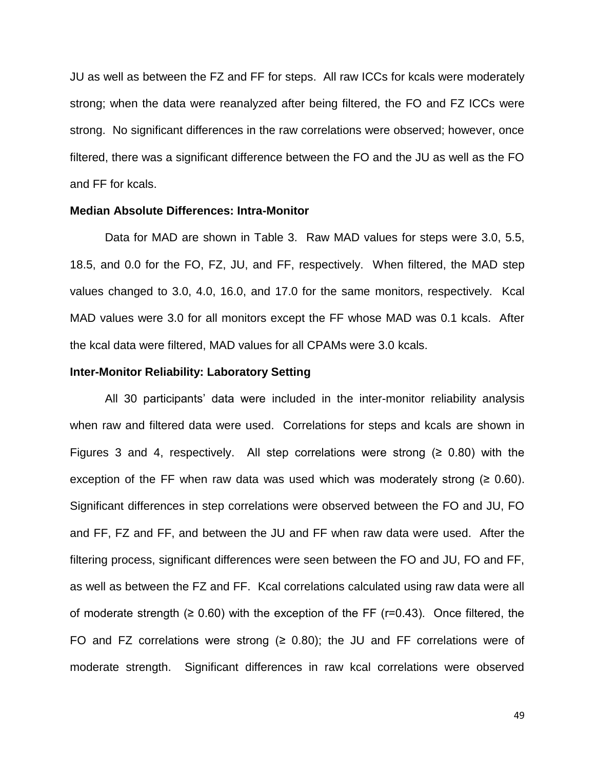JU as well as between the FZ and FF for steps. All raw ICCs for kcals were moderately strong; when the data were reanalyzed after being filtered, the FO and FZ ICCs were strong. No significant differences in the raw correlations were observed; however, once filtered, there was a significant difference between the FO and the JU as well as the FO and FF for kcals.

### Median Absolute Differences: Intra-Monitor

Data for MAD are shown in Table 3. Raw MAD values for steps were 3.0, 5.5, 18.5, and 0.0 for the FO, FZ, JU, and FF, respectively. When filtered, the MAD step values changed to 3.0, 4.0, 16.0, and 17.0 for the same monitors, respectively. Kcal MAD values were 3.0 for all monitors except the FF whose MAD was 0.1 kcals. After the kcal data were filtered, MAD values for all CPAMs were 3.0 kcals.

### Inter-Monitor Reliability: Laboratory Setting

All 30 participants' data were included in the inter-monitor reliability analysis when raw and filtered data were used. Correlations for steps and kcals are shown in Figures 3 and 4, respectively. All step correlations were strong (≥ 0.80) with the exception of the FF when raw data was used which was moderately strong (≥ 0.60). Significant differences in step correlations were observed between the FO and JU, FO and FF, FZ and FF, and between the JU and FF when raw data were used. After the filtering process, significant differences were seen between the FO and JU, FO and FF, as well as between the FZ and FF. Kcal correlations calculated using raw data were all of moderate strength (≥ 0.60) with the exception of the FF (r=0.43). Once filtered, the FO and FZ correlations were strong (≥ 0.80); the JU and FF correlations were of moderate strength. Significant differences in raw kcal correlations were observed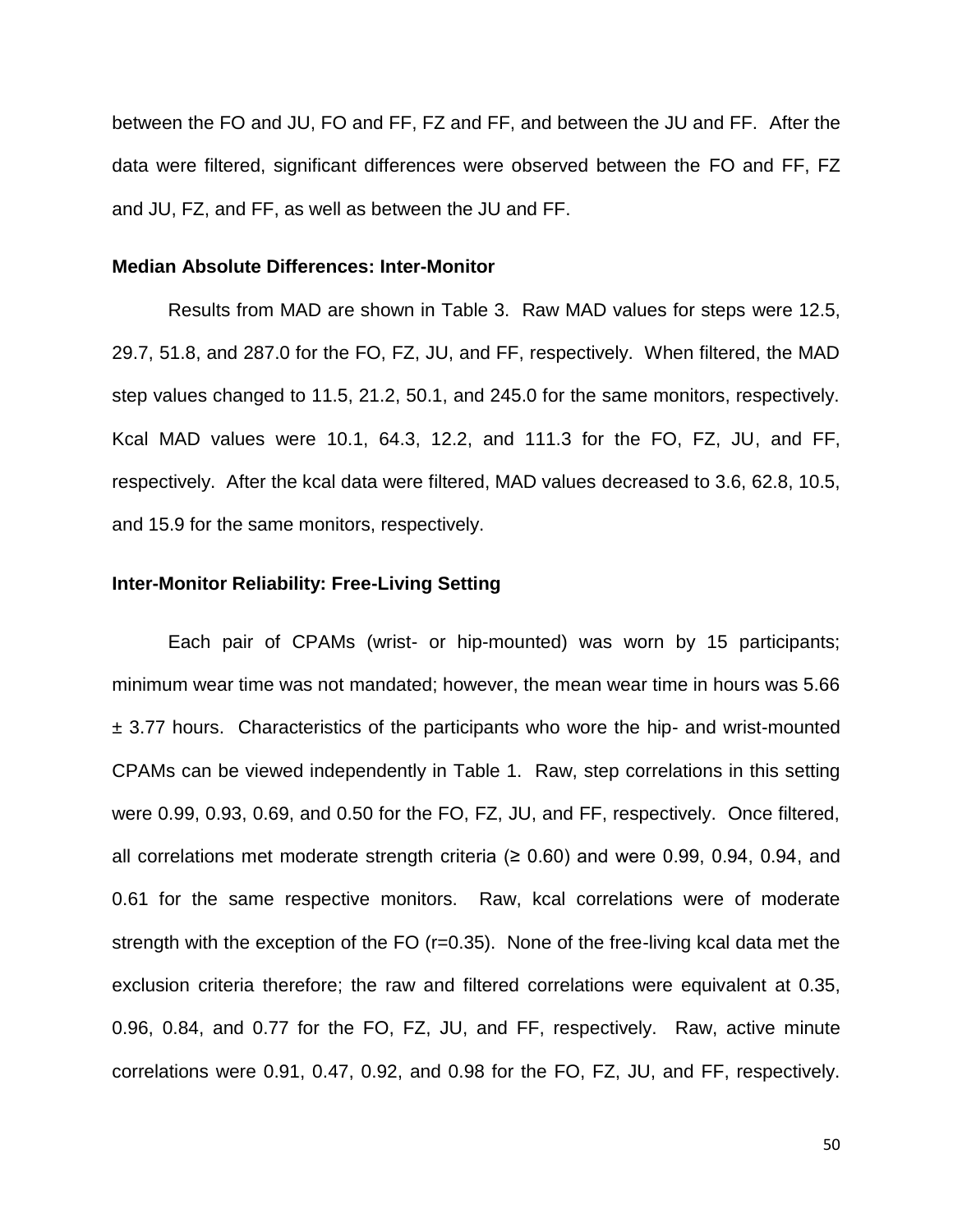between the FO and JU, FO and FF, FZ and FF, and between the JU and FF. After the data were filtered, significant differences were observed between the FO and FF, FZ and JU, FZ, and FF, as well as between the JU and FF.

**Median Absolute Differences: Inter-Monitor**

Results from MAD are shown in Table 3. Raw MAD values for steps were 12.5, 29.7, 51.8, and 287.0 for the FO, FZ, JU, and FF, respectively. When filtered, the MAD step values changed to 11.5, 21.2, 50.1, and 245.0 for the same monitors, respectively. Kcal MAD values were 10.1, 64.3, 12.2, and 111.3 for the FO, FZ, JU, and FF, respectively. After the kcal data were filtered, MAD values decreased to 3.6, 62.8, 10.5, and 15.9 for the same monitors, respectively.

**Inter-Monitor Reliability: Free-Living Setting**

Each pair of CPAMs (wrist- or hip-mounted) was worn by 15 participants; minimum wear time was not mandated; however, the mean wear time in hours was 5.66 ± 3.77 hours. Characteristics of the participants who wore the hip- and wrist-mounted CPAMs can be viewed independently in Table 1. Raw, step correlations in this setting were 0.99, 0.93, 0.69, and 0.50 for the FO, FZ, JU, and FF, respectively. Once filtered, all correlations met moderate strength criteria (≥ 0.60) and were 0.99, 0.94, 0.94, and 0.61 for the same respective monitors. Raw, kcal correlations were of moderate strength with the exception of the FO (r=0.35). None of the free-living kcal data met the exclusion criteria therefore; the raw and filtered correlations were equivalent at 0.35, 0.96, 0.84, and 0.77 for the FO, FZ, JU, and FF, respectively. Raw, active minute correlations were 0.91, 0.47, 0.92, and 0.98 for the FO, FZ, JU, and FF, respectively.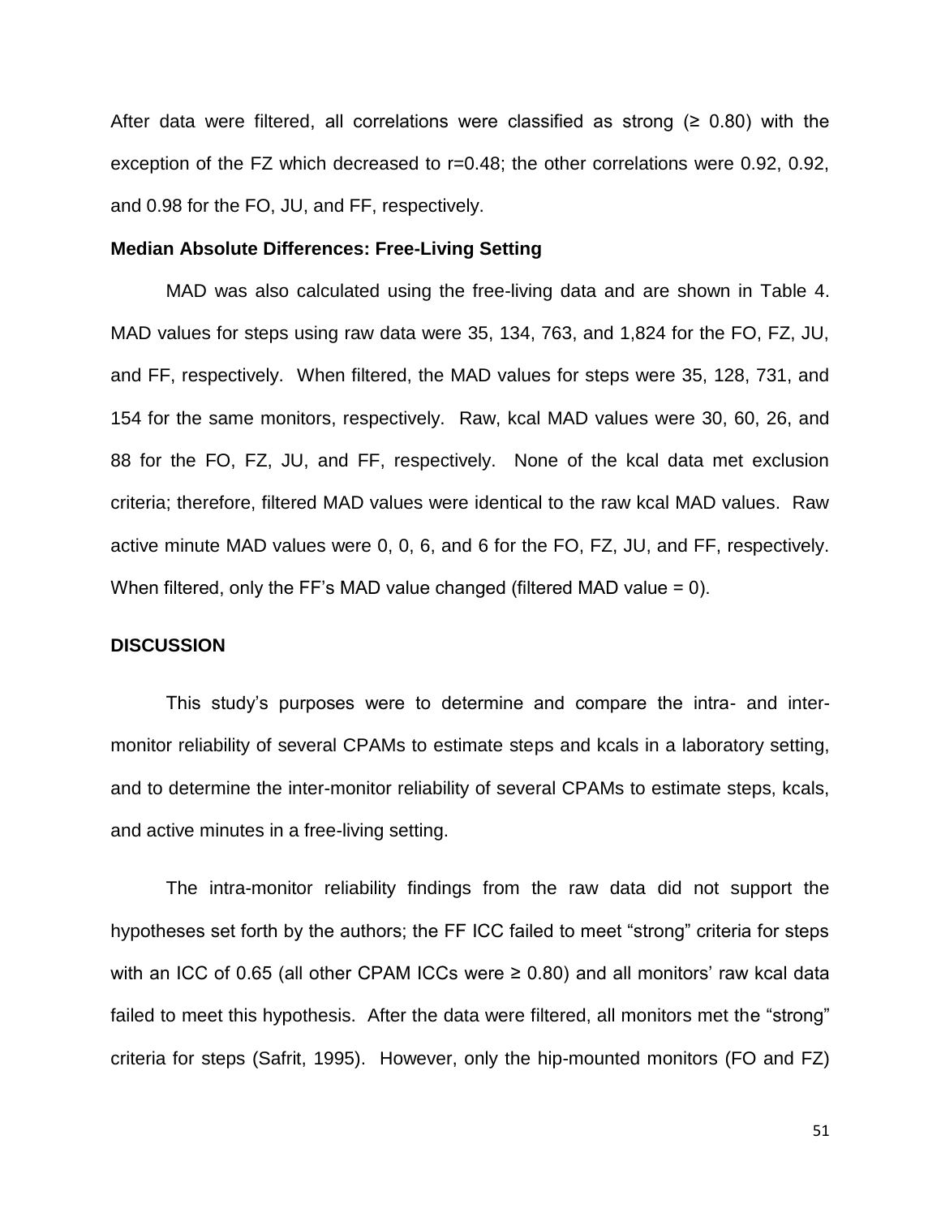After data were filtered, all correlations were classified as strong (≥ 0.80) with the exception of the FZ which decreased to r=0.48; the other correlations were 0.92, 0.92, and 0.98 for the FO, JU, and FF, respectively.

### Median Absolute Differences: Free-Living Setting

MAD was also calculated using the free-living data and are shown in Table 4. MAD values for steps using raw data were 35, 134, 763, and 1,824 for the FO, FZ, JU, and FF, respectively. When filtered, the MAD values for steps were 35, 128, 731, and 154 for the same monitors, respectively. Raw, kcal MAD values were 30, 60, 26, and 88 for the FO, FZ, JU, and FF, respectively. None of the kcal data met exclusion criteria; therefore, filtered MAD values were identical to the raw kcal MAD values. Raw active minute MAD values were 0, 0, 6, and 6 for the FO, FZ, JU, and FF, respectively. When filtered, only the FF's MAD value changed (filtered MAD value = 0).

## DISCUSSION

This study's purposes were to determine and compare the intra- and inter-monitor reliability of several CPAMs to estimate steps and kcals in a laboratory setting, and to determine the inter-monitor reliability of several CPAMs to estimate steps, kcals, and active minutes in a free-living setting.

The intra-monitor reliability findings from the raw data did not support the hypotheses set forth by the authors; the FF ICC failed to meet "strong" criteria for steps with an ICC of 0.65 (all other CPAM ICCs were ≥ 0.80) and all monitors' raw kcal data failed to meet this hypothesis. After the data were filtered, all monitors met the "strong" criteria for steps (Safrit, 1995). However, only the hip-mounted monitors (FO and FZ)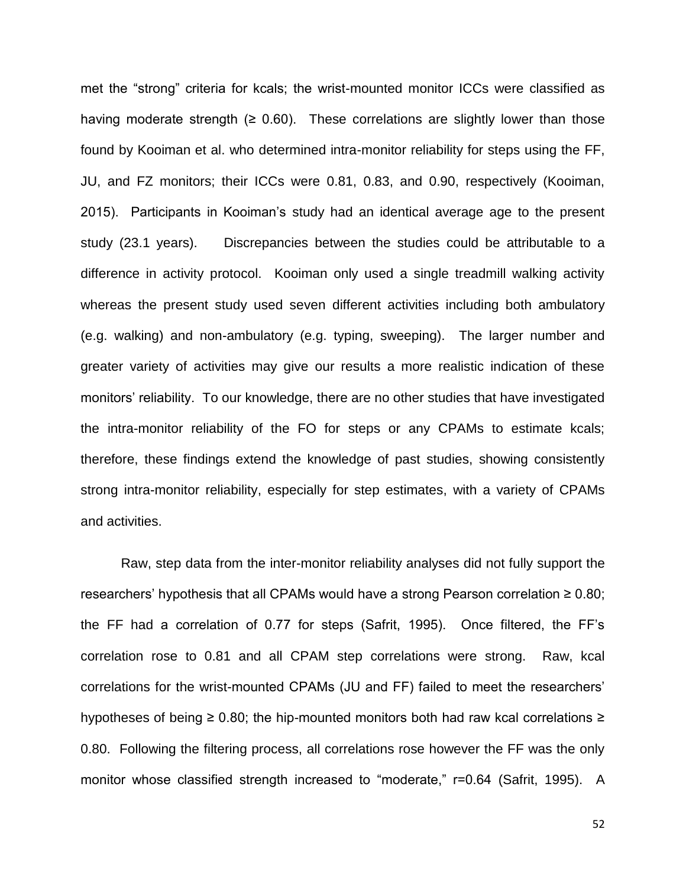met the “strong” criteria for kcals; the wrist-mounted monitor ICCs were classified as having moderate strength (≥ 0.60). These correlations are slightly lower than those found by Kooiman et al. who determined intra-monitor reliability for steps using the FF, JU, and FZ monitors; their ICCs were 0.81, 0.83, and 0.90, respectively (Kooiman, 2015). Participants in Kooiman’s study had an identical average age to the present study (23.1 years). Discrepancies between the studies could be attributable to a difference in activity protocol. Kooiman only used a single treadmill walking activity whereas the present study used seven different activities including both ambulatory (e.g. walking) and non-ambulatory (e.g. typing, sweeping). The larger number and greater variety of activities may give our results a more realistic indication of these monitors’ reliability. To our knowledge, there are no other studies that have investigated the intra-monitor reliability of the FO for steps or any CPAMs to estimate kcals; therefore, these findings extend the knowledge of past studies, showing consistently strong intra-monitor reliability, especially for step estimates, with a variety of CPAMs and activities.

Raw, step data from the inter-monitor reliability analyses did not fully support the researchers’ hypothesis that all CPAMs would have a strong Pearson correlation ≥ 0.80; the FF had a correlation of 0.77 for steps (Safrit, 1995). Once filtered, the FF’s correlation rose to 0.81 and all CPAM step correlations were strong. Raw, kcal correlations for the wrist-mounted CPAMs (JU and FF) failed to meet the researchers’ hypotheses of being ≥ 0.80; the hip-mounted monitors both had raw kcal correlations ≥ 0.80. Following the filtering process, all correlations rose however the FF was the only monitor whose classified strength increased to “moderate,” r=0.64 (Safrit, 1995). A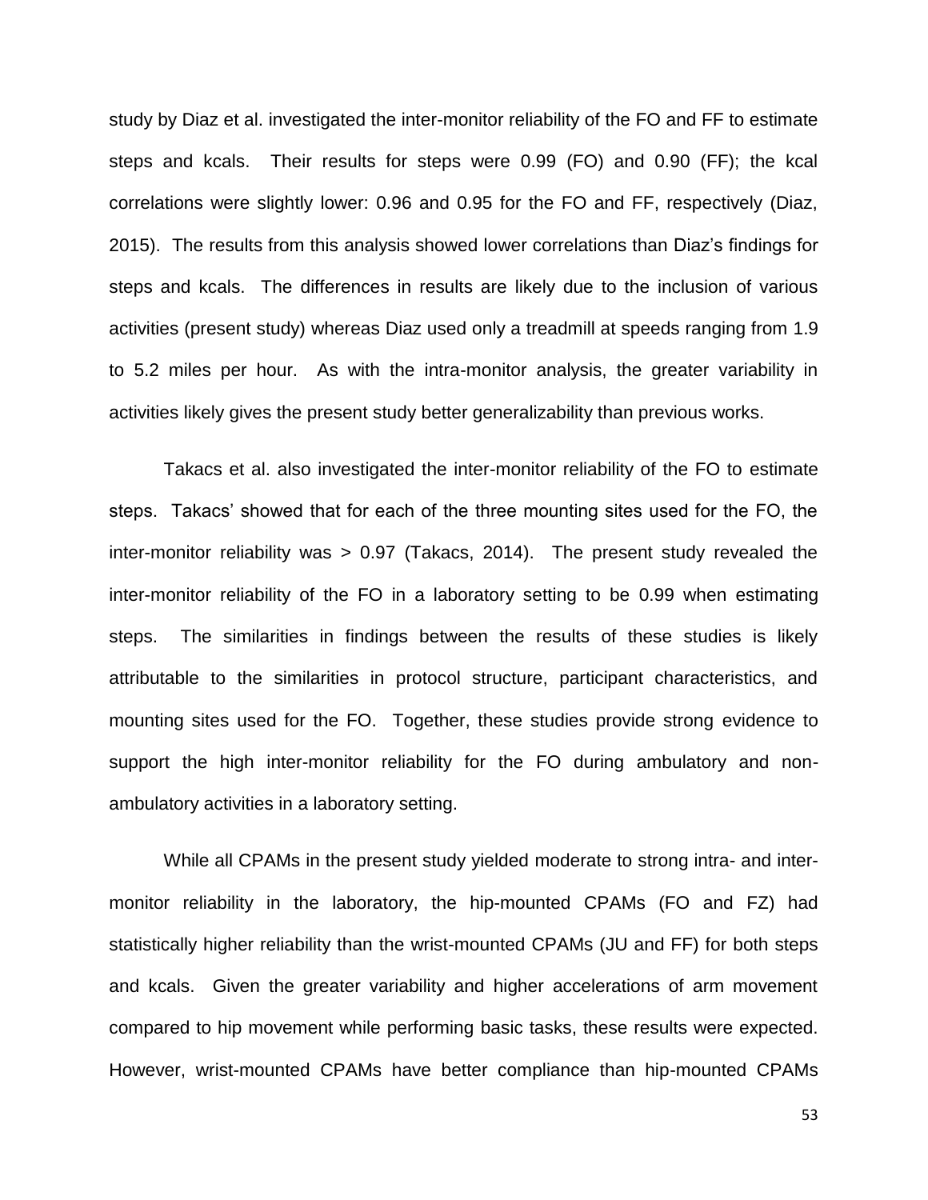study by Diaz et al. investigated the inter-monitor reliability of the FO and FF to estimate steps and kcals. Their results for steps were 0.99 (FO) and 0.90 (FF); the kcal correlations were slightly lower: 0.96 and 0.95 for the FO and FF, respectively (Diaz, 2015). The results from this analysis showed lower correlations than Diaz's findings for steps and kcals. The differences in results are likely due to the inclusion of various activities (present study) whereas Diaz used only a treadmill at speeds ranging from 1.9 to 5.2 miles per hour. As with the intra-monitor analysis, the greater variability in activities likely gives the present study better generalizability than previous works.

Takacs et al. also investigated the inter-monitor reliability of the FO to estimate steps. Takacs' showed that for each of the three mounting sites used for the FO, the inter-monitor reliability was > 0.97 (Takacs, 2014). The present study revealed the inter-monitor reliability of the FO in a laboratory setting to be 0.99 when estimating steps. The similarities in findings between the results of these studies is likely attributable to the similarities in protocol structure, participant characteristics, and mounting sites used for the FO. Together, these studies provide strong evidence to support the high inter-monitor reliability for the FO during ambulatory and non-ambulatory activities in a laboratory setting.

While all CPAMs in the present study yielded moderate to strong intra- and inter-monitor reliability in the laboratory, the hip-mounted CPAMs (FO and FZ) had statistically higher reliability than the wrist-mounted CPAMs (JU and FF) for both steps and kcals. Given the greater variability and higher accelerations of arm movement compared to hip movement while performing basic tasks, these results were expected. However, wrist-mounted CPAMs have better compliance than hip-mounted CPAMs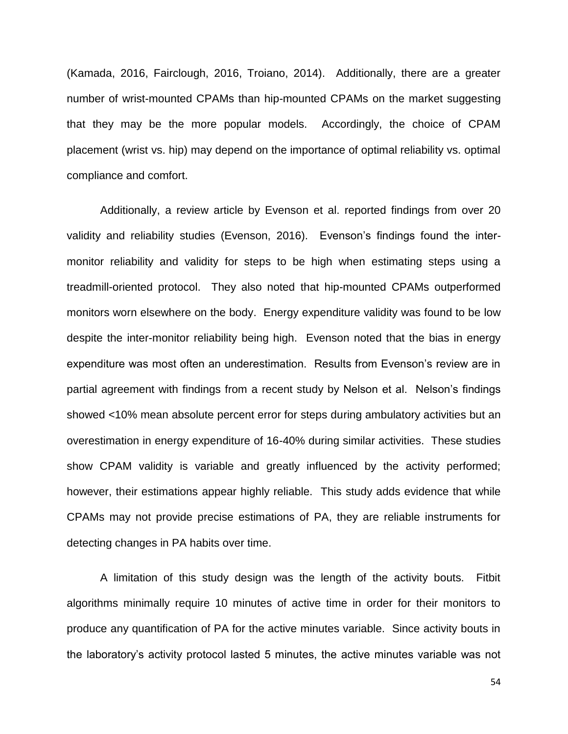(Kamada, 2016, Fairclough, 2016, Troiano, 2014). Additionally, there are a greater number of wrist-mounted CPAMs than hip-mounted CPAMs on the market suggesting that they may be the more popular models. Accordingly, the choice of CPAM placement (wrist vs. hip) may depend on the importance of optimal reliability vs. optimal compliance and comfort.

Additionally, a review article by Evenson et al. reported findings from over 20 validity and reliability studies (Evenson, 2016). Evenson's findings found the inter-monitor reliability and validity for steps to be high when estimating steps using a treadmill-oriented protocol. They also noted that hip-mounted CPAMs outperformed monitors worn elsewhere on the body. Energy expenditure validity was found to be low despite the inter-monitor reliability being high. Evenson noted that the bias in energy expenditure was most often an underestimation. Results from Evenson's review are in partial agreement with findings from a recent study by Nelson et al. Nelson's findings showed <10% mean absolute percent error for steps during ambulatory activities but an overestimation in energy expenditure of 16-40% during similar activities. These studies show CPAM validity is variable and greatly influenced by the activity performed; however, their estimations appear highly reliable. This study adds evidence that while CPAMs may not provide precise estimations of PA, they are reliable instruments for detecting changes in PA habits over time.

A limitation of this study design was the length of the activity bouts. Fitbit algorithms minimally require 10 minutes of active time in order for their monitors to produce any quantification of PA for the active minutes variable. Since activity bouts in the laboratory's activity protocol lasted 5 minutes, the active minutes variable was not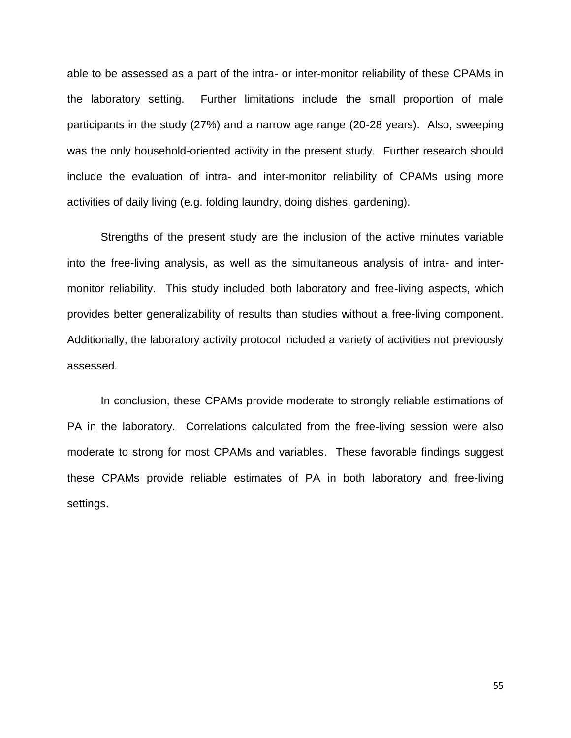able to be assessed as a part of the intra- or inter-monitor reliability of these CPAMs in the laboratory setting. Further limitations include the small proportion of male participants in the study (27%) and a narrow age range (20-28 years). Also, sweeping was the only household-oriented activity in the present study. Further research should include the evaluation of intra- and inter-monitor reliability of CPAMs using more activities of daily living (e.g. folding laundry, doing dishes, gardening).

Strengths of the present study are the inclusion of the active minutes variable into the free-living analysis, as well as the simultaneous analysis of intra- and inter-monitor reliability. This study included both laboratory and free-living aspects, which provides better generalizability of results than studies without a free-living component. Additionally, the laboratory activity protocol included a variety of activities not previously assessed.

In conclusion, these CPAMs provide moderate to strongly reliable estimations of PA in the laboratory. Correlations calculated from the free-living session were also moderate to strong for most CPAMs and variables. These favorable findings suggest these CPAMs provide reliable estimates of PA in both laboratory and free-living settings.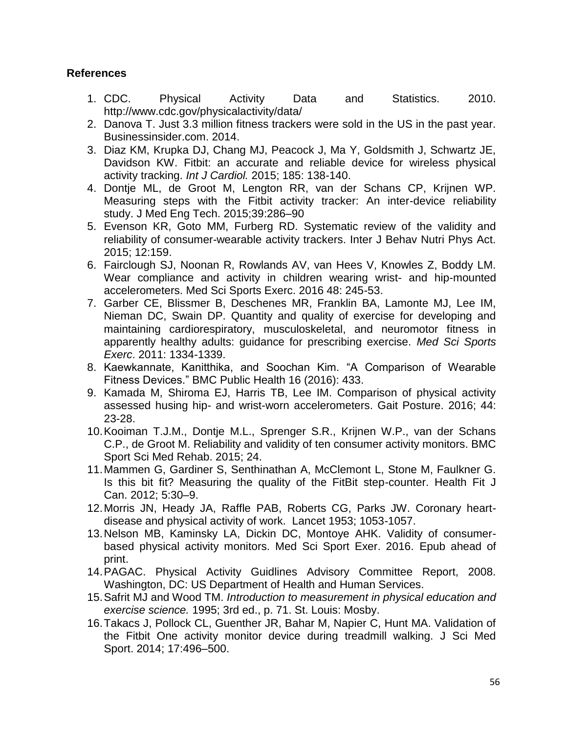**References**

1. CDC. Physical Activity Data and Statistics. 2010. http://www.cdc.gov/physicalactivity/data/
2. Danova T. Just 3.3 million fitness trackers were sold in the US in the past year. Businessinsider.com. 2014.
3. Diaz KM, Krupka DJ, Chang MJ, Peacock J, Ma Y, Goldsmith J, Schwartz JE, Davidson KW. Fitbit: an accurate and reliable device for wireless physical activity tracking. *Int J Cardiol.* 2015; 185: 138-140.
4. Dontje ML, de Groot M, Lengton RR, van der Schans CP, Krijnen WP. Measuring steps with the Fitbit activity tracker: An inter-device reliability study. J Med Eng Tech. 2015;39:286–90
5. Evenson KR, Goto MM, Furberg RD. Systematic review of the validity and reliability of consumer-wearable activity trackers. Inter J Behav Nutri Phys Act. 2015; 12:159.
6. Fairclough SJ, Noonan R, Rowlands AV, van Hees V, Knowles Z, Boddy LM. Wear compliance and activity in children wearing wrist- and hip-mounted accelerometers. Med Sci Sports Exerc. 2016 48: 245-53.
7. Garber CE, Blissmer B, Deschenes MR, Franklin BA, Lamonte MJ, Lee IM, Nieman DC, Swain DP. Quantity and quality of exercise for developing and maintaining cardiorespiratory, musculoskeletal, and neuromotor fitness in apparently healthy adults: guidance for prescribing exercise. *Med Sci Sports Exerc*. 2011: 1334-1339.
8. Kaewkannate, Kanitthika, and Soochan Kim. "A Comparison of Wearable Fitness Devices." BMC Public Health 16 (2016): 433.
9. Kamada M, Shiroma EJ, Harris TB, Lee IM. Comparison of physical activity assessed husing hip- and wrist-worn accelerometers. Gait Posture. 2016; 44: 23-28.
10. Kooiman T.J.M., Dontje M.L., Sprenger S.R., Krijnen W.P., van der Schans C.P., de Groot M. Reliability and validity of ten consumer activity monitors. BMC Sport Sci Med Rehab. 2015; 24.
11. Mammen G, Gardiner S, Senthinathan A, McClemont L, Stone M, Faulkner G. Is this bit fit? Measuring the quality of the FitBit step-counter. Health Fit J Can. 2012; 5:30–9.
12. Morris JN, Heady JA, Raffle PAB, Roberts CG, Parks JW. Coronary heart-disease and physical activity of work. Lancet 1953; 1053-1057.
13. Nelson MB, Kaminsky LA, Dickin DC, Montoye AHK. Validity of consumer-based physical activity monitors. Med Sci Sport Exer. 2016. Epub ahead of print.
14. PAGAC. Physical Activity Guidlines Advisory Committee Report, 2008. Washington, DC: US Department of Health and Human Services.
15. Safrit MJ and Wood TM. *Introduction to measurement in physical education and exercise science.* 1995; 3rd ed., p. 71. St. Louis: Mosby.
16. Takacs J, Pollock CL, Guenther JR, Bahar M, Napier C, Hunt MA. Validation of the Fitbit One activity monitor device during treadmill walking. J Sci Med Sport. 2014; 17:496–500.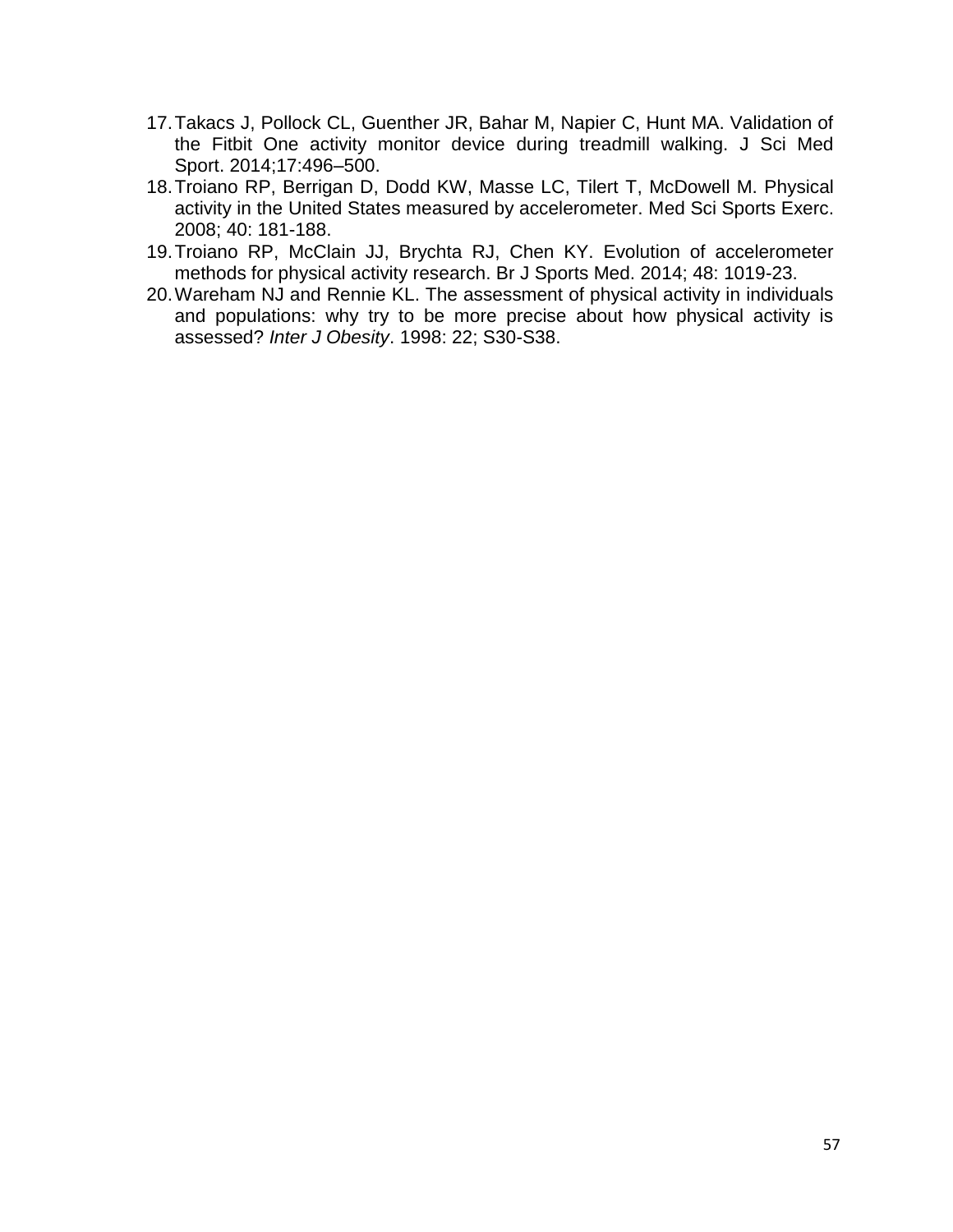17. Takacs J, Pollock CL, Guenther JR, Bahar M, Napier C, Hunt MA. Validation of the Fitbit One activity monitor device during treadmill walking. J Sci Med Sport. 2014;17:496–500.
18. Troiano RP, Berrigan D, Dodd KW, Masse LC, Tilert T, McDowell M. Physical activity in the United States measured by accelerometer. Med Sci Sports Exerc. 2008; 40: 181-188.
19. Troiano RP, McClain JJ, Brychta RJ, Chen KY. Evolution of accelerometer methods for physical activity research. Br J Sports Med. 2014; 48: 1019-23.
20. Wareham NJ and Rennie KL. The assessment of physical activity in individuals and populations: why try to be more precise about how physical activity is assessed? *Inter J Obesity*. 1998: 22; S30-S38.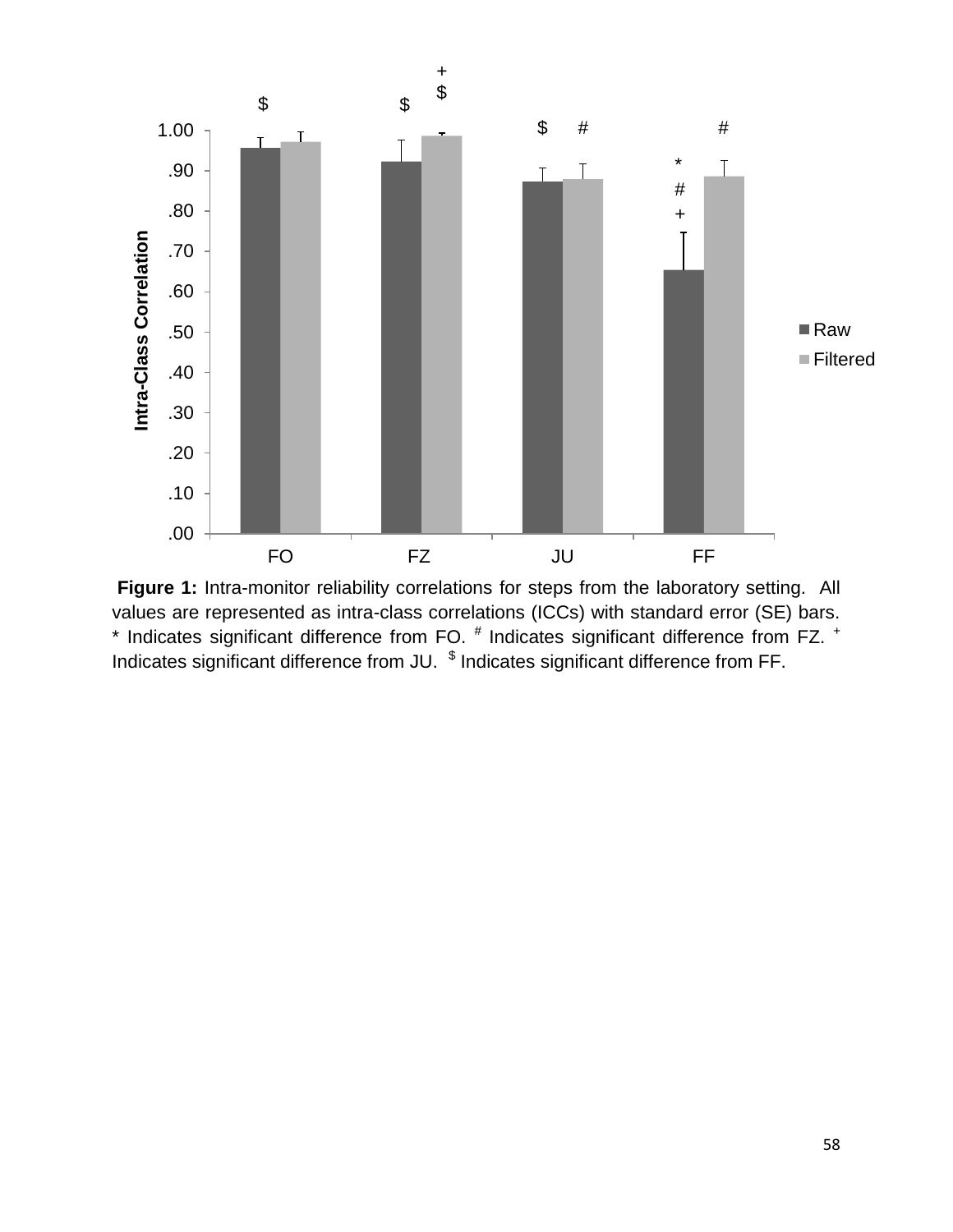**Figure 1:** Intra-monitor reliability correlations for steps from the laboratory setting. All values are represented as intra-class correlations (ICCs) with standard error (SE) bars. * Indicates significant difference from FO. # Indicates significant difference from FZ. + Indicates significant difference from JU. $ Indicates significant difference from FF.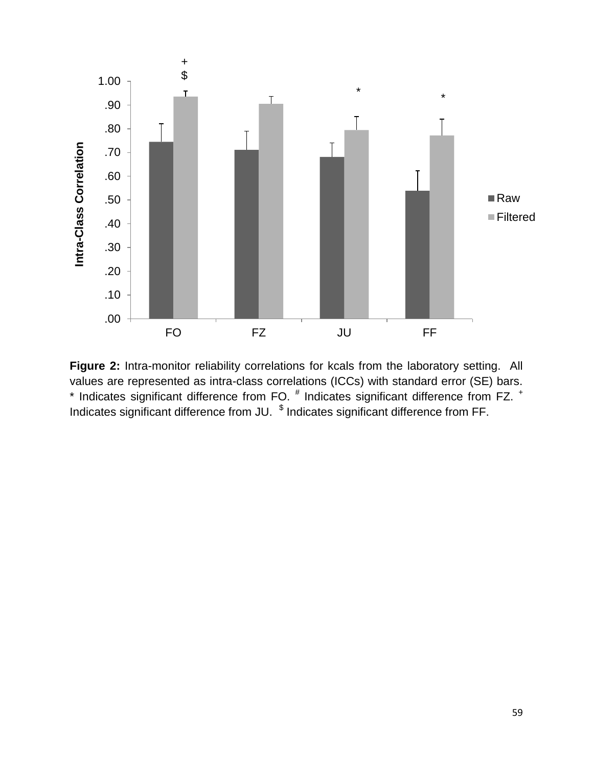**Figure 2:** Intra-monitor reliability correlations for kcals from the laboratory setting. All values are represented as intra-class correlations (ICCs) with standard error (SE) bars. * Indicates significant difference from FO. # Indicates significant difference from FZ. + Indicates significant difference from JU. $ Indicates significant difference from FF.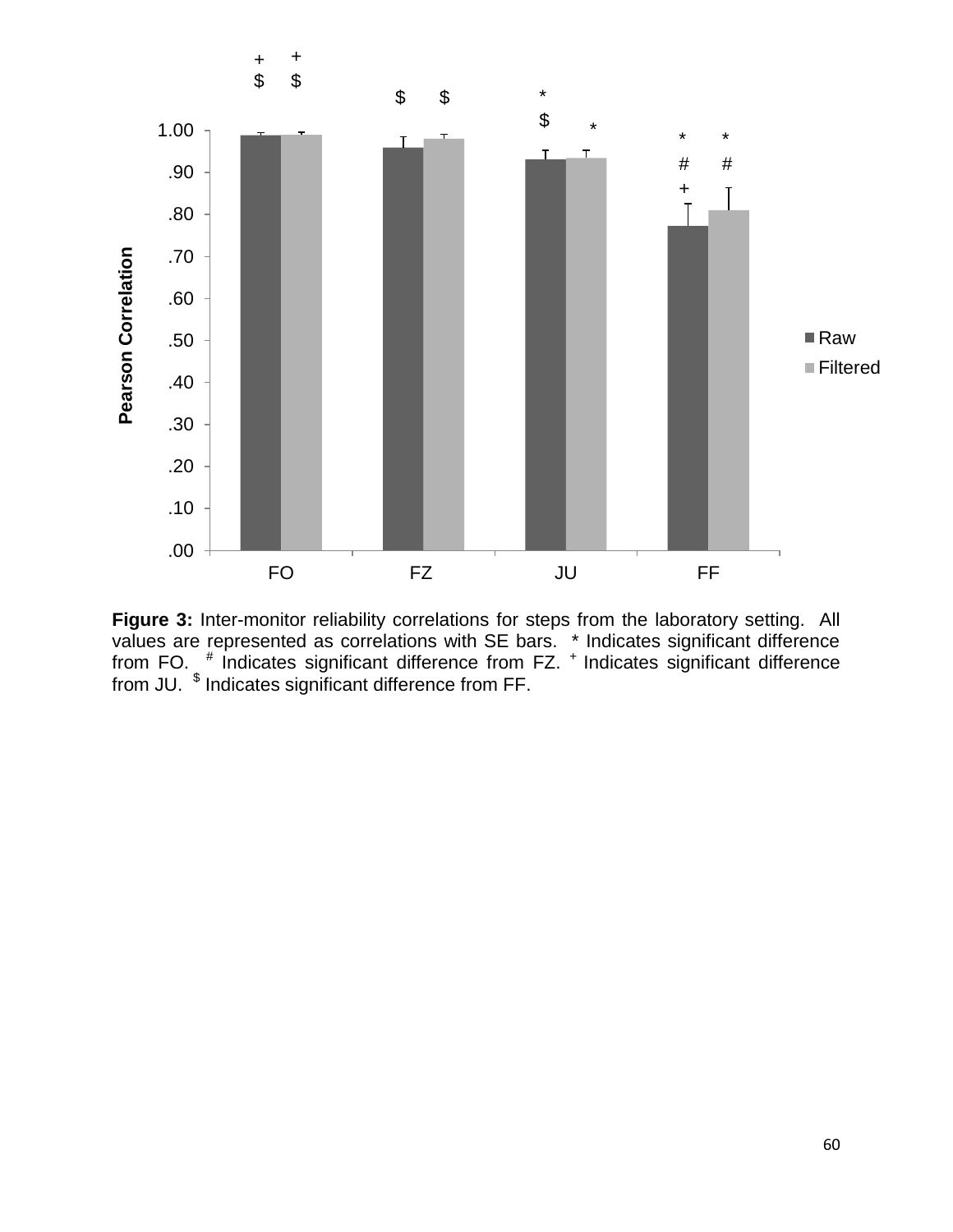**Figure 3:** Inter-monitor reliability correlations for steps from the laboratory setting. All values are represented as correlations with SE bars. * Indicates significant difference from FO. # Indicates significant difference from FZ. + Indicates significant difference from JU. $ Indicates significant difference from FF.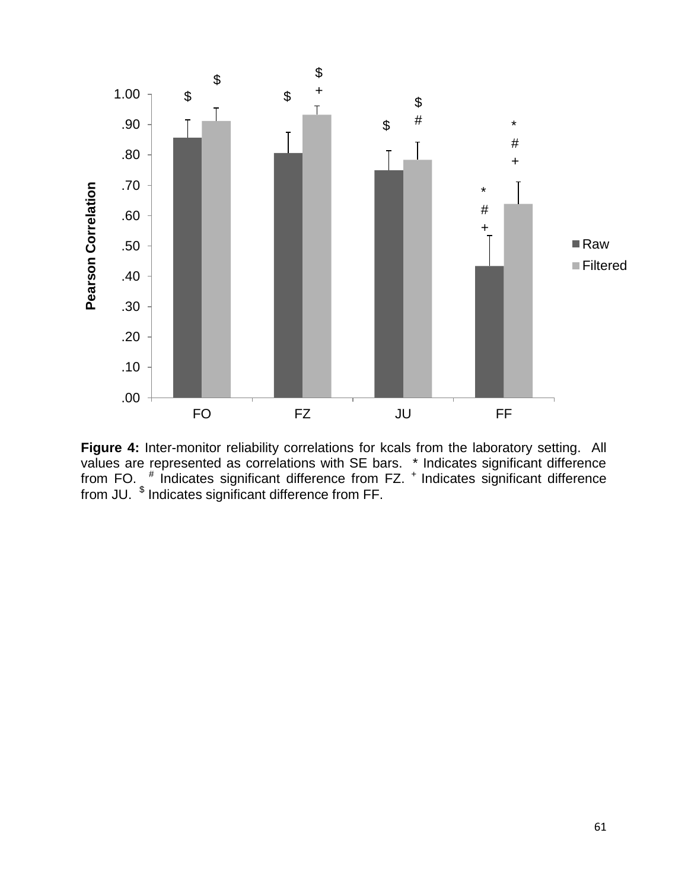**Figure 4:** Inter-monitor reliability correlations for kcals from the laboratory setting. All values are represented as correlations with SE bars. * Indicates significant difference from FO. # Indicates significant difference from FZ. + Indicates significant difference from JU. $ Indicates significant difference from FF.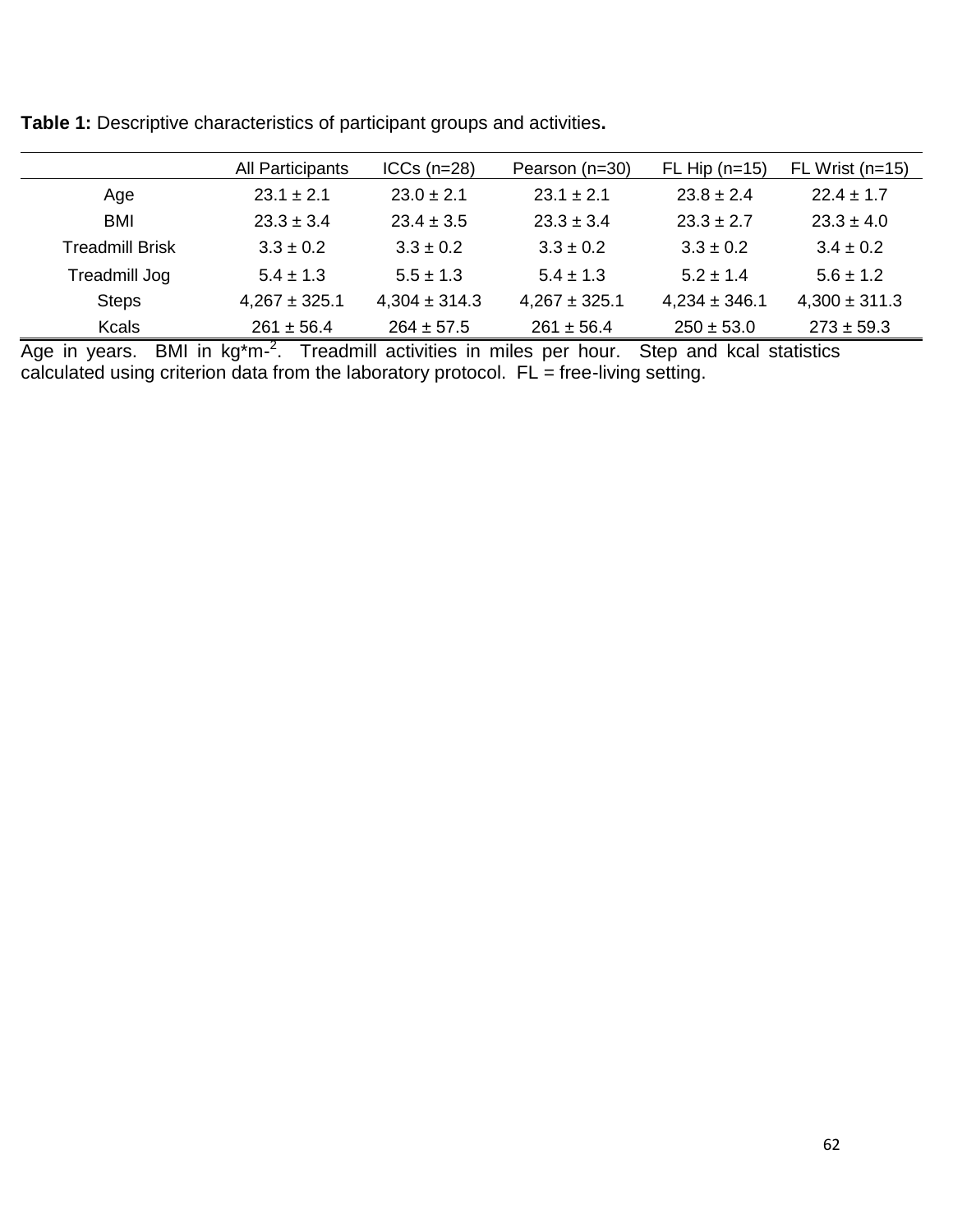**Table 1:** Descriptive characteristics of participant groups and activities**.**

| | All Participants | ICCs (n=28) | Pearson (n=30) | FL Hip (n=15) | FL Wrist (n=15) |
|---|---|---|---|---|---|
| Age | 23.1 ± 2.1 | 23.0 ± 2.1 | 23.1 ± 2.1 | 23.8 ± 2.4 | 22.4 ± 1.7 |
| BMI | 23.3 ± 3.4 | 23.4 ± 3.5 | 23.3 ± 3.4 | 23.3 ± 2.7 | 23.3 ± 4.0 |
| Treadmill Brisk | 3.3 ± 0.2 | 3.3 ± 0.2 | 3.3 ± 0.2 | 3.3 ± 0.2 | 3.4 ± 0.2 |
| Treadmill Jog | 5.4 ± 1.3 | 5.5 ± 1.3 | 5.4 ± 1.3 | 5.2 ± 1.4 | 5.6 ± 1.2 |
| Steps | 4,267 ± 325.1 | 4,304 ± 314.3 | 4,267 ± 325.1 | 4,234 ± 346.1 | 4,300 ± 311.3 |
| Kcals | 261 ± 56.4 | 264 ± 57.5 | 261 ± 56.4 | 250 ± 53.0 | 273 ± 59.3 |

Age in years. BMI in kg*m$^{-2}$. Treadmill activities in miles per hour. Step and kcal statistics calculated using criterion data from the laboratory protocol. FL = free-living setting.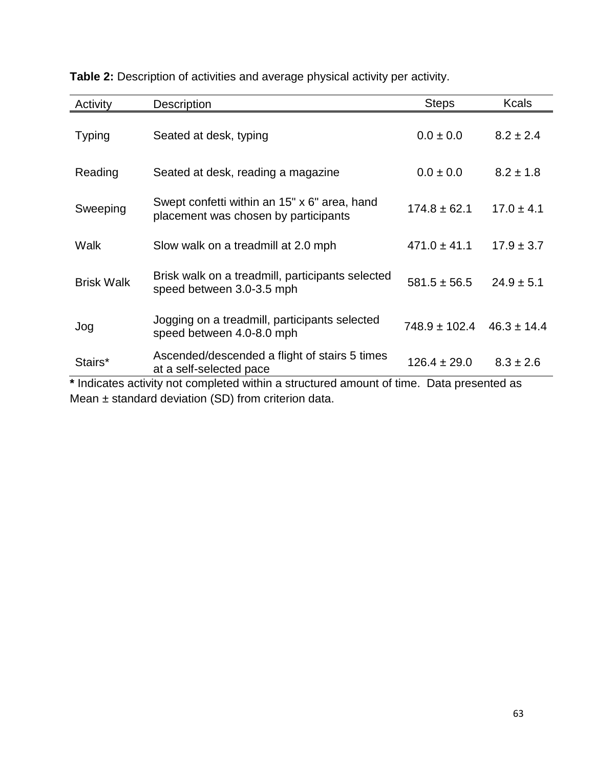**Table 2:** Description of activities and average physical activity per activity.

| Activity | Description | Steps | Kcals |
|---|---|---|---|
| Typing | Seated at desk, typing | 0.0 ± 0.0 | 8.2 ± 2.4 |
| Reading | Seated at desk, reading a magazine | 0.0 ± 0.0 | 8.2 ± 1.8 |
| Sweeping | Swept confetti within an 15" x 6" area, hand placement was chosen by participants | 174.8 ± 62.1 | 17.0 ± 4.1 |
| Walk | Slow walk on a treadmill at 2.0 mph | 471.0 ± 41.1 | 17.9 ± 3.7 |
| Brisk Walk | Brisk walk on a treadmill, participants selected speed between 3.0-3.5 mph | 581.5 ± 56.5 | 24.9 ± 5.1 |
| Jog | Jogging on a treadmill, participants selected speed between 4.0-8.0 mph | 748.9 ± 102.4 | 46.3 ± 14.4 |
| Stairs* | Ascended/descended a flight of stairs 5 times at a self-selected pace | 126.4 ± 29.0 | 8.3 ± 2.6 |

**\*** Indicates activity not completed within a structured amount of time. Data presented as Mean ± standard deviation (SD) from criterion data.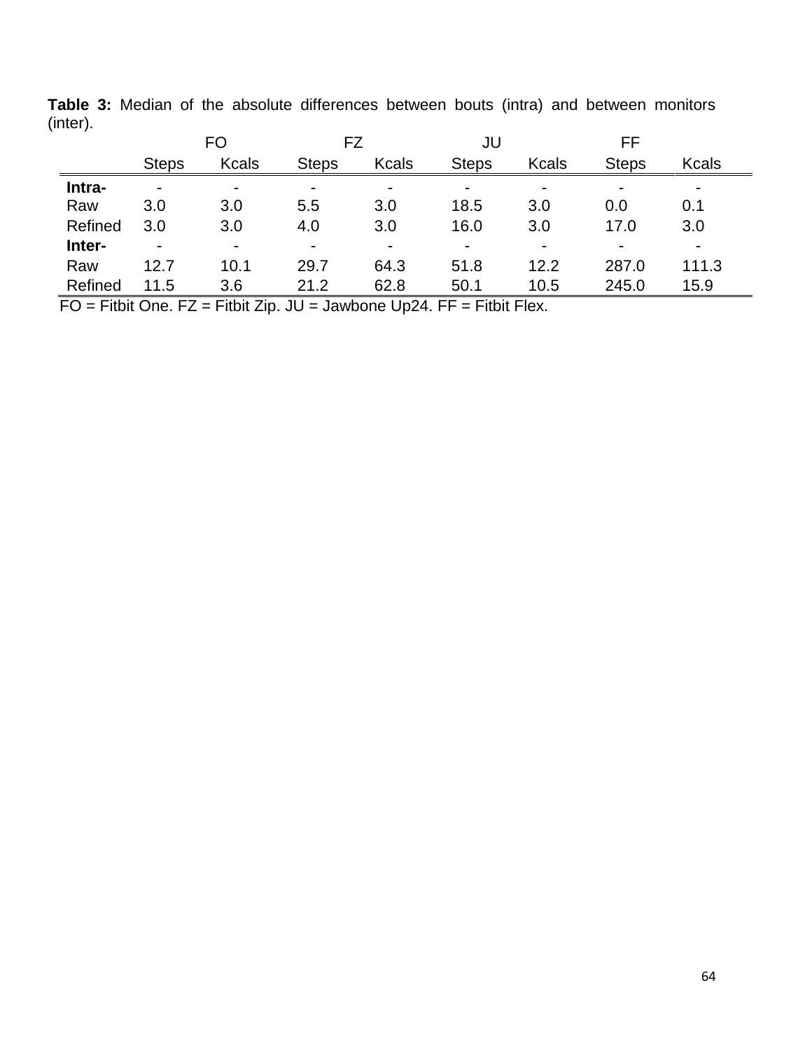**Table 3:** Median of the absolute differences between bouts (intra) and between monitors (inter).

| | FO | | FZ | | JU | | FF | |
|---|---|---|---|---|---|---|---|---|
| | Steps | Kcals | Steps | Kcals | Steps | Kcals | Steps | Kcals |
| **Intra-** | - | - | - | - | - | - | - | - |
| Raw | 3.0 | 3.0 | 5.5 | 3.0 | 18.5 | 3.0 | 0.0 | 0.1 |
| Refined | 3.0 | 3.0 | 4.0 | 3.0 | 16.0 | 3.0 | 17.0 | 3.0 |
| **Inter-** | - | - | - | - | - | - | - | - |
| Raw | 12.7 | 10.1 | 29.7 | 64.3 | 51.8 | 12.2 | 287.0 | 111.3 |
| Refined | 11.5 | 3.6 | 21.2 | 62.8 | 50.1 | 10.5 | 245.0 | 15.9 |

FO = Fitbit One. FZ = Fitbit Zip. JU = Jawbone Up24. FF = Fitbit Flex.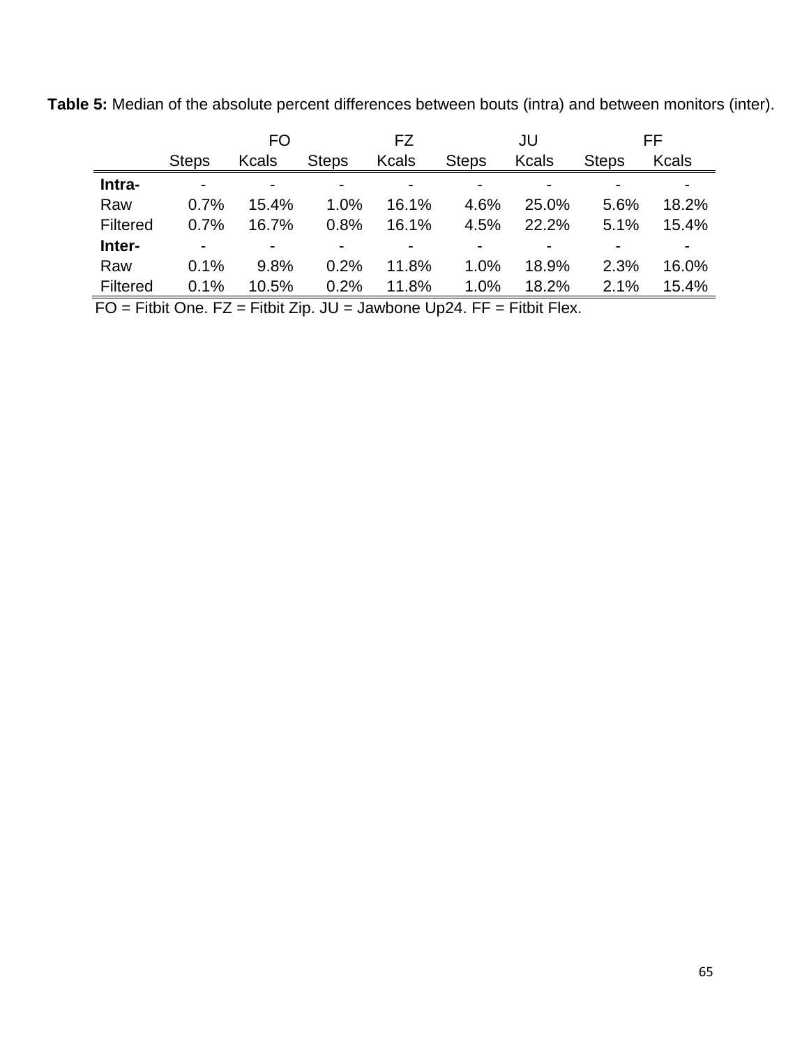**Table 5:** Median of the absolute percent differences between bouts (intra) and between monitors (inter).

| | FO | | FZ | | JU | | FF | |
|---|---|---|---|---|---|---|---|---|
| | Steps | Kcals | Steps | Kcals | Steps | Kcals | Steps | Kcals |
| **Intra-** | - | - | - | - | - | - | - | - |
| Raw | 0.7% | 15.4% | 1.0% | 16.1% | 4.6% | 25.0% | 5.6% | 18.2% |
| Filtered | 0.7% | 16.7% | 0.8% | 16.1% | 4.5% | 22.2% | 5.1% | 15.4% |
| **Inter-** | - | - | - | - | - | - | - | - |
| Raw | 0.1% | 9.8% | 0.2% | 11.8% | 1.0% | 18.9% | 2.3% | 16.0% |
| Filtered | 0.1% | 10.5% | 0.2% | 11.8% | 1.0% | 18.2% | 2.1% | 15.4% |

FO = Fitbit One. FZ = Fitbit Zip. JU = Jawbone Up24. FF = Fitbit Flex.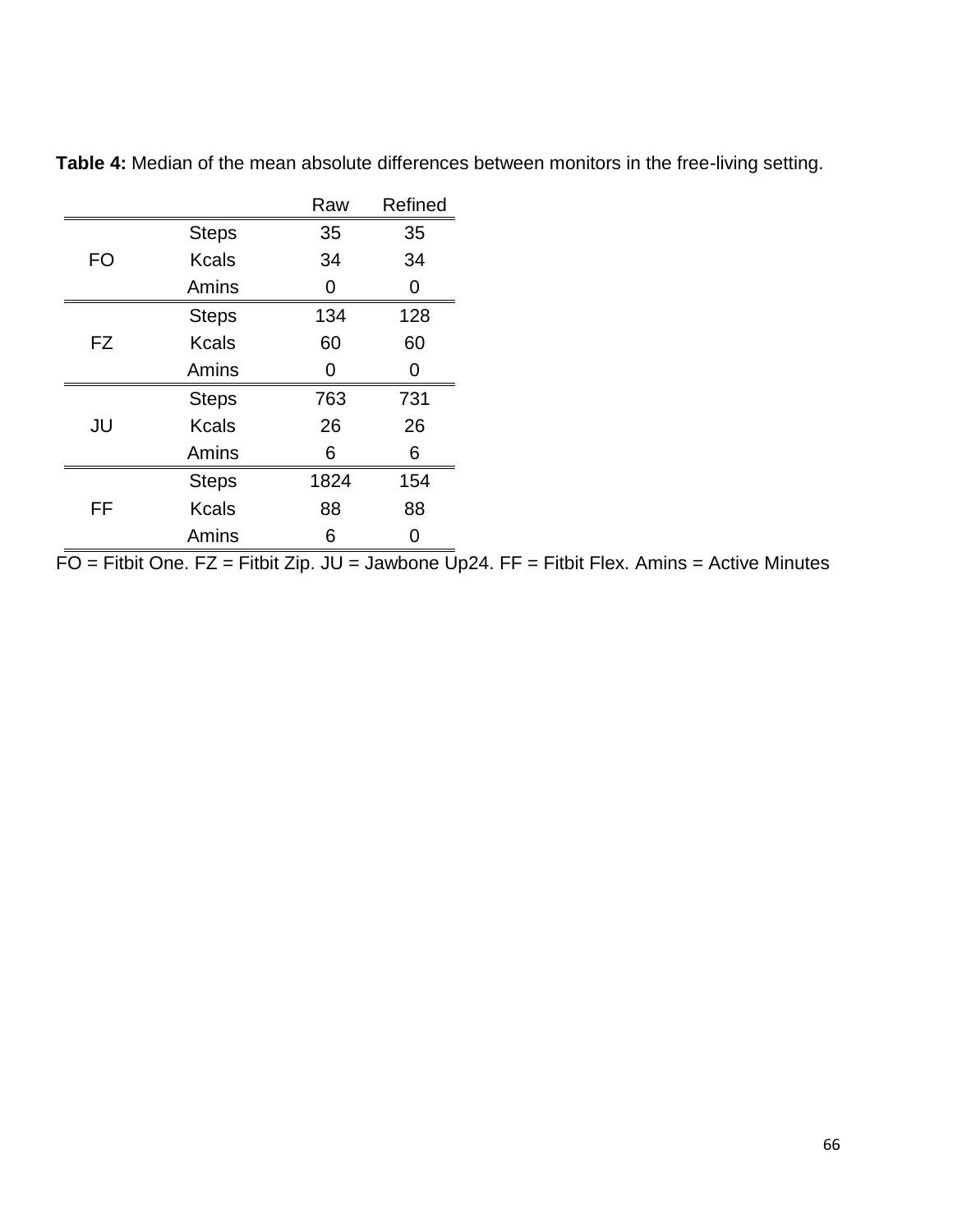**Table 4:** Median of the mean absolute differences between monitors in the free-living setting.

| | | Raw | Refined |
|---|---|---|---|
| FO | Steps | 35 | 35 |
| | Kcals | 34 | 34 |
| | Amins | 0 | 0 |
| FZ | Steps | 134 | 128 |
| | Kcals | 60 | 60 |
| | Amins | 0 | 0 |
| JU | Steps | 763 | 731 |
| | Kcals | 26 | 26 |
| | Amins | 6 | 6 |
| FF | Steps | 1824 | 154 |
| | Kcals | 88 | 88 |
| | Amins | 6 | 0 |

FO = Fitbit One. FZ = Fitbit Zip. JU = Jawbone Up24. FF = Fitbit Flex. Amins = Active Minutes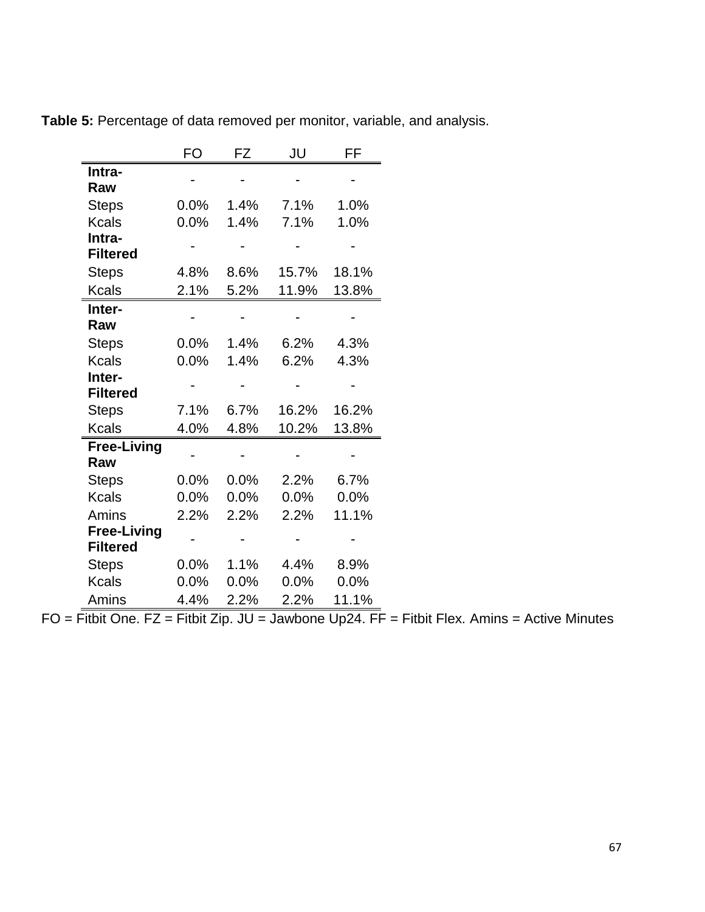**Table 5:** Percentage of data removed per monitor, variable, and analysis.

| | FO | FZ | JU | FF |
|---|---|---|---|---|
| **Intra-Raw** | - | - | - | - |
| Steps | 0.0% | 1.4% | 7.1% | 1.0% |
| Kcals | 0.0% | 1.4% | 7.1% | 1.0% |
| **Intra-Filtered** | - | - | - | - |
| Steps | 4.8% | 8.6% | 15.7% | 18.1% |
| Kcals | 2.1% | 5.2% | 11.9% | 13.8% |
| **Inter-Raw** | - | - | - | - |
| Steps | 0.0% | 1.4% | 6.2% | 4.3% |
| Kcals | 0.0% | 1.4% | 6.2% | 4.3% |
| **Inter-Filtered** | - | - | - | - |
| Steps | 7.1% | 6.7% | 16.2% | 16.2% |
| Kcals | 4.0% | 4.8% | 10.2% | 13.8% |
| **Free-Living Raw** | - | - | - | - |
| Steps | 0.0% | 0.0% | 2.2% | 6.7% |
| Kcals | 0.0% | 0.0% | 0.0% | 0.0% |
| Amins | 2.2% | 2.2% | 2.2% | 11.1% |
| **Free-Living Filtered** | - | - | - | - |
| Steps | 0.0% | 1.1% | 4.4% | 8.9% |
| Kcals | 0.0% | 0.0% | 0.0% | 0.0% |
| Amins | 4.4% | 2.2% | 2.2% | 11.1% |

FO = Fitbit One. FZ = Fitbit Zip. JU = Jawbone Up24. FF = Fitbit Flex. Amins = Active Minutes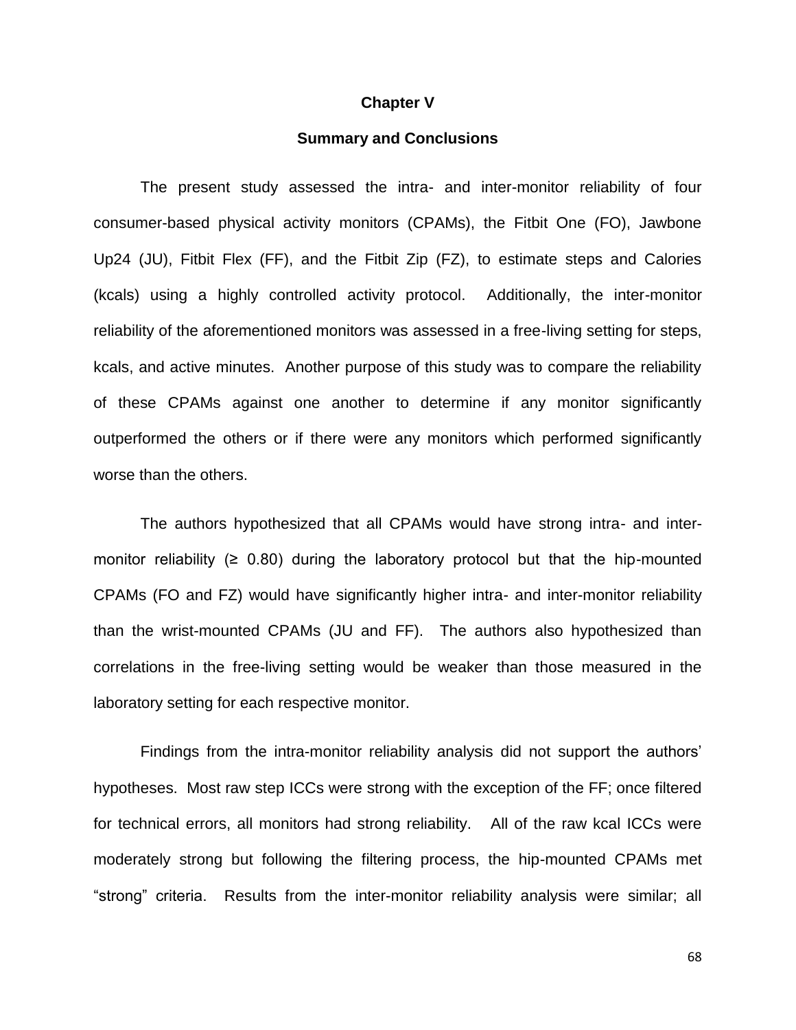# Chapter V

## Summary and Conclusions

The present study assessed the intra- and inter-monitor reliability of four consumer-based physical activity monitors (CPAMs), the Fitbit One (FO), Jawbone Up24 (JU), Fitbit Flex (FF), and the Fitbit Zip (FZ), to estimate steps and Calories (kcals) using a highly controlled activity protocol. Additionally, the inter-monitor reliability of the aforementioned monitors was assessed in a free-living setting for steps, kcals, and active minutes. Another purpose of this study was to compare the reliability of these CPAMs against one another to determine if any monitor significantly outperformed the others or if there were any monitors which performed significantly worse than the others.

The authors hypothesized that all CPAMs would have strong intra- and inter-monitor reliability ($\geq 0.80$) during the laboratory protocol but that the hip-mounted CPAMs (FO and FZ) would have significantly higher intra- and inter-monitor reliability than the wrist-mounted CPAMs (JU and FF). The authors also hypothesized than correlations in the free-living setting would be weaker than those measured in the laboratory setting for each respective monitor.

Findings from the intra-monitor reliability analysis did not support the authors' hypotheses. Most raw step ICCs were strong with the exception of the FF; once filtered for technical errors, all monitors had strong reliability. All of the raw kcal ICCs were moderately strong but following the filtering process, the hip-mounted CPAMs met "strong" criteria. Results from the inter-monitor reliability analysis were similar; all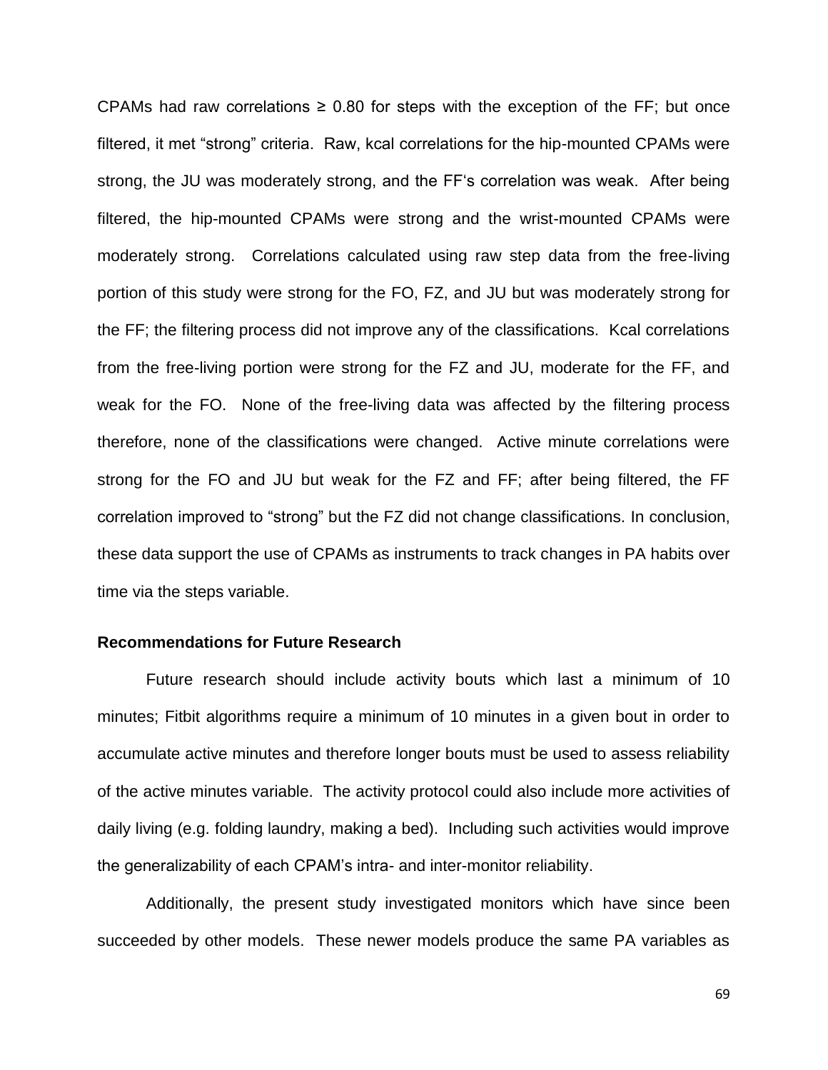CPAMs had raw correlations ≥ 0.80 for steps with the exception of the FF; but once filtered, it met "strong" criteria. Raw, kcal correlations for the hip-mounted CPAMs were strong, the JU was moderately strong, and the FF's correlation was weak. After being filtered, the hip-mounted CPAMs were strong and the wrist-mounted CPAMs were moderately strong. Correlations calculated using raw step data from the free-living portion of this study were strong for the FO, FZ, and JU but was moderately strong for the FF; the filtering process did not improve any of the classifications. Kcal correlations from the free-living portion were strong for the FZ and JU, moderate for the FF, and weak for the FO. None of the free-living data was affected by the filtering process therefore, none of the classifications were changed. Active minute correlations were strong for the FO and JU but weak for the FZ and FF; after being filtered, the FF correlation improved to "strong" but the FZ did not change classifications. In conclusion, these data support the use of CPAMs as instruments to track changes in PA habits over time via the steps variable.

### Recommendations for Future Research

Future research should include activity bouts which last a minimum of 10 minutes; Fitbit algorithms require a minimum of 10 minutes in a given bout in order to accumulate active minutes and therefore longer bouts must be used to assess reliability of the active minutes variable. The activity protocol could also include more activities of daily living (e.g. folding laundry, making a bed). Including such activities would improve the generalizability of each CPAM's intra- and inter-monitor reliability.

Additionally, the present study investigated monitors which have since been succeeded by other models. These newer models produce the same PA variables as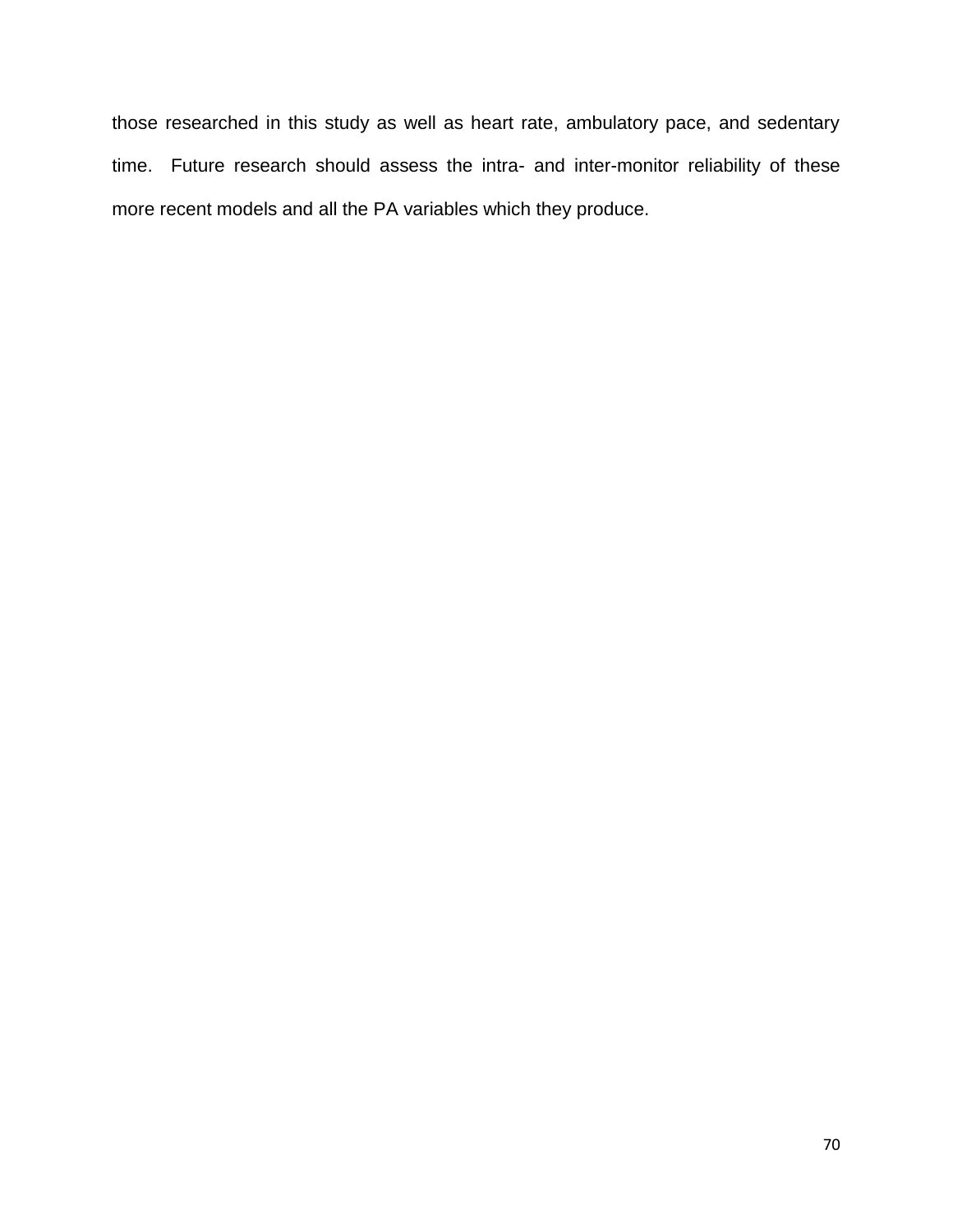those researched in this study as well as heart rate, ambulatory pace, and sedentary time.  Future research should assess the intra- and inter-monitor reliability of these more recent models and all the PA variables which they produce.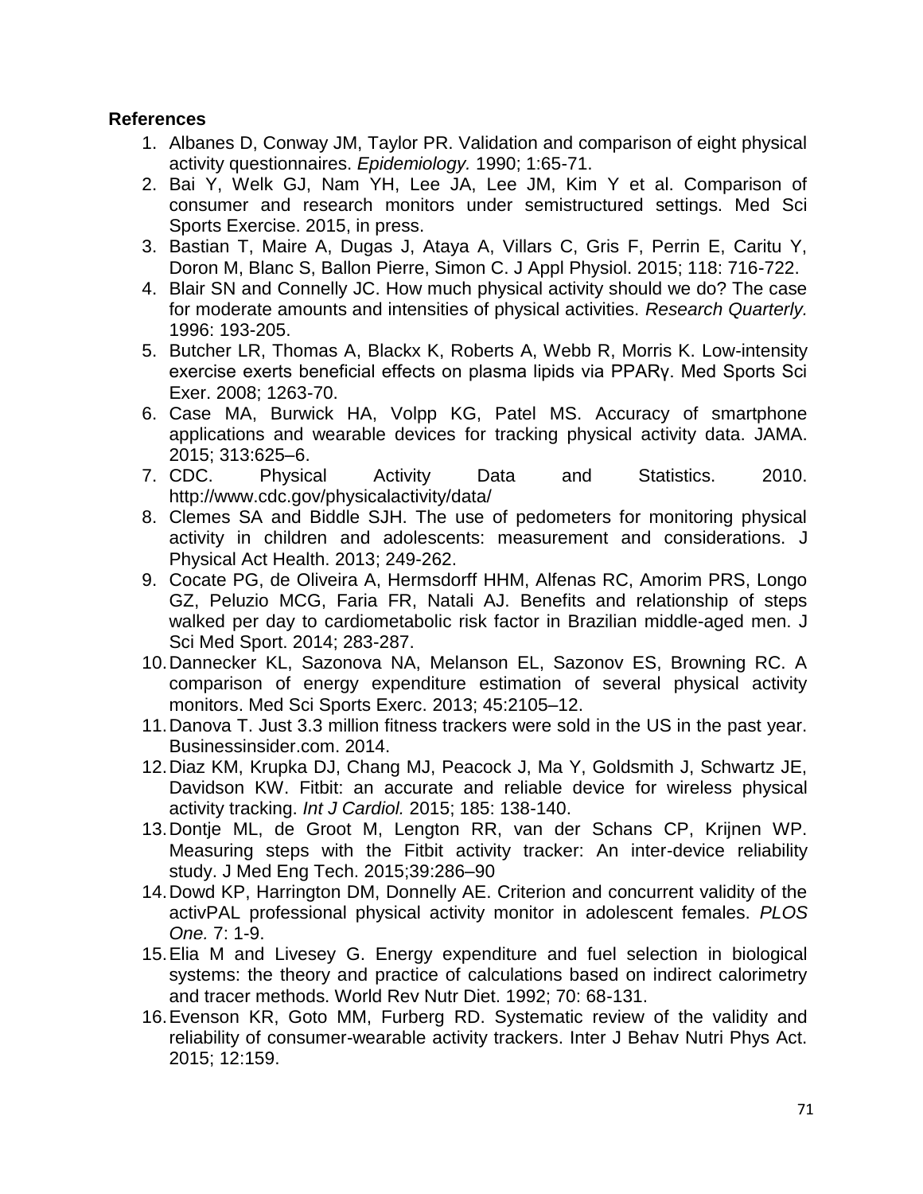**References**

1. Albanes D, Conway JM, Taylor PR. Validation and comparison of eight physical activity questionnaires. *Epidemiology.* 1990; 1:65-71.
2. Bai Y, Welk GJ, Nam YH, Lee JA, Lee JM, Kim Y et al. Comparison of consumer and research monitors under semistructured settings. Med Sci Sports Exercise. 2015, in press.
3. Bastian T, Maire A, Dugas J, Ataya A, Villars C, Gris F, Perrin E, Caritu Y, Doron M, Blanc S, Ballon Pierre, Simon C. J Appl Physiol. 2015; 118: 716-722.
4. Blair SN and Connelly JC. How much physical activity should we do? The case for moderate amounts and intensities of physical activities. *Research Quarterly.* 1996: 193-205.
5. Butcher LR, Thomas A, Blackx K, Roberts A, Webb R, Morris K. Low-intensity exercise exerts beneficial effects on plasma lipids via PPARγ. Med Sports Sci Exer. 2008; 1263-70.
6. Case MA, Burwick HA, Volpp KG, Patel MS. Accuracy of smartphone applications and wearable devices for tracking physical activity data. JAMA. 2015; 313:625–6.
7. CDC. Physical Activity Data and Statistics. 2010. http://www.cdc.gov/physicalactivity/data/
8. Clemes SA and Biddle SJH. The use of pedometers for monitoring physical activity in children and adolescents: measurement and considerations. J Physical Act Health. 2013; 249-262.
9. Cocate PG, de Oliveira A, Hermsdorff HHM, Alfenas RC, Amorim PRS, Longo GZ, Peluzio MCG, Faria FR, Natali AJ. Benefits and relationship of steps walked per day to cardiometabolic risk factor in Brazilian middle-aged men. J Sci Med Sport. 2014; 283-287.
10. Dannecker KL, Sazonova NA, Melanson EL, Sazonov ES, Browning RC. A comparison of energy expenditure estimation of several physical activity monitors. Med Sci Sports Exerc. 2013; 45:2105–12.
11. Danova T. Just 3.3 million fitness trackers were sold in the US in the past year. Businessinsider.com. 2014.
12. Diaz KM, Krupka DJ, Chang MJ, Peacock J, Ma Y, Goldsmith J, Schwartz JE, Davidson KW. Fitbit: an accurate and reliable device for wireless physical activity tracking. *Int J Cardiol.* 2015; 185: 138-140.
13. Dontje ML, de Groot M, Lengton RR, van der Schans CP, Krijnen WP. Measuring steps with the Fitbit activity tracker: An inter-device reliability study. J Med Eng Tech. 2015;39:286–90
14. Dowd KP, Harrington DM, Donnelly AE. Criterion and concurrent validity of the activPAL professional physical activity monitor in adolescent females. *PLOS One.* 7: 1-9.
15. Elia M and Livesey G. Energy expenditure and fuel selection in biological systems: the theory and practice of calculations based on indirect calorimetry and tracer methods. World Rev Nutr Diet. 1992; 70: 68-131.
16. Evenson KR, Goto MM, Furberg RD. Systematic review of the validity and reliability of consumer-wearable activity trackers. Inter J Behav Nutri Phys Act. 2015; 12:159.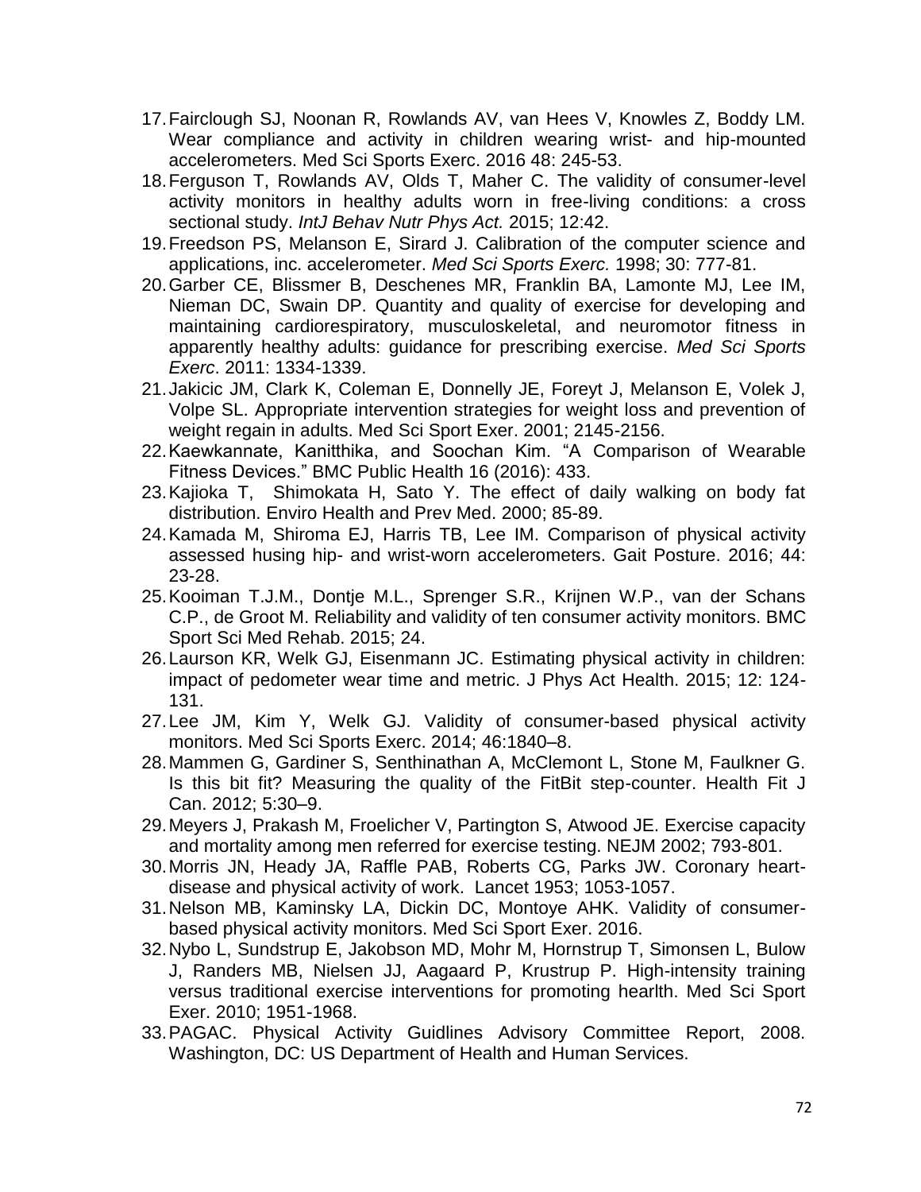17. Fairclough SJ, Noonan R, Rowlands AV, van Hees V, Knowles Z, Boddy LM. Wear compliance and activity in children wearing wrist- and hip-mounted accelerometers. Med Sci Sports Exerc. 2016 48: 245-53.
18. Ferguson T, Rowlands AV, Olds T, Maher C. The validity of consumer-level activity monitors in healthy adults worn in free-living conditions: a cross sectional study. *IntJ Behav Nutr Phys Act.* 2015; 12:42.
19. Freedson PS, Melanson E, Sirard J. Calibration of the computer science and applications, inc. accelerometer. *Med Sci Sports Exerc.* 1998; 30: 777-81.
20. Garber CE, Blissmer B, Deschenes MR, Franklin BA, Lamonte MJ, Lee IM, Nieman DC, Swain DP. Quantity and quality of exercise for developing and maintaining cardiorespiratory, musculoskeletal, and neuromotor fitness in apparently healthy adults: guidance for prescribing exercise. *Med Sci Sports Exerc*. 2011: 1334-1339.
21. Jakicic JM, Clark K, Coleman E, Donnelly JE, Foreyt J, Melanson E, Volek J, Volpe SL. Appropriate intervention strategies for weight loss and prevention of weight regain in adults. Med Sci Sport Exer. 2001; 2145-2156.
22. Kaewkannate, Kanitthika, and Soochan Kim. "A Comparison of Wearable Fitness Devices." BMC Public Health 16 (2016): 433.
23. Kajioka T, Shimokata H, Sato Y. The effect of daily walking on body fat distribution. Enviro Health and Prev Med. 2000; 85-89.
24. Kamada M, Shiroma EJ, Harris TB, Lee IM. Comparison of physical activity assessed husing hip- and wrist-worn accelerometers. Gait Posture. 2016; 44: 23-28.
25. Kooiman T.J.M., Dontje M.L., Sprenger S.R., Krijnen W.P., van der Schans C.P., de Groot M. Reliability and validity of ten consumer activity monitors. BMC Sport Sci Med Rehab. 2015; 24.
26. Laurson KR, Welk GJ, Eisenmann JC. Estimating physical activity in children: impact of pedometer wear time and metric. J Phys Act Health. 2015; 12: 124-131.
27. Lee JM, Kim Y, Welk GJ. Validity of consumer-based physical activity monitors. Med Sci Sports Exerc. 2014; 46:1840–8.
28. Mammen G, Gardiner S, Senthinathan A, McClemont L, Stone M, Faulkner G. Is this bit fit? Measuring the quality of the FitBit step-counter. Health Fit J Can. 2012; 5:30–9.
29. Meyers J, Prakash M, Froelicher V, Partington S, Atwood JE. Exercise capacity and mortality among men referred for exercise testing. NEJM 2002; 793-801.
30. Morris JN, Heady JA, Raffle PAB, Roberts CG, Parks JW. Coronary heart-disease and physical activity of work. Lancet 1953; 1053-1057.
31. Nelson MB, Kaminsky LA, Dickin DC, Montoye AHK. Validity of consumer-based physical activity monitors. Med Sci Sport Exer. 2016.
32. Nybo L, Sundstrup E, Jakobson MD, Mohr M, Hornstrup T, Simonsen L, Bulow J, Randers MB, Nielsen JJ, Aagaard P, Krustrup P. High-intensity training versus traditional exercise interventions for promoting hearlth. Med Sci Sport Exer. 2010; 1951-1968.
33. PAGAC. Physical Activity Guidlines Advisory Committee Report, 2008. Washington, DC: US Department of Health and Human Services.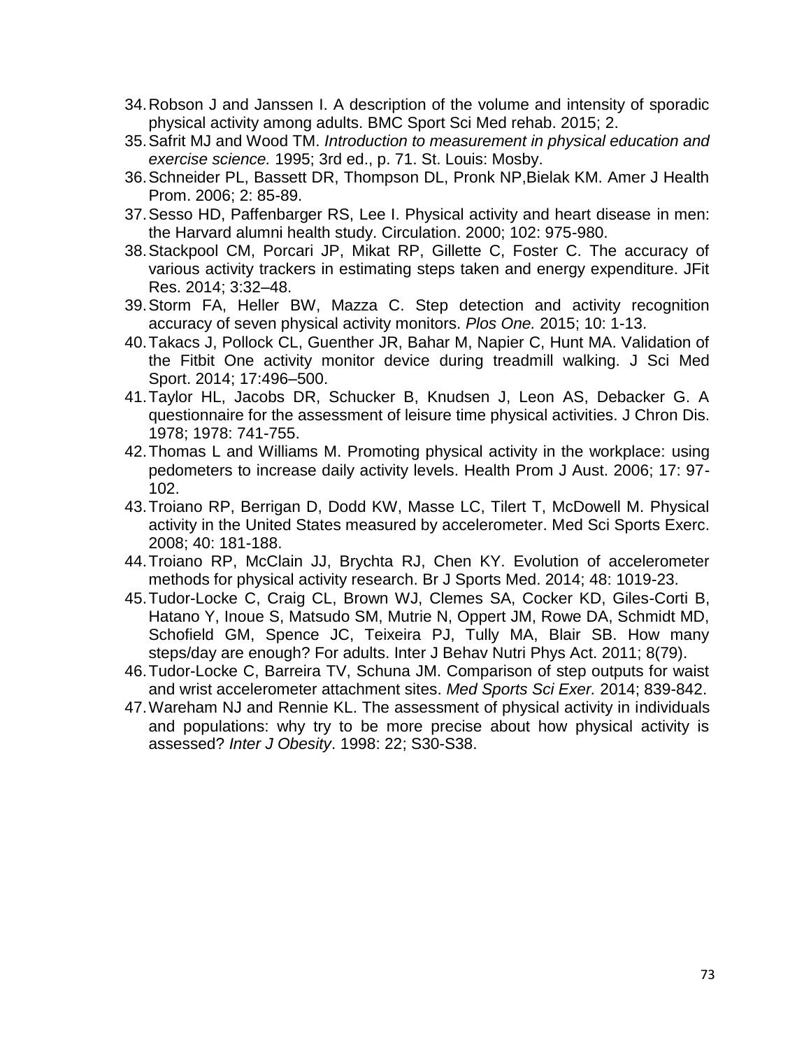34. Robson J and Janssen I. A description of the volume and intensity of sporadic physical activity among adults. BMC Sport Sci Med rehab. 2015; 2.
35. Safrit MJ and Wood TM. *Introduction to measurement in physical education and exercise science.* 1995; 3rd ed., p. 71. St. Louis: Mosby.
36. Schneider PL, Bassett DR, Thompson DL, Pronk NP,Bielak KM. Amer J Health Prom. 2006; 2: 85-89.
37. Sesso HD, Paffenbarger RS, Lee I. Physical activity and heart disease in men: the Harvard alumni health study. Circulation. 2000; 102: 975-980.
38. Stackpool CM, Porcari JP, Mikat RP, Gillette C, Foster C. The accuracy of various activity trackers in estimating steps taken and energy expenditure. JFit Res. 2014; 3:32–48.
39. Storm FA, Heller BW, Mazza C. Step detection and activity recognition accuracy of seven physical activity monitors. *Plos One.* 2015; 10: 1-13.
40. Takacs J, Pollock CL, Guenther JR, Bahar M, Napier C, Hunt MA. Validation of the Fitbit One activity monitor device during treadmill walking. J Sci Med Sport. 2014; 17:496–500.
41. Taylor HL, Jacobs DR, Schucker B, Knudsen J, Leon AS, Debacker G. A questionnaire for the assessment of leisure time physical activities. J Chron Dis. 1978; 1978: 741-755.
42. Thomas L and Williams M. Promoting physical activity in the workplace: using pedometers to increase daily activity levels. Health Prom J Aust. 2006; 17: 97-102.
43. Troiano RP, Berrigan D, Dodd KW, Masse LC, Tilert T, McDowell M. Physical activity in the United States measured by accelerometer. Med Sci Sports Exerc. 2008; 40: 181-188.
44. Troiano RP, McClain JJ, Brychta RJ, Chen KY. Evolution of accelerometer methods for physical activity research. Br J Sports Med. 2014; 48: 1019-23.
45. Tudor-Locke C, Craig CL, Brown WJ, Clemes SA, Cocker KD, Giles-Corti B, Hatano Y, Inoue S, Matsudo SM, Mutrie N, Oppert JM, Rowe DA, Schmidt MD, Schofield GM, Spence JC, Teixeira PJ, Tully MA, Blair SB. How many steps/day are enough? For adults. Inter J Behav Nutri Phys Act. 2011; 8(79).
46. Tudor-Locke C, Barreira TV, Schuna JM. Comparison of step outputs for waist and wrist accelerometer attachment sites. *Med Sports Sci Exer.* 2014; 839-842.
47. Wareham NJ and Rennie KL. The assessment of physical activity in individuals and populations: why try to be more precise about how physical activity is assessed? *Inter J Obesity*. 1998: 22; S30-S38.